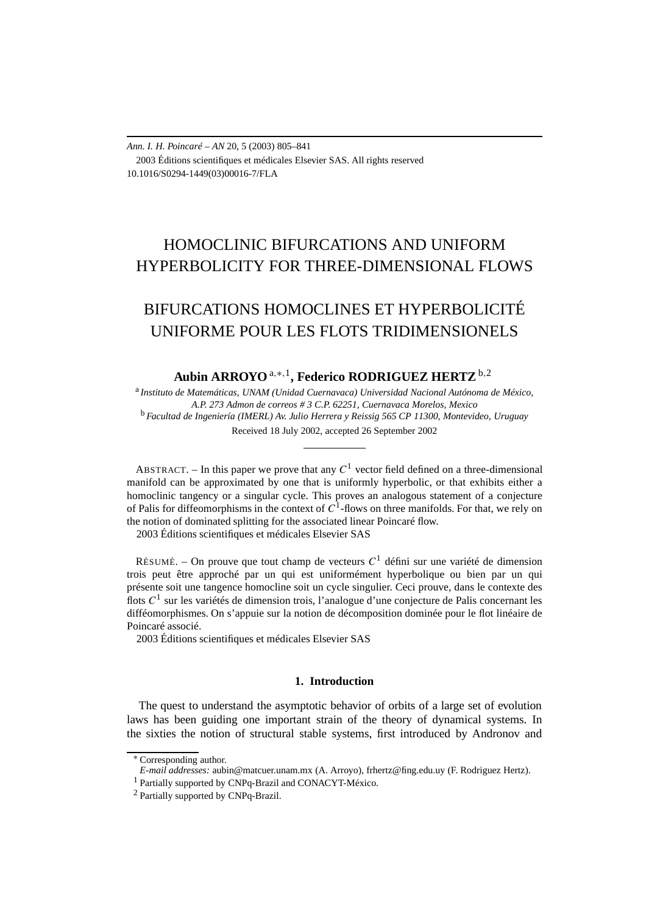Ann. I. H. Poincaré – AN 20, 5 (2003) 805–841
2003 Éditions scientifiques et médicales Elsevier SAS. All rights reserved
10.1016/S0294-1449(03)00016-7/FLA

# HOMOCLINIC BIFURCATIONS AND UNIFORM HYPERBOLICITY FOR THREE-DIMENSIONAL FLOWS

# BIFURCATIONS HOMOCLINES ET HYPERBOLICITÉ UNIFORME POUR LES FLOTS TRIDIMENSIONELS

**Aubin ARROYO** [a,*,1], **Federico RODRIGUEZ HERTZ** [b,2]

[a] *Instituto de Matemáticas, UNAM (Unidad Cuernavaca) Universidad Nacional Autónoma de México, A.P. 273 Admon de correos # 3 C.P. 62251, Cuernavaca Morelos, Mexico*

[b] *Facultad de Ingeniería (IMERL) Av. Julio Herrera y Reissig 565 CP 11300, Montevideo, Uruguay*

Received 18 July 2002, accepted 26 September 2002

ABSTRACT. – In this paper we prove that any $C^1$ vector field defined on a three-dimensional manifold can be approximated by one that is uniformly hyperbolic, or that exhibits either a homoclinic tangency or a singular cycle. This proves an analogous statement of a conjecture of Palis for diffeomorphisms in the context of $C^1$-flows on three manifolds. For that, we rely on the notion of dominated splitting for the associated linear Poincaré flow.
2003 Éditions scientifiques et médicales Elsevier SAS

RÉSUMÉ. – On prouve que tout champ de vecteurs $C^1$ défini sur une variété de dimension trois peut être approché par un qui est uniformément hyperbolique ou bien par un qui présente soit une tangence homocline soit un cycle singulier. Ceci prouve, dans le contexte des flots $C^1$ sur les variétés de dimension trois, l'analogue d'une conjecture de Palis concernant les difféomorphismes. On s'appuie sur la notion de décomposition dominée pour le flot linéaire de Poincaré associé.
2003 Éditions scientifiques et médicales Elsevier SAS

## 1. Introduction

The quest to understand the asymptotic behavior of orbits of a large set of evolution laws has been guiding one important strain of the theory of dynamical systems. In the sixties the notion of structural stable systems, first introduced by Andronov and

---

* Corresponding author.
*E-mail addresses:* aubin@matcuer.unam.mx (A. Arroyo), frhertz@fing.edu.uy (F. Rodriguez Hertz).
[1] Partially supported by CNPq-Brazil and CONACYT-México.
[2] Partially supported by CNPq-Brazil.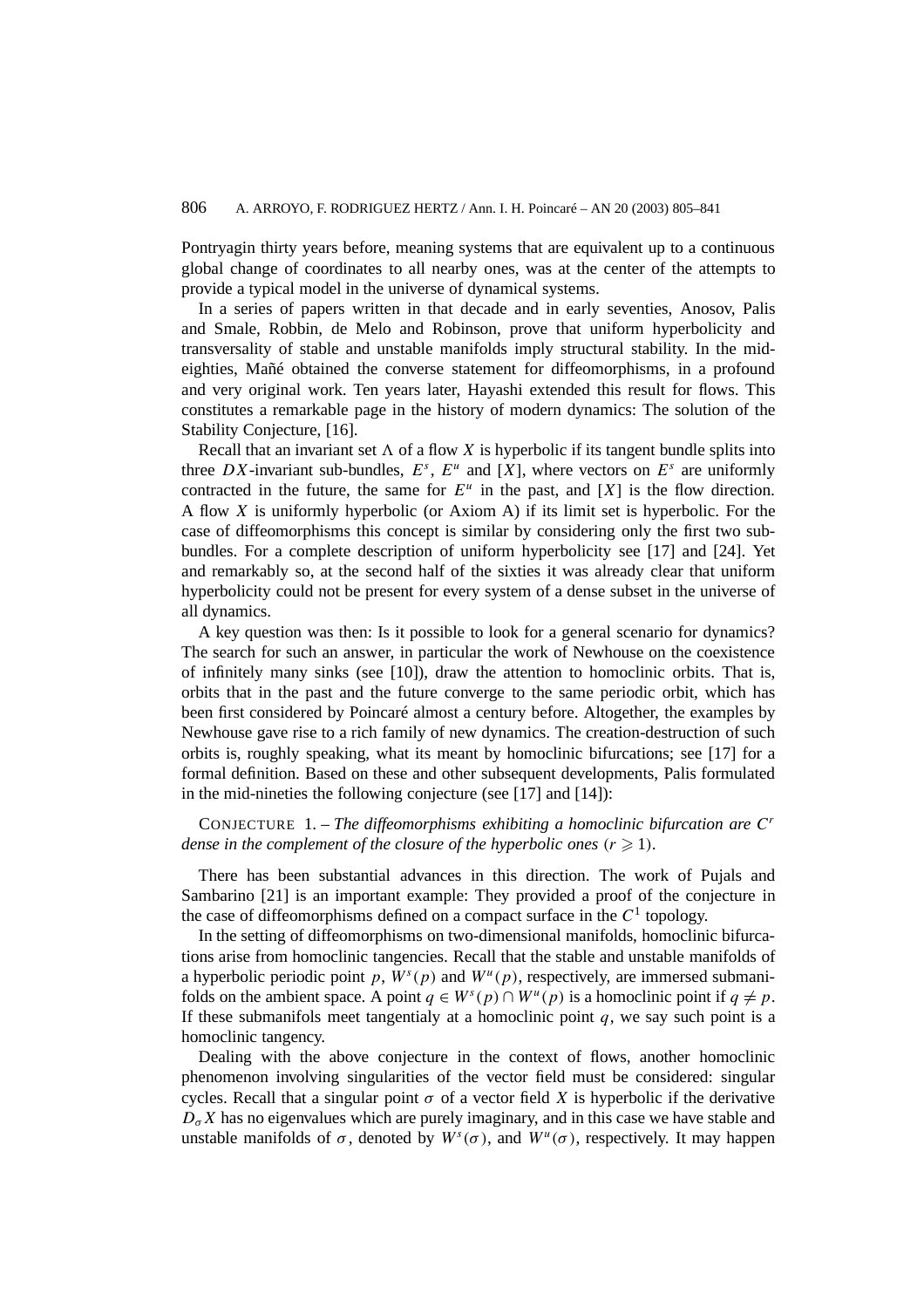Pontryagin thirty years before, meaning systems that are equivalent up to a continuous global change of coordinates to all nearby ones, was at the center of the attempts to provide a typical model in the universe of dynamical systems.

In a series of papers written in that decade and in early seventies, Anosov, Palis and Smale, Robbin, de Melo and Robinson, prove that uniform hyperbolicity and transversality of stable and unstable manifolds imply structural stability. In the mid-eighties, Mañé obtained the converse statement for diffeomorphisms, in a profound and very original work. Ten years later, Hayashi extended this result for flows. This constitutes a remarkable page in the history of modern dynamics: The solution of the Stability Conjecture, [16].

Recall that an invariant set $\Lambda$ of a flow $X$ is hyperbolic if its tangent bundle splits into three $DX$-invariant sub-bundles, $E^s$, $E^u$ and $[X]$, where vectors on $E^s$ are uniformly contracted in the future, the same for $E^u$ in the past, and $[X]$ is the flow direction. A flow $X$ is uniformly hyperbolic (or Axiom A) if its limit set is hyperbolic. For the case of diffeomorphisms this concept is similar by considering only the first two sub-bundles. For a complete description of uniform hyperbolicity see [17] and [24]. Yet and remarkably so, at the second half of the sixties it was already clear that uniform hyperbolicity could not be present for every system of a dense subset in the universe of all dynamics.

A key question was then: Is it possible to look for a general scenario for dynamics? The search for such an answer, in particular the work of Newhouse on the coexistence of infinitely many sinks (see [10]), draw the attention to homoclinic orbits. That is, orbits that in the past and the future converge to the same periodic orbit, which has been first considered by Poincaré almost a century before. Altogether, the examples by Newhouse gave rise to a rich family of new dynamics. The creation-destruction of such orbits is, roughly speaking, what its meant by homoclinic bifurcations; see [17] for a formal definition. Based on these and other subsequent developments, Palis formulated in the mid-nineties the following conjecture (see [17] and [14]):

CONJECTURE 1. – *The diffeomorphisms exhibiting a homoclinic bifurcation are $C^r$ dense in the complement of the closure of the hyperbolic ones* $(r \geqslant 1)$.

There has been substantial advances in this direction. The work of Pujals and Sambarino [21] is an important example: They provided a proof of the conjecture in the case of diffeomorphisms defined on a compact surface in the $C^1$ topology.

In the setting of diffeomorphisms on two-dimensional manifolds, homoclinic bifurcations arise from homoclinic tangencies. Recall that the stable and unstable manifolds of a hyperbolic periodic point $p$, $W^s(p)$ and $W^u(p)$, respectively, are immersed submanifolds on the ambient space. A point $q \in W^s(p) \cap W^u(p)$ is a homoclinic point if $q \neq p$. If these submanifols meet tangentialy at a homoclinic point $q$, we say such point is a homoclinic tangency.

Dealing with the above conjecture in the context of flows, another homoclinic phenomenon involving singularities of the vector field must be considered: singular cycles. Recall that a singular point $\sigma$ of a vector field $X$ is hyperbolic if the derivative $D_\sigma X$ has no eigenvalues which are purely imaginary, and in this case we have stable and unstable manifolds of $\sigma$, denoted by $W^s(\sigma)$, and $W^u(\sigma)$, respectively. It may happen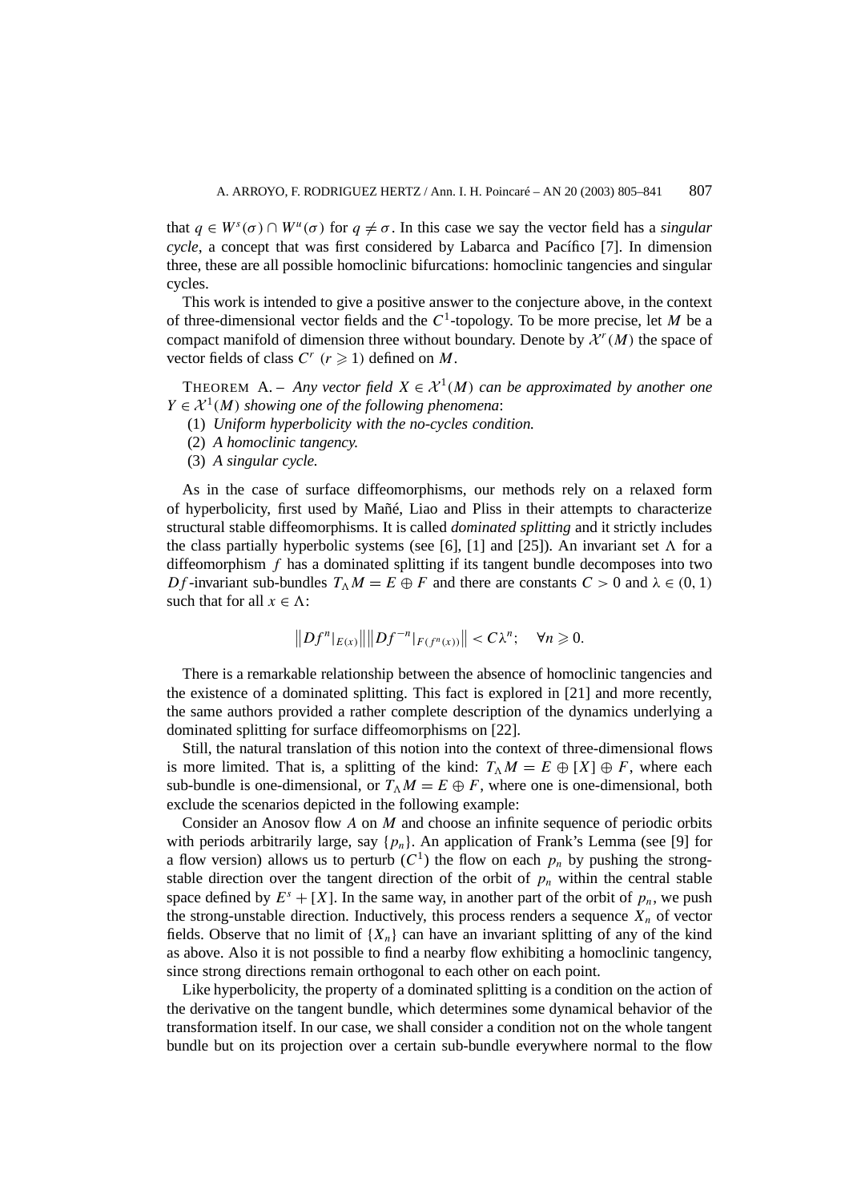that $q \in W^s(\sigma) \cap W^u(\sigma)$ for $q \neq \sigma$. In this case we say the vector field has a *singular cycle*, a concept that was first considered by Labarca and Pacífico [7]. In dimension three, these are all possible homoclinic bifurcations: homoclinic tangencies and singular cycles.

This work is intended to give a positive answer to the conjecture above, in the context of three-dimensional vector fields and the $C^1$-topology. To be more precise, let $M$ be a compact manifold of dimension three without boundary. Denote by $\mathcal{X}^r(M)$ the space of vector fields of class $C^r$ $(r \geqslant 1)$ defined on $M$.

THEOREM A. – *Any vector field $X \in \mathcal{X}^1(M)$ can be approximated by another one $Y \in \mathcal{X}^1(M)$ showing one of the following phenomena*:

(1) *Uniform hyperbolicity with the no-cycles condition.*
(2) *A homoclinic tangency.*
(3) *A singular cycle.*

As in the case of surface diffeomorphisms, our methods rely on a relaxed form of hyperbolicity, first used by Mañé, Liao and Pliss in their attempts to characterize structural stable diffeomorphisms. It is called *dominated splitting* and it strictly includes the class partially hyperbolic systems (see [6], [1] and [25]). An invariant set $\Lambda$ for a diffeomorphism $f$ has a dominated splitting if its tangent bundle decomposes into two $Df$-invariant sub-bundles $T_\Lambda M = E \oplus F$ and there are constants $C > 0$ and $\lambda \in (0, 1)$ such that for all $x \in \Lambda$:

$$\left\|Df^n|_{E(x)}\right\|\left\|Df^{-n}|_{F(f^n(x))}\right\| < C\lambda^n; \quad \forall n \geqslant 0.$$

There is a remarkable relationship between the absence of homoclinic tangencies and the existence of a dominated splitting. This fact is explored in [21] and more recently, the same authors provided a rather complete description of the dynamics underlying a dominated splitting for surface diffeomorphisms on [22].

Still, the natural translation of this notion into the context of three-dimensional flows is more limited. That is, a splitting of the kind: $T_\Lambda M = E \oplus [X] \oplus F$, where each sub-bundle is one-dimensional, or $T_\Lambda M = E \oplus F$, where one is one-dimensional, both exclude the scenarios depicted in the following example:

Consider an Anosov flow $A$ on $M$ and choose an infinite sequence of periodic orbits with periods arbitrarily large, say $\{p_n\}$. An application of Frank's Lemma (see [9] for a flow version) allows us to perturb ($C^1$) the flow on each $p_n$ by pushing the strong-stable direction over the tangent direction of the orbit of $p_n$ within the central stable space defined by $E^s + [X]$. In the same way, in another part of the orbit of $p_n$, we push the strong-unstable direction. Inductively, this process renders a sequence $X_n$ of vector fields. Observe that no limit of $\{X_n\}$ can have an invariant splitting of any of the kind as above. Also it is not possible to find a nearby flow exhibiting a homoclinic tangency, since strong directions remain orthogonal to each other on each point.

Like hyperbolicity, the property of a dominated splitting is a condition on the action of the derivative on the tangent bundle, which determines some dynamical behavior of the transformation itself. In our case, we shall consider a condition not on the whole tangent bundle but on its projection over a certain sub-bundle everywhere normal to the flow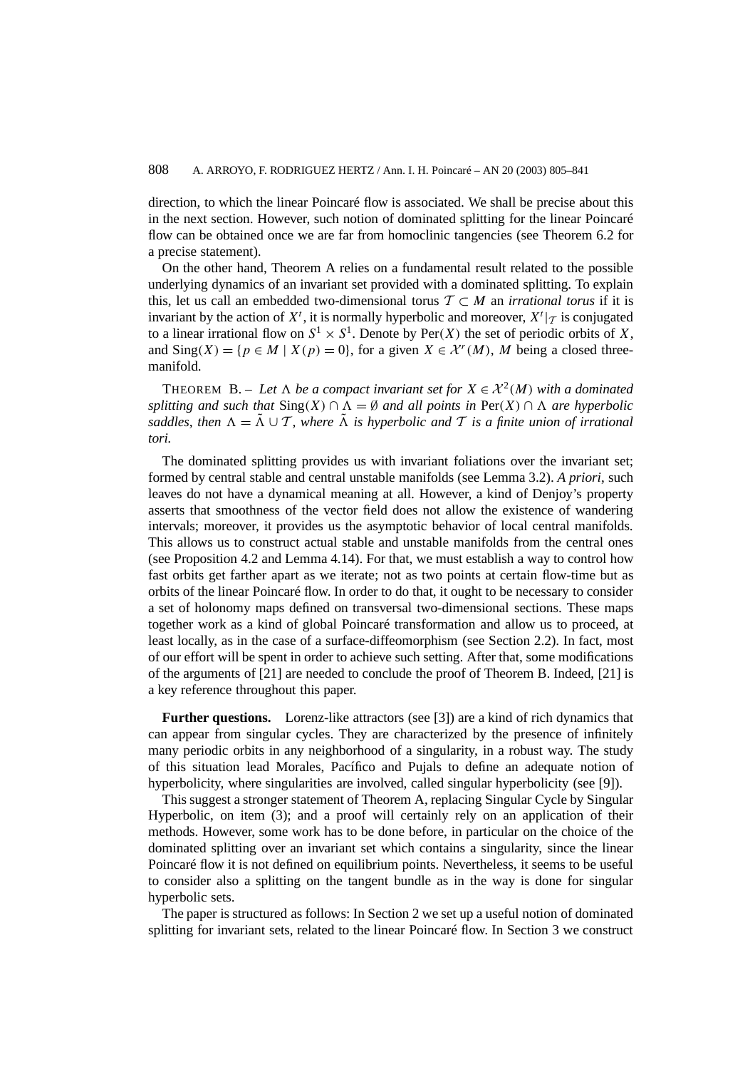direction, to which the linear Poincaré flow is associated. We shall be precise about this in the next section. However, such notion of dominated splitting for the linear Poincaré flow can be obtained once we are far from homoclinic tangencies (see Theorem 6.2 for a precise statement).

On the other hand, Theorem A relies on a fundamental result related to the possible underlying dynamics of an invariant set provided with a dominated splitting. To explain this, let us call an embedded two-dimensional torus $\mathcal{T} \subset M$ an *irrational torus* if it is invariant by the action of $X^t$, it is normally hyperbolic and moreover, $X^t|_{\mathcal{T}}$ is conjugated to a linear irrational flow on $S^1 \times S^1$. Denote by $\mathrm{Per}(X)$ the set of periodic orbits of $X$, and $\mathrm{Sing}(X) = \{p \in M \mid X(p) = 0\}$, for a given $X \in \mathcal{X}^r(M)$, $M$ being a closed three-manifold.

THEOREM B. – *Let $\Lambda$ be a compact invariant set for $X \in \mathcal{X}^2(M)$ with a dominated splitting and such that $\mathrm{Sing}(X) \cap \Lambda = \emptyset$ and all points in $\mathrm{Per}(X) \cap \Lambda$ are hyperbolic saddles, then $\Lambda = \tilde{\Lambda} \cup \mathcal{T}$, where $\tilde{\Lambda}$ is hyperbolic and $\mathcal{T}$ is a finite union of irrational tori.*

The dominated splitting provides us with invariant foliations over the invariant set; formed by central stable and central unstable manifolds (see Lemma 3.2). *A priori*, such leaves do not have a dynamical meaning at all. However, a kind of Denjoy's property asserts that smoothness of the vector field does not allow the existence of wandering intervals; moreover, it provides us the asymptotic behavior of local central manifolds. This allows us to construct actual stable and unstable manifolds from the central ones (see Proposition 4.2 and Lemma 4.14). For that, we must establish a way to control how fast orbits get farther apart as we iterate; not as two points at certain flow-time but as orbits of the linear Poincaré flow. In order to do that, it ought to be necessary to consider a set of holonomy maps defined on transversal two-dimensional sections. These maps together work as a kind of global Poincaré transformation and allow us to proceed, at least locally, as in the case of a surface-diffeomorphism (see Section 2.2). In fact, most of our effort will be spent in order to achieve such setting. After that, some modifications of the arguments of [21] are needed to conclude the proof of Theorem B. Indeed, [21] is a key reference throughout this paper.

**Further questions.** Lorenz-like attractors (see [3]) are a kind of rich dynamics that can appear from singular cycles. They are characterized by the presence of infinitely many periodic orbits in any neighborhood of a singularity, in a robust way. The study of this situation lead Morales, Pacífico and Pujals to define an adequate notion of hyperbolicity, where singularities are involved, called singular hyperbolicity (see [9]).

This suggest a stronger statement of Theorem A, replacing Singular Cycle by Singular Hyperbolic, on item (3); and a proof will certainly rely on an application of their methods. However, some work has to be done before, in particular on the choice of the dominated splitting over an invariant set which contains a singularity, since the linear Poincaré flow it is not defined on equilibrium points. Nevertheless, it seems to be useful to consider also a splitting on the tangent bundle as in the way is done for singular hyperbolic sets.

The paper is structured as follows: In Section 2 we set up a useful notion of dominated splitting for invariant sets, related to the linear Poincaré flow. In Section 3 we construct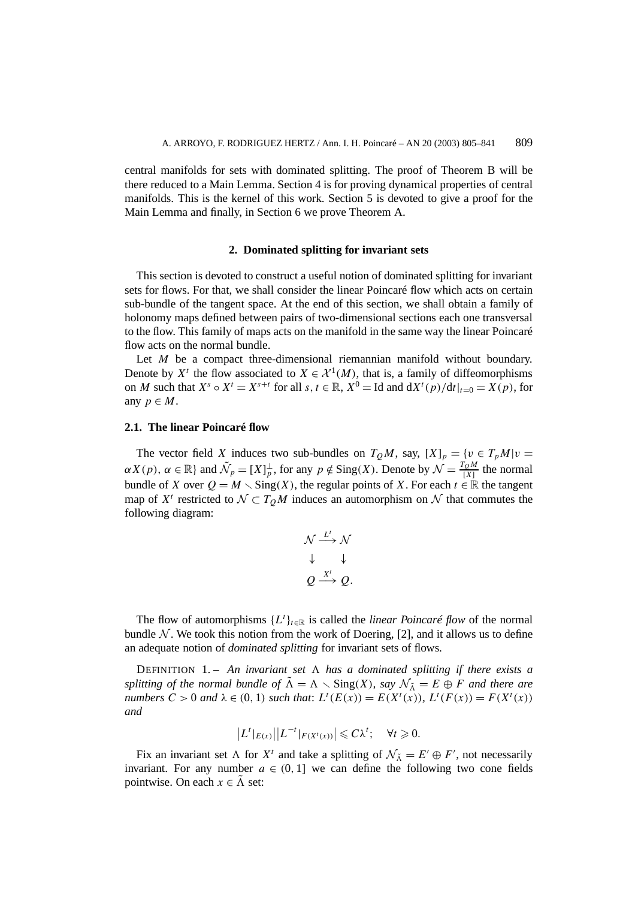central manifolds for sets with dominated splitting. The proof of Theorem B will be there reduced to a Main Lemma. Section 4 is for proving dynamical properties of central manifolds. This is the kernel of this work. Section 5 is devoted to give a proof for the Main Lemma and finally, in Section 6 we prove Theorem A.

## 2. Dominated splitting for invariant sets

This section is devoted to construct a useful notion of dominated splitting for invariant sets for flows. For that, we shall consider the linear Poincaré flow which acts on certain sub-bundle of the tangent space. At the end of this section, we shall obtain a family of holonomy maps defined between pairs of two-dimensional sections each one transversal to the flow. This family of maps acts on the manifold in the same way the linear Poincaré flow acts on the normal bundle.

Let $M$ be a compact three-dimensional riemannian manifold without boundary. Denote by $X^t$ the flow associated to $X \in \mathcal{X}^1(M)$, that is, a family of diffeomorphisms on $M$ such that $X^s \circ X^t = X^{s+t}$ for all $s, t \in \mathbb{R}$, $X^0 = \mathrm{Id}$ and $\mathrm{d}X^t(p)/\mathrm{d}t|_{t=0} = X(p)$, for any $p \in M$.

### 2.1. The linear Poincaré flow

The vector field $X$ induces two sub-bundles on $T_Q M$, say, $[X]_p = \{v \in T_p M \mid v = \alpha X(p),\ \alpha \in \mathbb{R}\}$ and $\tilde{\mathcal{N}}_p = [X]_p^{\perp}$, for any $p \notin \mathrm{Sing}(X)$. Denote by $\mathcal{N} = \frac{T_Q M}{[X]}$ the normal bundle of $X$ over $Q = M \setminus \mathrm{Sing}(X)$, the regular points of $X$. For each $t \in \mathbb{R}$ the tangent map of $X^t$ restricted to $\mathcal{N} \subset T_Q M$ induces an automorphism on $\mathcal{N}$ that commutes the following diagram:

$$
\begin{array}{ccc}
\mathcal{N} & \xrightarrow{L^t} & \mathcal{N} \\
\downarrow & & \downarrow \\
Q & \xrightarrow{X^t} & Q.
\end{array}
$$

The flow of automorphisms $\{L^t\}_{t \in \mathbb{R}}$ is called the *linear Poincaré flow* of the normal bundle $\mathcal{N}$. We took this notion from the work of Doering, [2], and it allows us to define an adequate notion of *dominated splitting* for invariant sets of flows.

DEFINITION 1. – *An invariant set $\Lambda$ has a dominated splitting if there exists a splitting of the normal bundle of $\tilde{\Lambda} = \Lambda \setminus \mathrm{Sing}(X)$, say $\mathcal{N}_{\tilde{\Lambda}} = E \oplus F$ and there are numbers $C > 0$ and $\lambda \in (0,1)$ such that*: $L^t(E(x)) = E(X^t(x))$, $L^t(F(x)) = F(X^t(x))$ *and*

$$
\left|L^t|_{E(x)}\right|\left|L^{-t}|_{F(X^t(x))}\right| \leqslant C\lambda^t; \quad \forall t \geqslant 0.
$$

Fix an invariant set $\Lambda$ for $X^t$ and take a splitting of $\mathcal{N}_{\tilde{\Lambda}} = E' \oplus F'$, not necessarily invariant. For any number $a \in (0,1]$ we can define the following two cone fields pointwise. On each $x \in \tilde{\Lambda}$ set: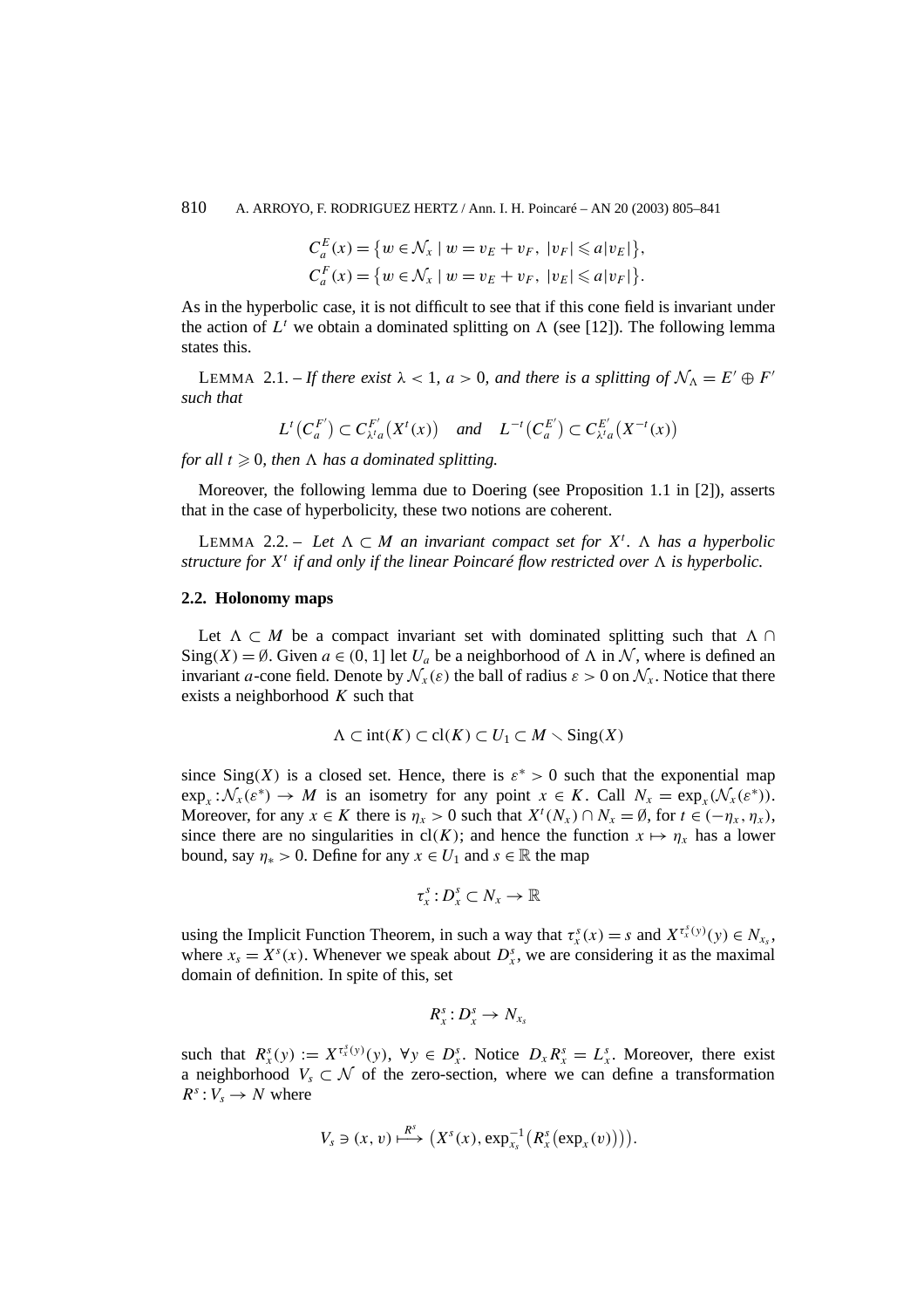$$C_a^E(x) = \{ w \in \mathcal{N}_x \mid w = v_E + v_F,\ |v_F| \leqslant a|v_E| \},$$
$$C_a^F(x) = \{ w \in \mathcal{N}_x \mid w = v_E + v_F,\ |v_E| \leqslant a|v_F| \}.$$

As in the hyperbolic case, it is not difficult to see that if this cone field is invariant under the action of $L^t$ we obtain a dominated splitting on $\Lambda$ (see [12]). The following lemma states this.

LEMMA 2.1. – *If there exist $\lambda < 1$, $a > 0$, and there is a splitting of $\mathcal{N}_\Lambda = E' \oplus F'$ such that*

$$L^t\big(C_a^{F'}\big) \subset C_{\lambda^t a}^{F'}\big(X^t(x)\big) \quad \textit{and} \quad L^{-t}\big(C_a^{E'}\big) \subset C_{\lambda^t a}^{E'}\big(X^{-t}(x)\big)$$

*for all $t \geqslant 0$, then $\Lambda$ has a dominated splitting.*

Moreover, the following lemma due to Doering (see Proposition 1.1 in [2]), asserts that in the case of hyperbolicity, these two notions are coherent.

LEMMA 2.2. – *Let $\Lambda \subset M$ an invariant compact set for $X^t$. $\Lambda$ has a hyperbolic structure for $X^t$ if and only if the linear Poincaré flow restricted over $\Lambda$ is hyperbolic.*

### 2.2. Holonomy maps

Let $\Lambda \subset M$ be a compact invariant set with dominated splitting such that $\Lambda \cap \mathrm{Sing}(X) = \emptyset$. Given $a \in (0, 1]$ let $U_a$ be a neighborhood of $\Lambda$ in $\mathcal{N}$, where is defined an invariant $a$-cone field. Denote by $\mathcal{N}_x(\varepsilon)$ the ball of radius $\varepsilon > 0$ on $\mathcal{N}_x$. Notice that there exists a neighborhood $K$ such that

$$\Lambda \subset \mathrm{int}(K) \subset \mathrm{cl}(K) \subset U_1 \subset M \setminus \mathrm{Sing}(X)$$

since $\mathrm{Sing}(X)$ is a closed set. Hence, there is $\varepsilon^* > 0$ such that the exponential map $\exp_x : \mathcal{N}_x(\varepsilon^*) \to M$ is an isometry for any point $x \in K$. Call $N_x = \exp_x(\mathcal{N}_x(\varepsilon^*))$. Moreover, for any $x \in K$ there is $\eta_x > 0$ such that $X^t(N_x) \cap N_x = \emptyset$, for $t \in (-\eta_x, \eta_x)$, since there are no singularities in $\mathrm{cl}(K)$; and hence the function $x \mapsto \eta_x$ has a lower bound, say $\eta_* > 0$. Define for any $x \in U_1$ and $s \in \mathbb{R}$ the map

$$\tau_x^s : D_x^s \subset N_x \to \mathbb{R}$$

using the Implicit Function Theorem, in such a way that $\tau_x^s(x) = s$ and $X^{\tau_x^s(y)}(y) \in N_{x_s}$, where $x_s = X^s(x)$. Whenever we speak about $D_x^s$, we are considering it as the maximal domain of definition. In spite of this, set

$$R_x^s : D_x^s \to N_{x_s}$$

such that $R_x^s(y) := X^{\tau_x^s(y)}(y)$, $\forall y \in D_x^s$. Notice $D_x R_x^s = L_x^s$. Moreover, there exist a neighborhood $V_s \subset \mathcal{N}$ of the zero-section, where we can define a transformation $R^s : V_s \to N$ where

$$V_s \ni (x, v) \stackrel{R^s}{\longmapsto} \big(X^s(x), \exp_{x_s}^{-1}\big(R_x^s\big(\exp_x(v)\big)\big)\big).$$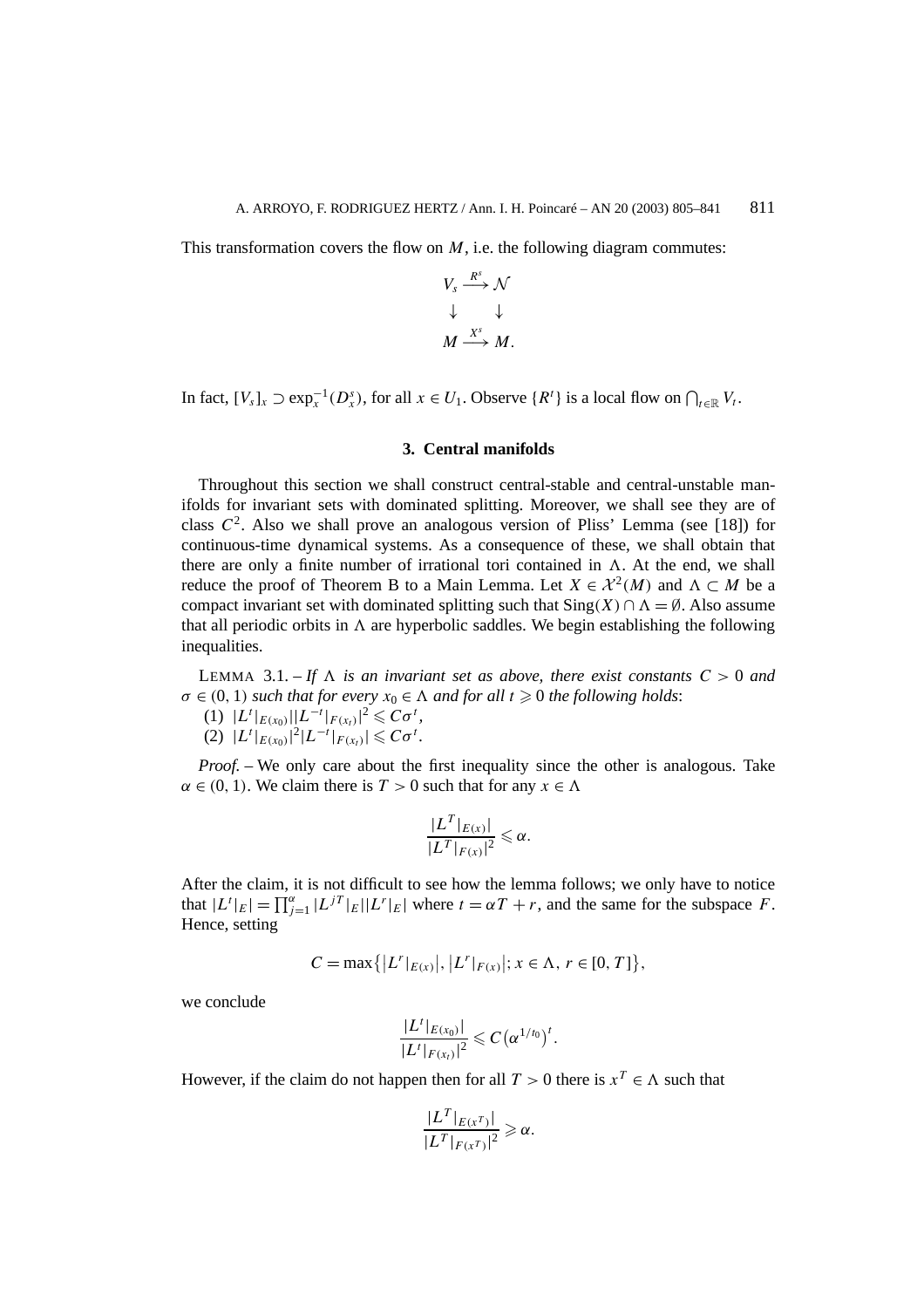This transformation covers the flow on $M$, i.e. the following diagram commutes:

$$
\begin{array}{ccc}
V_s & \xrightarrow{R^s} & \mathcal{N} \\
\downarrow & & \downarrow \\
M & \xrightarrow{X^s} & M.
\end{array}
$$

In fact, $[V_s]_x \supset \exp_x^{-1}(D_x^s)$, for all $x \in U_1$. Observe $\{R^t\}$ is a local flow on $\bigcap_{t\in\mathbb{R}} V_t$.

## 3. Central manifolds

Throughout this section we shall construct central-stable and central-unstable manifolds for invariant sets with dominated splitting. Moreover, we shall see they are of class $C^2$. Also we shall prove an analogous version of Pliss' Lemma (see [18]) for continuous-time dynamical systems. As a consequence of these, we shall obtain that there are only a finite number of irrational tori contained in $\Lambda$. At the end, we shall reduce the proof of Theorem B to a Main Lemma. Let $X \in \mathcal{X}^2(M)$ and $\Lambda \subset M$ be a compact invariant set with dominated splitting such that $\mathrm{Sing}(X) \cap \Lambda = \emptyset$. Also assume that all periodic orbits in $\Lambda$ are hyperbolic saddles. We begin establishing the following inequalities.

LEMMA 3.1. – *If $\Lambda$ is an invariant set as above, there exist constants $C > 0$ and $\sigma \in (0,1)$ such that for every $x_0 \in \Lambda$ and for all $t \geqslant 0$ the following holds*:

(1) $|L^t|_{E(x_0)}||L^{-t}|_{F(x_t)}|^2 \leqslant C\sigma^t$,

(2) $|L^t|_{E(x_0)}|^2|L^{-t}|_{F(x_t)}| \leqslant C\sigma^t$.

*Proof.* – We only care about the first inequality since the other is analogous. Take $\alpha \in (0,1)$. We claim there is $T > 0$ such that for any $x \in \Lambda$

$$\frac{|L^T|_{E(x)}|}{|L^T|_{F(x)}|^2} \leqslant \alpha.$$

After the claim, it is not difficult to see how the lemma follows; we only have to notice that $|L^t|_E| = \prod_{j=1}^{\alpha} |L^{jT}|_E||L^r|_E|$ where $t = \alpha T + r$, and the same for the subspace $F$. Hence, setting

$$C = \max\{|L^r|_{E(x)}|, |L^r|_{F(x)}|; x \in \Lambda, r \in [0,T]\},$$

we conclude

$$\frac{|L^t|_{E(x_0)}|}{|L^t|_{F(x_t)}|^2} \leqslant C(\alpha^{1/t_0})^t.$$

However, if the claim do not happen then for all $T > 0$ there is $x^T \in \Lambda$ such that

$$\frac{|L^T|_{E(x^T)}|}{|L^T|_{F(x^T)}|^2} \geqslant \alpha.$$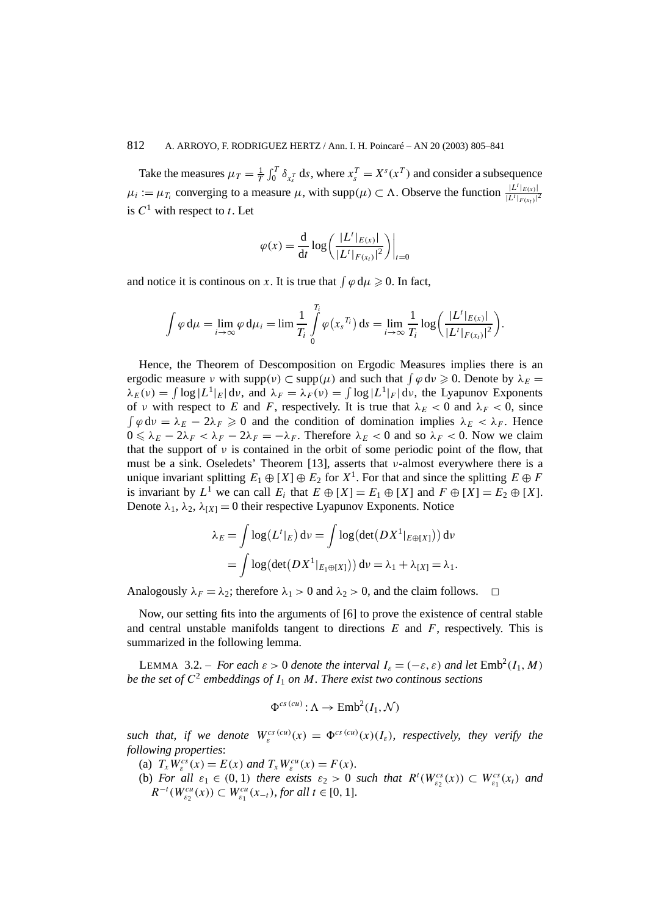Take the measures $\mu_T = \frac{1}{T}\int_0^T \delta_{x_s^T}\,\mathrm{d}s$, where $x_s^T = X^s(x^T)$ and consider a subsequence $\mu_i := \mu_{T_i}$ converging to a measure $\mu$, with $\operatorname{supp}(\mu) \subset \Lambda$. Observe the function $\frac{|L^t|_{E(x)}|}{|L^t|_{F(x_t)}|^2}$ is $C^1$ with respect to $t$. Let

$$\varphi(x) = \frac{\mathrm{d}}{\mathrm{d}t}\log\left(\frac{|L^t|_{E(x)}|}{|L^t|_{F(x_t)}|^2}\right)\bigg|_{t=0}$$

and notice it is continous on $x$. It is true that $\int \varphi\,\mathrm{d}\mu \geqslant 0$. In fact,

$$\int \varphi\,\mathrm{d}\mu = \lim_{i\to\infty}\varphi\,\mathrm{d}\mu_i = \lim \frac{1}{T_i}\int_0^{T_i}\varphi\left(x_s{}^{T_i}\right)\mathrm{d}s = \lim_{i\to\infty}\frac{1}{T_i}\log\left(\frac{|L^t|_{E(x)}|}{|L^t|_{F(x_t)}|^2}\right).$$

Hence, the Theorem of Descomposition on Ergodic Measures implies there is an ergodic measure $\nu$ with $\operatorname{supp}(\nu) \subset \operatorname{supp}(\mu)$ and such that $\int \varphi\,\mathrm{d}\nu \geqslant 0$. Denote by $\lambda_E = \lambda_E(\nu) = \int \log|L^1|_E|\,\mathrm{d}\nu$, and $\lambda_F = \lambda_F(\nu) = \int \log|L^1|_F|\,\mathrm{d}\nu$, the Lyapunov Exponents of $\nu$ with respect to $E$ and $F$, respectively. It is true that $\lambda_E < 0$ and $\lambda_F < 0$, since $\int \varphi\,\mathrm{d}\nu = \lambda_E - 2\lambda_F \geqslant 0$ and the condition of domination implies $\lambda_E < \lambda_F$. Hence $0 \leqslant \lambda_E - 2\lambda_F < \lambda_F - 2\lambda_F = -\lambda_F$. Therefore $\lambda_E < 0$ and so $\lambda_F < 0$. Now we claim that the support of $\nu$ is contained in the orbit of some periodic point of the flow, that must be a sink. Oseledets' Theorem [13], asserts that $\nu$-almost everywhere there is a unique invariant splitting $E_1 \oplus [X] \oplus E_2$ for $X^1$. For that and since the splitting $E \oplus F$ is invariant by $L^1$ we can call $E_i$ that $E \oplus [X] = E_1 \oplus [X]$ and $F \oplus [X] = E_2 \oplus [X]$. Denote $\lambda_1, \lambda_2, \lambda_{[X]} = 0$ their respective Lyapunov Exponents. Notice

$$\begin{aligned}
\lambda_E &= \int \log\left(L^t|_E\right)\mathrm{d}\nu = \int \log\left(\det\left(DX^1|_{E\oplus[X]}\right)\right)\mathrm{d}\nu \\
&= \int \log\left(\det\left(DX^1|_{E_1\oplus[X]}\right)\right)\mathrm{d}\nu = \lambda_1 + \lambda_{[X]} = \lambda_1.
\end{aligned}$$

Analogously $\lambda_F = \lambda_2$; therefore $\lambda_1 > 0$ and $\lambda_2 > 0$, and the claim follows. $\square$

Now, our setting fits into the arguments of [6] to prove the existence of central stable and central unstable manifolds tangent to directions $E$ and $F$, respectively. This is summarized in the following lemma.

LEMMA 3.2. – *For each $\varepsilon > 0$ denote the interval $I_\varepsilon = (-\varepsilon, \varepsilon)$ and let $\operatorname{Emb}^2(I_1, M)$ be the set of $C^2$ embeddings of $I_1$ on $M$. There exist two continous sections*

$$\Phi^{cs\,(cu)} : \Lambda \to \operatorname{Emb}^2(I_1, \mathcal{N})$$

*such that, if we denote $W_\varepsilon^{cs\,(cu)}(x) = \Phi^{cs\,(cu)}(x)(I_\varepsilon)$, respectively, they verify the following properties*:

(a) $T_x W_\varepsilon^{cs}(x) = E(x)$ *and* $T_x W_\varepsilon^{cu}(x) = F(x)$.

(b) *For all $\varepsilon_1 \in (0,1)$ there exists $\varepsilon_2 > 0$ such that $R^t(W_{\varepsilon_2}^{cs}(x)) \subset W_{\varepsilon_1}^{cs}(x_t)$ and $R^{-t}(W_{\varepsilon_2}^{cu}(x)) \subset W_{\varepsilon_1}^{cu}(x_{-t})$, for all $t \in [0,1]$.*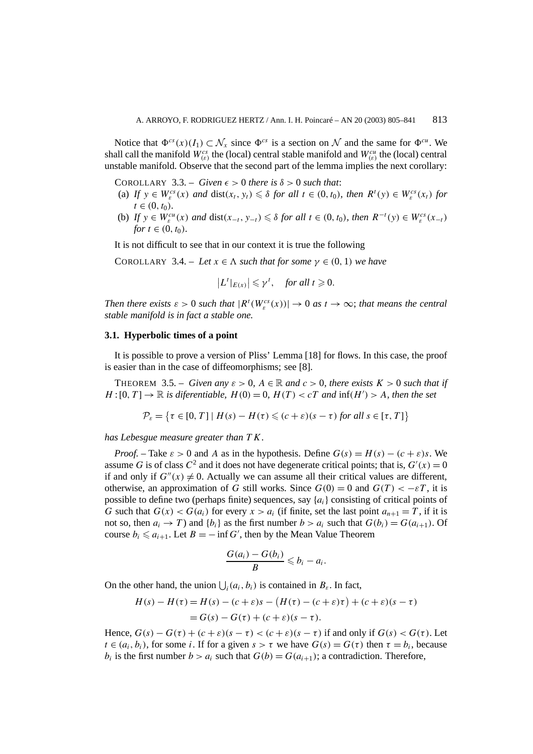Notice that $\Phi^{cs}(x)(I_1) \subset \mathcal{N}_x$ since $\Phi^{cs}$ is a section on $\mathcal{N}$ and the same for $\Phi^{cu}$. We shall call the manifold $W^{cs}_{(\varepsilon)}$ the (local) central stable manifold and $W^{cu}_{(\varepsilon)}$ the (local) central unstable manifold. Observe that the second part of the lemma implies the next corollary:

COROLLARY 3.3. – *Given $\epsilon > 0$ there is $\delta > 0$ such that*:

(a) *If $y \in W^{cs}_{\varepsilon}(x)$ and $\operatorname{dist}(x_t, y_t) \leqslant \delta$ for all $t \in (0, t_0)$, then $R^t(y) \in W^{cs}_{\varepsilon}(x_t)$ for $t \in (0, t_0)$.*

(b) *If $y \in W^{cu}_{\varepsilon}(x)$ and $\operatorname{dist}(x_{-t}, y_{-t}) \leqslant \delta$ for all $t \in (0, t_0)$, then $R^{-t}(y) \in W^{cs}_{\varepsilon}(x_{-t})$ for $t \in (0, t_0)$.*

It is not difficult to see that in our context it is true the following

COROLLARY 3.4. – *Let $x \in \Lambda$ such that for some $\gamma \in (0,1)$ we have*

$$\left|L^t|_{E(x)}\right| \leqslant \gamma^t, \quad \textit{for all } t \geqslant 0.$$

*Then there exists $\varepsilon > 0$ such that $|R^t(W^{cs}_{\varepsilon}(x))| \to 0$ as $t \to \infty$; that means the central stable manifold is in fact a stable one.*

### 3.1. Hyperbolic times of a point

It is possible to prove a version of Pliss' Lemma [18] for flows. In this case, the proof is easier than in the case of diffeomorphisms; see [8].

THEOREM 3.5. – *Given any $\varepsilon > 0$, $A \in \mathbb{R}$ and $c > 0$, there exists $K > 0$ such that if $H : [0, T] \to \mathbb{R}$ is diferentiable, $H(0) = 0$, $H(T) < cT$ and $\inf(H') > A$, then the set*

$$\mathcal{P}_{\varepsilon} = \left\{\tau \in [0, T] \mid H(s) - H(\tau) \leqslant (c + \varepsilon)(s - \tau) \textit{ for all } s \in [\tau, T]\right\}$$

*has Lebesgue measure greater than $TK$.*

*Proof.* – Take $\varepsilon > 0$ and $A$ as in the hypothesis. Define $G(s) = H(s) - (c + \varepsilon)s$. We assume $G$ is of class $C^2$ and it does not have degenerate critical points; that is, $G'(x) = 0$ if and only if $G''(x) \neq 0$. Actually we can assume all their critical values are different, otherwise, an approximation of $G$ still works. Since $G(0) = 0$ and $G(T) < -\varepsilon T$, it is possible to define two (perhaps finite) sequences, say $\{a_i\}$ consisting of critical points of $G$ such that $G(x) < G(a_i)$ for every $x > a_i$ (if finite, set the last point $a_{n+1} = T$, if it is not so, then $a_i \to T$) and $\{b_i\}$ as the first number $b > a_i$ such that $G(b_i) = G(a_{i+1})$. Of course $b_i \leqslant a_{i+1}$. Let $B = -\inf G'$, then by the Mean Value Theorem

$$\frac{G(a_i) - G(b_i)}{B} \leqslant b_i - a_i.$$

On the other hand, the union $\bigcup_i (a_i, b_i)$ is contained in $B_{\varepsilon}$. In fact,

$$\begin{aligned}
H(s) - H(\tau) &= H(s) - (c + \varepsilon)s - \big(H(\tau) - (c + \varepsilon)\tau\big) + (c + \varepsilon)(s - \tau) \\
&= G(s) - G(\tau) + (c + \varepsilon)(s - \tau).
\end{aligned}$$

Hence, $G(s) - G(\tau) + (c + \varepsilon)(s - \tau) < (c + \varepsilon)(s - \tau)$ if and only if $G(s) < G(\tau)$. Let $t \in (a_i, b_i)$, for some $i$. If for a given $s > \tau$ we have $G(s) = G(\tau)$ then $\tau = b_i$, because $b_i$ is the first number $b > a_i$ such that $G(b) = G(a_{i+1})$; a contradiction. Therefore,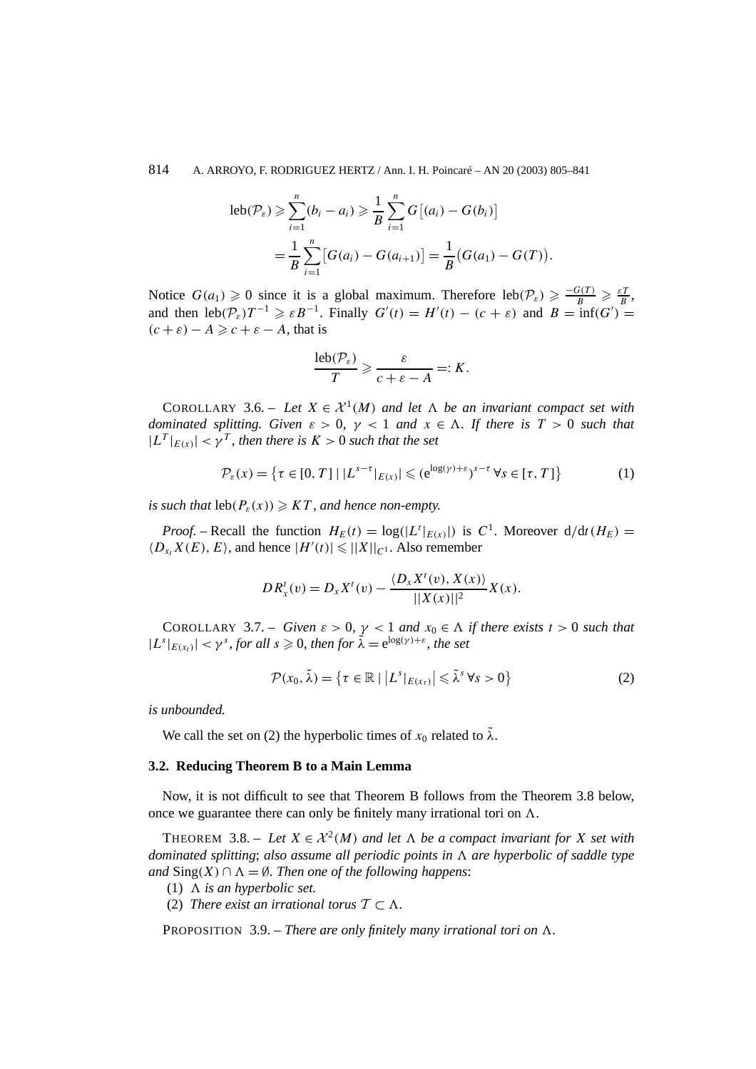$$
\begin{aligned}
\operatorname{leb}(\mathcal{P}_\varepsilon) &\geqslant \sum_{i=1}^{n}(b_i - a_i) \geqslant \frac{1}{B}\sum_{i=1}^{n} G\big[(a_i) - G(b_i)\big] \\
&= \frac{1}{B}\sum_{i=1}^{n}\big[G(a_i) - G(a_{i+1})\big] = \frac{1}{B}\big(G(a_1) - G(T)\big).
\end{aligned}
$$

Notice $G(a_1) \geqslant 0$ since it is a global maximum. Therefore $\operatorname{leb}(\mathcal{P}_\varepsilon) \geqslant \frac{-G(T)}{B} \geqslant \frac{\varepsilon T}{B}$, and then $\operatorname{leb}(\mathcal{P}_\varepsilon)T^{-1} \geqslant \varepsilon B^{-1}$. Finally $G'(t) = H'(t) - (c+\varepsilon)$ and $B = \inf(G') = (c+\varepsilon) - A \geqslant c + \varepsilon - A$, that is

$$
\frac{\operatorname{leb}(\mathcal{P}_\varepsilon)}{T} \geqslant \frac{\varepsilon}{c + \varepsilon - A} =: K.
$$

COROLLARY 3.6. – *Let $X \in \mathcal{X}^1(M)$ and let $\Lambda$ be an invariant compact set with dominated splitting. Given $\varepsilon > 0$, $\gamma < 1$ and $x \in \Lambda$. If there is $T > 0$ such that $|L^T|_{E(x)}| < \gamma^T$, then there is $K > 0$ such that the set*

$$
\mathcal{P}_\varepsilon(x) = \big\{\tau \in [0,T] \mid |L^{s-\tau}|_{E(x)}| \leqslant (\mathrm{e}^{\log(\gamma)+\varepsilon})^{s-\tau}\ \forall s \in [\tau, T]\big\} \tag{1}
$$

*is such that $\operatorname{leb}(P_\varepsilon(x)) \geqslant KT$, and hence non-empty.*

*Proof.* – Recall the function $H_E(t) = \log(|L^t|_{E(x)}|)$ is $C^1$. Moreover $\mathrm{d}/\mathrm{d}t(H_E) = \langle D_{x_t}X(E), E\rangle$, and hence $|H'(t)| \leqslant \|X\|_{C^1}$. Also remember

$$
DR_x^t(v) = D_xX^t(v) - \frac{\langle D_xX^t(v), X(x)\rangle}{\|X(x)\|^2}X(x).
$$

COROLLARY 3.7. – *Given $\varepsilon > 0$, $\gamma < 1$ and $x_0 \in \Lambda$ if there exists $t > 0$ such that $|L^s|_{E(x_t)}| < \gamma^s$, for all $s \geqslant 0$, then for $\tilde{\lambda} = \mathrm{e}^{\log(\gamma)+\varepsilon}$, the set*

$$
\mathcal{P}(x_0, \tilde{\lambda}) = \big\{\tau \in \mathbb{R} \mid \big|L^s|_{E(x_\tau)}\big| \leqslant \tilde{\lambda}^s\ \forall s > 0\big\} \tag{2}
$$

*is unbounded.*

We call the set on (2) the hyperbolic times of $x_0$ related to $\tilde{\lambda}$.

### 3.2. Reducing Theorem B to a Main Lemma

Now, it is not difficult to see that Theorem B follows from the Theorem 3.8 below, once we guarantee there can only be finitely many irrational tori on $\Lambda$.

THEOREM 3.8. – *Let $X \in \mathcal{X}^2(M)$ and let $\Lambda$ be a compact invariant for $X$ set with dominated splitting*; *also assume all periodic points in $\Lambda$ are hyperbolic of saddle type and $\operatorname{Sing}(X) \cap \Lambda = \emptyset$. Then one of the following happens*:

(1) *$\Lambda$ is an hyperbolic set.*

(2) *There exist an irrational torus $\mathcal{T} \subset \Lambda$.*

PROPOSITION 3.9. – *There are only finitely many irrational tori on $\Lambda$.*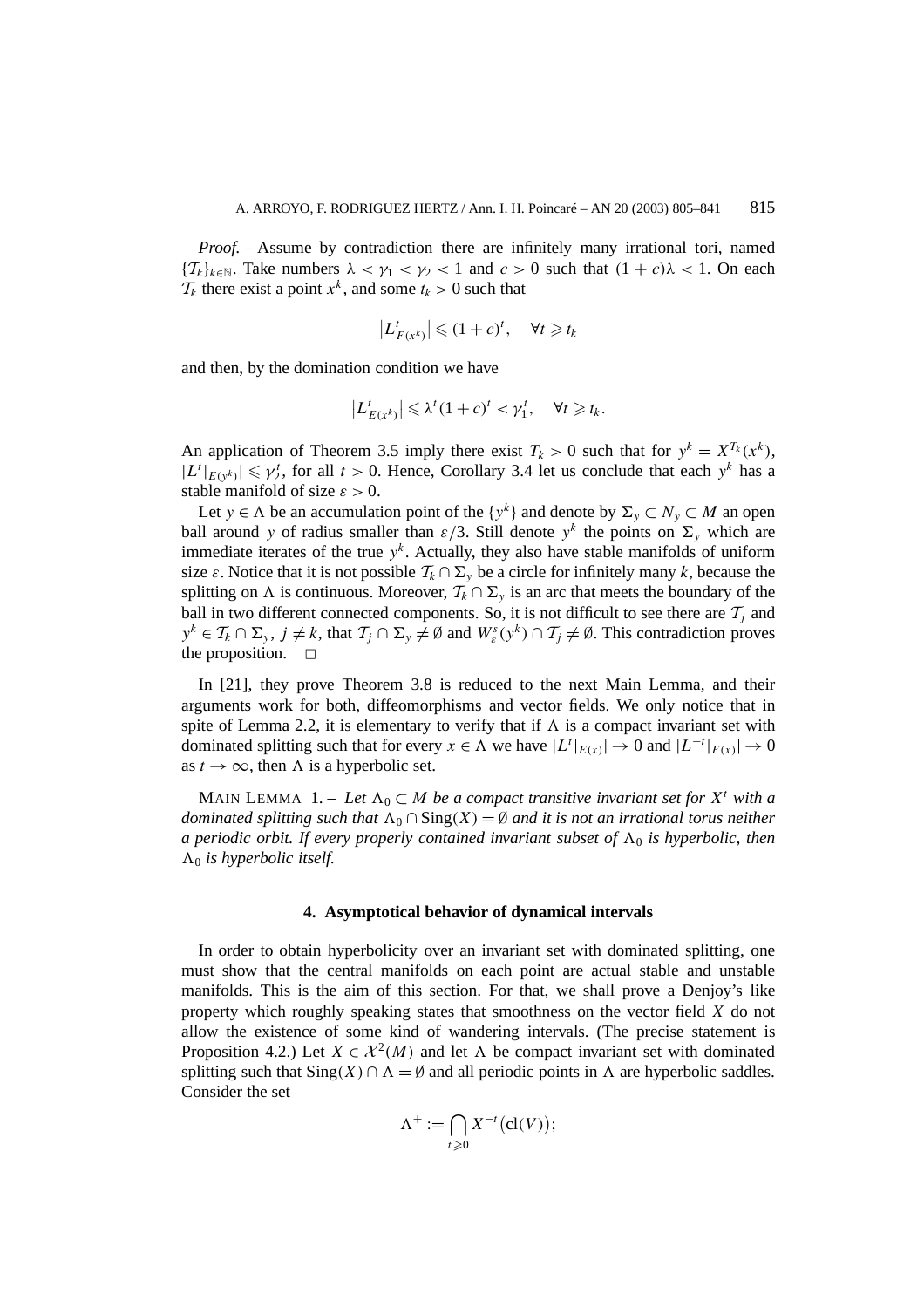*Proof.* – Assume by contradiction there are infinitely many irrational tori, named $\{\mathcal{T}_k\}_{k\in\mathbb{N}}$. Take numbers $\lambda < \gamma_1 < \gamma_2 < 1$ and $c > 0$ such that $(1+c)\lambda < 1$. On each $\mathcal{T}_k$ there exist a point $x^k$, and some $t_k > 0$ such that

$$\left|L^t_{F(x^k)}\right| \leqslant (1+c)^t, \quad \forall t \geqslant t_k$$

and then, by the domination condition we have

$$\left|L^t_{E(x^k)}\right| \leqslant \lambda^t(1+c)^t < \gamma_1^t, \quad \forall t \geqslant t_k.$$

An application of Theorem 3.5 imply there exist $T_k > 0$ such that for $y^k = X^{T_k}(x^k)$, $|L^t|_{E(y^k)}| \leqslant \gamma_2^t$, for all $t > 0$. Hence, Corollary 3.4 let us conclude that each $y^k$ has a stable manifold of size $\varepsilon > 0$.

Let $y \in \Lambda$ be an accumulation point of the $\{y^k\}$ and denote by $\Sigma_y \subset N_y \subset M$ an open ball around $y$ of radius smaller than $\varepsilon/3$. Still denote $y^k$ the points on $\Sigma_y$ which are immediate iterates of the true $y^k$. Actually, they also have stable manifolds of uniform size $\varepsilon$. Notice that it is not possible $\mathcal{T}_k \cap \Sigma_y$ be a circle for infinitely many $k$, because the splitting on $\Lambda$ is continuous. Moreover, $\mathcal{T}_k \cap \Sigma_y$ is an arc that meets the boundary of the ball in two different connected components. So, it is not difficult to see there are $\mathcal{T}_j$ and $y^k \in \mathcal{T}_k \cap \Sigma_y$, $j \neq k$, that $\mathcal{T}_j \cap \Sigma_y \neq \emptyset$ and $W^s_\varepsilon(y^k) \cap \mathcal{T}_j \neq \emptyset$. This contradiction proves the proposition. $\square$

In [21], they prove Theorem 3.8 is reduced to the next Main Lemma, and their arguments work for both, diffeomorphisms and vector fields. We only notice that in spite of Lemma 2.2, it is elementary to verify that if $\Lambda$ is a compact invariant set with dominated splitting such that for every $x \in \Lambda$ we have $|L^t|_{E(x)}| \to 0$ and $|L^{-t}|_{F(x)}| \to 0$ as $t \to \infty$, then $\Lambda$ is a hyperbolic set.

MAIN LEMMA 1. – *Let $\Lambda_0 \subset M$ be a compact transitive invariant set for $X^t$ with a dominated splitting such that $\Lambda_0 \cap \mathrm{Sing}(X) = \emptyset$ and it is not an irrational torus neither a periodic orbit. If every properly contained invariant subset of $\Lambda_0$ is hyperbolic, then $\Lambda_0$ is hyperbolic itself.*

## 4. Asymptotical behavior of dynamical intervals

In order to obtain hyperbolicity over an invariant set with dominated splitting, one must show that the central manifolds on each point are actual stable and unstable manifolds. This is the aim of this section. For that, we shall prove a Denjoy's like property which roughly speaking states that smoothness on the vector field $X$ do not allow the existence of some kind of wandering intervals. (The precise statement is Proposition 4.2.) Let $X \in \mathcal{X}^2(M)$ and let $\Lambda$ be compact invariant set with dominated splitting such that $\mathrm{Sing}(X) \cap \Lambda = \emptyset$ and all periodic points in $\Lambda$ are hyperbolic saddles. Consider the set

$$\Lambda^+ := \bigcap_{t\geqslant 0} X^{-t}\big(\mathrm{cl}(V)\big);$$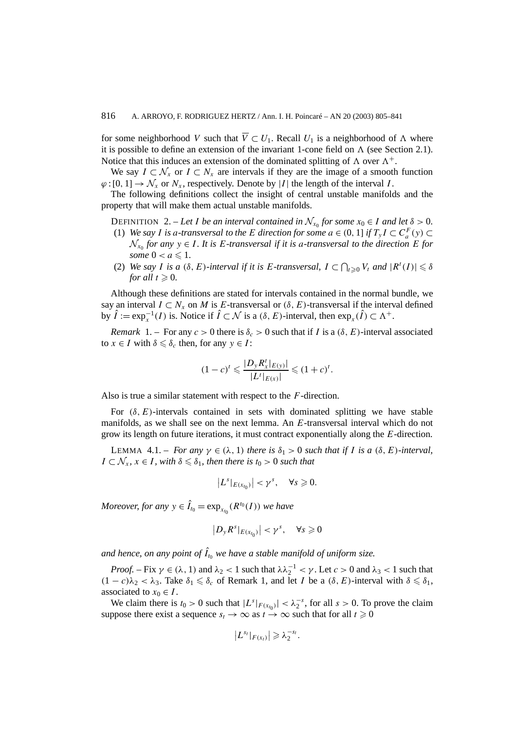for some neighborhood $V$ such that $\overline{V} \subset U_1$. Recall $U_1$ is a neighborhood of $\Lambda$ where it is possible to define an extension of the invariant 1-cone field on $\Lambda$ (see Section 2.1). Notice that this induces an extension of the dominated splitting of $\Lambda$ over $\Lambda^+$.

We say $I \subset \mathcal{N}_x$ or $I \subset N_x$ are intervals if they are the image of a smooth function $\varphi : [0,1] \to \mathcal{N}_x$ or $N_x$, respectively. Denote by $|I|$ the length of the interval $I$.

The following definitions collect the insight of central unstable manifolds and the property that will make them actual unstable manifolds.

DEFINITION 2. – *Let $I$ be an interval contained in $\mathcal{N}_{x_0}$ for some $x_0 \in I$ and let $\delta > 0$.*

1. *We say $I$ is $a$-transversal to the $E$ direction for some $a \in (0,1]$ if $T_y I \subset C_a^F(y) \subset \mathcal{N}_{x_0}$ for any $y \in I$. It is $E$-transversal if it is $a$-transversal to the direction $E$ for some $0 < a \leqslant 1$.*
2. *We say $I$ is a $(\delta, E)$-interval if it is $E$-transversal, $I \subset \bigcap_{t \geqslant 0} V_t$ and $|R^t(I)| \leqslant \delta$ for all $t \geqslant 0$.*

Although these definitions are stated for intervals contained in the normal bundle, we say an interval $I \subset N_x$ on $M$ is $E$-transversal or $(\delta, E)$-transversal if the interval defined by $\hat{I} := \exp_x^{-1}(I)$ is. Notice if $\hat{I} \subset \mathcal{N}$ is a $(\delta, E)$-interval, then $\exp_x(\hat{I}) \subset \Lambda^+$.

*Remark* 1. – For any $c > 0$ there is $\delta_c > 0$ such that if $I$ is a $(\delta, E)$-interval associated to $x \in I$ with $\delta \leqslant \delta_c$ then, for any $y \in I$:

$$(1-c)^t \leqslant \frac{|D_y R_x^t|_{E(y)}|}{|L^t|_{E(x)}|} \leqslant (1+c)^t.$$

Also is true a similar statement with respect to the $F$-direction.

For $(\delta, E)$-intervals contained in sets with dominated splitting we have stable manifolds, as we shall see on the next lemma. An $E$-transversal interval which do not grow its length on future iterations, it must contract exponentially along the $E$-direction.

LEMMA 4.1. – *For any $\gamma \in (\lambda, 1)$ there is $\delta_1 > 0$ such that if $I$ is a $(\delta, E)$-interval, $I \subset \mathcal{N}_x$, $x \in I$, with $\delta \leqslant \delta_1$, then there is $t_0 > 0$ such that*

$$\left|L^s|_{E(x_{t_0})}\right| < \gamma^s, \quad \forall s \geqslant 0.$$

*Moreover, for any $y \in \hat{I}_{t_0} = \exp_{x_{t_0}}(R^{t_0}(I))$ we have*

$$\left|D_y R^s|_{E(x_{t_0})}\right| < \gamma^s, \quad \forall s \geqslant 0$$

*and hence, on any point of $\hat{I}_{t_0}$ we have a stable manifold of uniform size.*

*Proof.* – Fix $\gamma \in (\lambda, 1)$ and $\lambda_2 < 1$ such that $\lambda\lambda_2^{-1} < \gamma$. Let $c > 0$ and $\lambda_3 < 1$ such that $(1-c)\lambda_2 < \lambda_3$. Take $\delta_1 \leqslant \delta_c$ of Remark 1, and let $I$ be a $(\delta, E)$-interval with $\delta \leqslant \delta_1$, associated to $x_0 \in I$.

We claim there is $t_0 > 0$ such that $|L^s|_{F(x_{t_0})}| < \lambda_2^{-s}$, for all $s > 0$. To prove the claim suppose there exist a sequence $s_t \to \infty$ as $t \to \infty$ such that for all $t \geqslant 0$

$$\left|L^{s_t}|_{F(x_t)}\right| \geqslant \lambda_2^{-s_t}.$$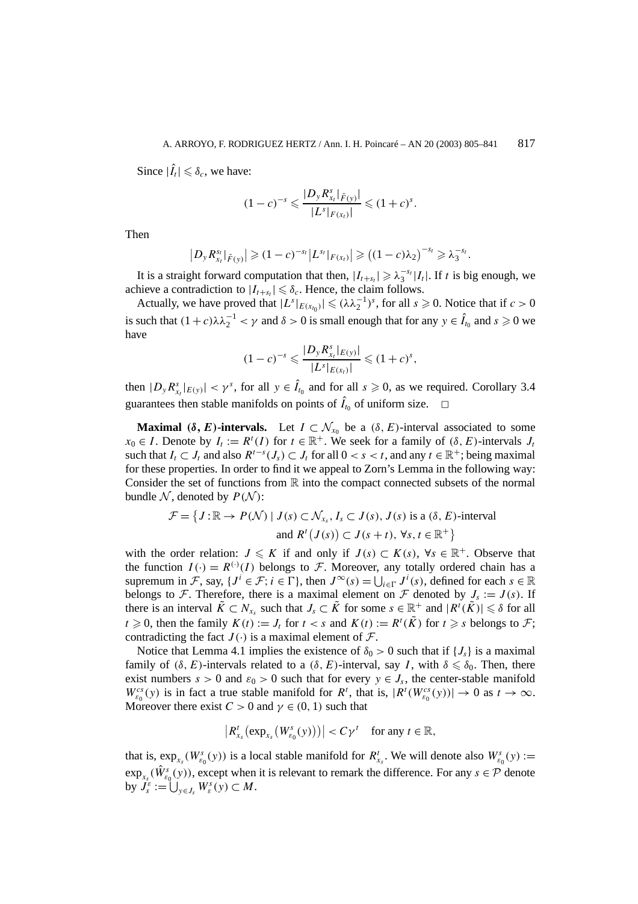Since $|\hat{I}_t| \leqslant \delta_c$, we have:

$$(1-c)^{-s} \leqslant \frac{|D_y R^s_{x_t}|_{\tilde{F}(y)}|}{|L^s|_{F(x_t)}|} \leqslant (1+c)^s.$$

Then

$$\left|D_y R^{s_t}_{x_t}|_{\tilde{F}(y)}\right| \geqslant (1-c)^{-s_t}\left|L^{s_t}|_{F(x_t)}\right| \geqslant \left((1-c)\lambda_2\right)^{-s_t} \geqslant \lambda_3^{-s_t}.$$

It is a straight forward computation that then, $|I_{t+s_t}| \geqslant \lambda_3^{-s_t}|I_t|$. If $t$ is big enough, we achieve a contradiction to $|I_{t+s_t}| \leqslant \delta_c$. Hence, the claim follows.

Actually, we have proved that $|L^s|_{E(x_{t_0})}| \leqslant (\lambda\lambda_2^{-1})^s$, for all $s \geqslant 0$. Notice that if $c > 0$ is such that $(1+c)\lambda\lambda_2^{-1} < \gamma$ and $\delta > 0$ is small enough that for any $y \in \hat{I}_{t_0}$ and $s \geqslant 0$ we have

$$(1-c)^{-s} \leqslant \frac{|D_y R^s_{x_t}|_{E(y)}|}{|L^s|_{E(x_t)}|} \leqslant (1+c)^s,$$

then $|D_y R^s_{x_t}|_{E(y)}| < \gamma^s$, for all $y \in \hat{I}_{t_0}$ and for all $s \geqslant 0$, as we required. Corollary 3.4 guarantees then stable manifolds on points of $\hat{I}_{t_0}$ of uniform size. $\square$

**Maximal $(\delta, E)$-intervals.** Let $I \subset \mathcal{N}_{x_0}$ be a $(\delta, E)$-interval associated to some $x_0 \in I$. Denote by $I_t := R^t(I)$ for $t \in \mathbb{R}^+$. We seek for a family of $(\delta, E)$-intervals $J_t$ such that $I_t \subset J_t$ and also $R^{t-s}(J_s) \subset J_t$ for all $0 < s < t$, and any $t \in \mathbb{R}^+$; being maximal for these properties. In order to find it we appeal to Zorn's Lemma in the following way: Consider the set of functions from $\mathbb{R}$ into the compact connected subsets of the normal bundle $\mathcal{N}$, denoted by $P(\mathcal{N})$:

$$\mathcal{F} = \big\{J : \mathbb{R} \to P(\mathcal{N}) \mid J(s) \subset \mathcal{N}_{x_s},\ I_s \subset J(s),\ J(s) \text{ is a } (\delta, E)\text{-interval and } R^t\big(J(s)\big) \subset J(s+t),\ \forall s, t \in \mathbb{R}^+\big\}$$

with the order relation: $J \leqslant K$ if and only if $J(s) \subset K(s)$, $\forall s \in \mathbb{R}^+$. Observe that the function $I(\cdot) = R^{(\cdot)}(I)$ belongs to $\mathcal{F}$. Moreover, any totally ordered chain has a supremum in $\mathcal{F}$, say, $\{J^i \in \mathcal{F}; i \in \Gamma\}$, then $J^\infty(s) = \bigcup_{i\in\Gamma} J^i(s)$, defined for each $s \in \mathbb{R}$ belongs to $\mathcal{F}$. Therefore, there is a maximal element on $\mathcal{F}$ denoted by $J_s := J(s)$. If there is an interval $\tilde{K} \subset N_{x_s}$ such that $J_s \subset \tilde{K}$ for some $s \in \mathbb{R}^+$ and $|R^t(\tilde{K})| \leqslant \delta$ for all $t \geqslant 0$, then the family $K(t) := J_t$ for $t < s$ and $K(t) := R^t(\tilde{K})$ for $t \geqslant s$ belongs to $\mathcal{F}$; contradicting the fact $J(\cdot)$ is a maximal element of $\mathcal{F}$.

Notice that Lemma 4.1 implies the existence of $\delta_0 > 0$ such that if $\{J_s\}$ is a maximal family of $(\delta, E)$-intervals related to a $(\delta, E)$-interval, say $I$, with $\delta \leqslant \delta_0$. Then, there exist numbers $s > 0$ and $\varepsilon_0 > 0$ such that for every $y \in J_s$, the center-stable manifold $W^{cs}_{\varepsilon_0}(y)$ is in fact a true stable manifold for $R^t$, that is, $|R^t(W^{cs}_{\varepsilon_0}(y))| \to 0$ as $t \to \infty$. Moreover there exist $C > 0$ and $\gamma \in (0, 1)$ such that

$$\left|R^t_{x_s}\big(\exp_{x_s}\big(W^s_{\varepsilon_0}(y)\big)\big)\right| < C\gamma^t \quad \text{for any } t \in \mathbb{R},$$

that is, $\exp_{x_s}(W^s_{\varepsilon_0}(y))$ is a local stable manifold for $R^t_{x_s}$. We will denote also $W^s_{\varepsilon_0}(y) := \exp_{x_s}(\hat{W}^s_{\varepsilon_0}(y))$, except when it is relevant to remark the difference. For any $s \in \mathcal{P}$ denote by $J^\varepsilon_s := \bigcup_{y \in J_s} W^s_\varepsilon(y) \subset M$.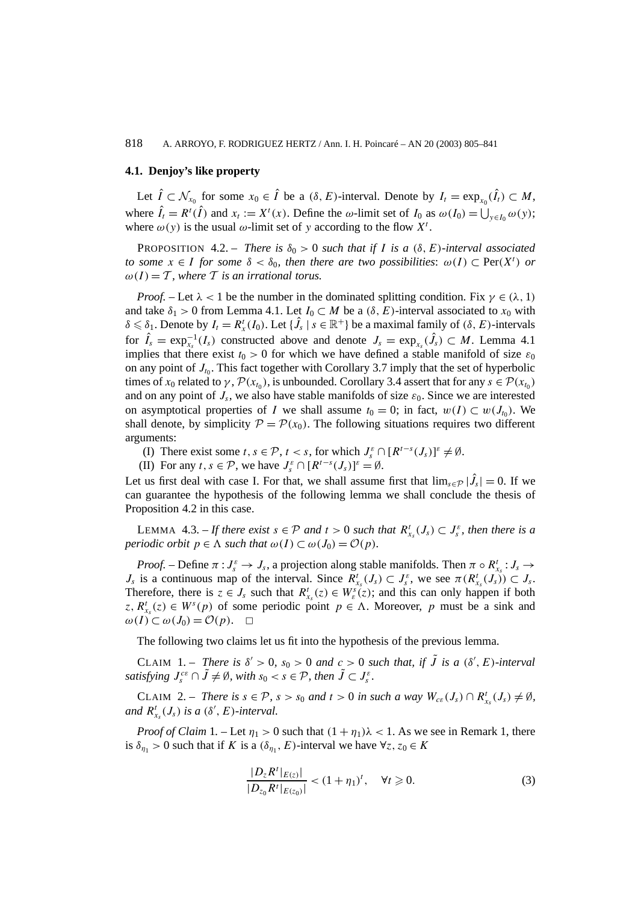### 4.1. Denjoy's like property

Let $\hat{I} \subset \mathcal{N}_{x_0}$ for some $x_0 \in \hat{I}$ be a $(\delta, E)$-interval. Denote by $I_t = \exp_{x_0}(\hat{I}_t) \subset M$, where $\hat{I}_t = R^t(\hat{I})$ and $x_t := X^t(x)$. Define the $\omega$-limit set of $I_0$ as $\omega(I_0) = \bigcup_{y \in I_0} \omega(y)$; where $\omega(y)$ is the usual $\omega$-limit set of $y$ according to the flow $X^t$.

PROPOSITION 4.2. – *There is $\delta_0 > 0$ such that if $I$ is a $(\delta, E)$-interval associated to some $x \in I$ for some $\delta < \delta_0$, then there are two possibilities: $\omega(I) \subset \mathrm{Per}(X^t)$ or $\omega(I) = \mathcal{T}$, where $\mathcal{T}$ is an irrational torus.*

*Proof.* – Let $\lambda < 1$ be the number in the dominated splitting condition. Fix $\gamma \in (\lambda, 1)$ and take $\delta_1 > 0$ from Lemma 4.1. Let $I_0 \subset M$ be a $(\delta, E)$-interval associated to $x_0$ with $\delta \leqslant \delta_1$. Denote by $I_t = R_x^t(I_0)$. Let $\{\hat{J}_s \mid s \in \mathbb{R}^+\}$ be a maximal family of $(\delta, E)$-intervals for $\hat{I}_s = \exp_{x_s}^{-1}(I_s)$ constructed above and denote $J_s = \exp_{x_s}(\hat{J}_s) \subset M$. Lemma 4.1 implies that there exist $t_0 > 0$ for which we have defined a stable manifold of size $\varepsilon_0$ on any point of $J_{t_0}$. This fact together with Corollary 3.7 imply that the set of hyperbolic times of $x_0$ related to $\gamma$, $\mathcal{P}(x_{t_0})$, is unbounded. Corollary 3.4 assert that for any $s \in \mathcal{P}(x_{t_0})$ and on any point of $J_s$, we also have stable manifolds of size $\varepsilon_0$. Since we are interested on asymptotical properties of $I$ we shall assume $t_0 = 0$; in fact, $w(I) \subset w(J_{t_0})$. We shall denote, by simplicity $\mathcal{P} = \mathcal{P}(x_0)$. The following situations requires two different arguments:

(I) There exist some $t, s \in \mathcal{P}$, $t < s$, for which $J_s^\varepsilon \cap [R^{t-s}(J_s)]^\varepsilon \neq \emptyset$.

(II) For any $t, s \in \mathcal{P}$, we have $J_s^\varepsilon \cap [R^{t-s}(J_s)]^\varepsilon = \emptyset$.

Let us first deal with case I. For that, we shall assume first that $\lim_{s \in \mathcal{P}} |\hat{J}_s| = 0$. If we can guarantee the hypothesis of the following lemma we shall conclude the thesis of Proposition 4.2 in this case.

LEMMA 4.3. – *If there exist $s \in \mathcal{P}$ and $t > 0$ such that $R_{x_s}^t(J_s) \subset J_s^\varepsilon$, then there is a periodic orbit $p \in \Lambda$ such that $\omega(I) \subset \omega(J_0) = \mathcal{O}(p)$.*

*Proof.* – Define $\pi : J_s^\varepsilon \to J_s$, a projection along stable manifolds. Then $\pi \circ R_{x_s}^t : J_s \to J_s$ is a continuous map of the interval. Since $R_{x_s}^t(J_s) \subset J_s^\varepsilon$, we see $\pi(R_{x_s}^t(J_s)) \subset J_s$. Therefore, there is $z \in J_s$ such that $R_{x_s}^t(z) \in W_\varepsilon^s(z)$; and this can only happen if both $z, R_{x_s}^t(z) \in W^s(p)$ of some periodic point $p \in \Lambda$. Moreover, $p$ must be a sink and $\omega(I) \subset \omega(J_0) = \mathcal{O}(p)$. $\square$

The following two claims let us fit into the hypothesis of the previous lemma.

CLAIM 1. – *There is $\delta' > 0$, $s_0 > 0$ and $c > 0$ such that, if $\tilde{J}$ is a $(\delta', E)$-interval satisfying $J_s^{c\varepsilon} \cap \tilde{J} \neq \emptyset$, with $s_0 < s \in \mathcal{P}$, then $\tilde{J} \subset J_s^\varepsilon$.*

CLAIM 2. – *There is $s \in \mathcal{P}$, $s > s_0$ and $t > 0$ in such a way $W_{c\varepsilon}(J_s) \cap R_{x_s}^t(J_s) \neq \emptyset$, and $R_{x_s}^t(J_s)$ is a $(\delta', E)$-interval.*

*Proof of Claim* 1. – Let $\eta_1 > 0$ such that $(1 + \eta_1)\lambda < 1$. As we see in Remark 1, there is $\delta_{\eta_1} > 0$ such that if $K$ is a $(\delta_{\eta_1}, E)$-interval we have $\forall z, z_0 \in K$

$$\frac{|D_z R^t|_{E(z)}|}{|D_{z_0} R^t|_{E(z_0)}|} < (1 + \eta_1)^t, \quad \forall t \geqslant 0. \tag{3}$$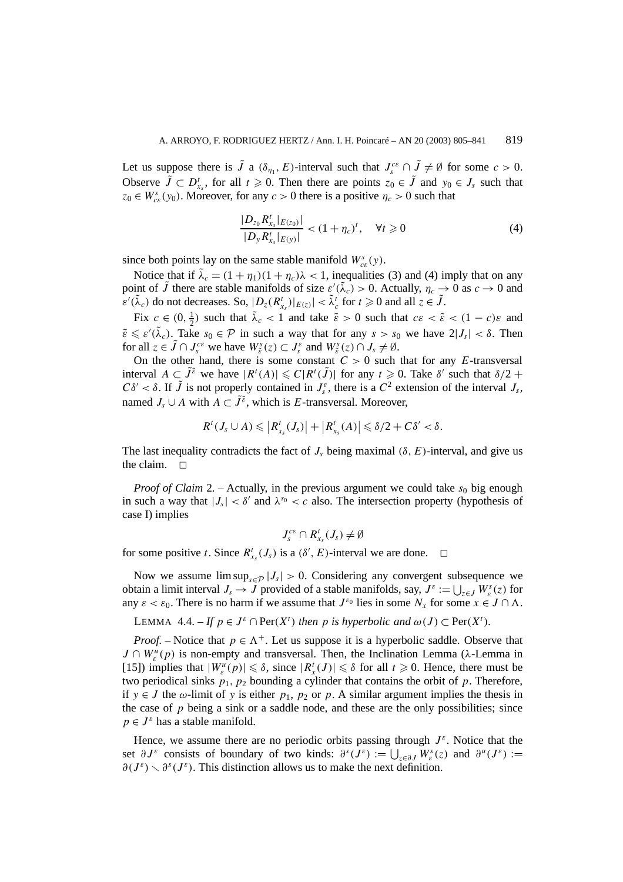Let us suppose there is $\tilde{J}$ a $(\delta_{\eta_1}, E)$-interval such that $J_s^{c\varepsilon} \cap \tilde{J} \neq \emptyset$ for some $c > 0$. Observe $\tilde{J} \subset D_{x_s}^t$, for all $t \geqslant 0$. Then there are points $z_0 \in \tilde{J}$ and $y_0 \in J_s$ such that $z_0 \in W_{c\varepsilon}^s(y_0)$. Moreover, for any $c > 0$ there is a positive $\eta_c > 0$ such that

$$\frac{|D_{z_0} R_{x_s}^t|_{E(z_0)}|}{|D_y R_{x_s}^t|_{E(y)}|} < (1+\eta_c)^t, \quad \forall t \geqslant 0 \tag{4}$$

since both points lay on the same stable manifold $W_{c\varepsilon}^s(y)$.

Notice that if $\tilde{\lambda}_c = (1+\eta_1)(1+\eta_c)\lambda < 1$, inequalities (3) and (4) imply that on any point of $\tilde{J}$ there are stable manifolds of size $\varepsilon'(\tilde{\lambda}_c) > 0$. Actually, $\eta_c \to 0$ as $c \to 0$ and $\varepsilon'(\tilde{\lambda}_c)$ do not decreases. So, $|D_z(R_{x_s}^t)|_{E(z)}| < \tilde{\lambda}_c^t$ for $t \geqslant 0$ and all $z \in \tilde{J}$.

Fix $c \in (0, \frac{1}{2})$ such that $\tilde{\lambda}_c < 1$ and take $\tilde{\varepsilon} > 0$ such that $c\varepsilon < \tilde{\varepsilon} < (1-c)\varepsilon$ and $\tilde{\varepsilon} \leqslant \varepsilon'(\tilde{\lambda}_c)$. Take $s_0 \in \mathcal{P}$ in such a way that for any $s > s_0$ we have $2|J_s| < \delta$. Then for all $z \in \tilde{J} \cap J_s^{c\varepsilon}$ we have $W_{\tilde{\varepsilon}}^s(z) \subset J_s^{\varepsilon}$ and $W_{\tilde{\varepsilon}}^s(z) \cap J_s \neq \emptyset$.

On the other hand, there is some constant $C > 0$ such that for any $E$-transversal interval $A \subset \tilde{J}^{\tilde{\varepsilon}}$ we have $|R^t(A)| \leqslant C|R^t(\tilde{J})|$ for any $t \geqslant 0$. Take $\delta'$ such that $\delta/2 + C\delta' < \delta$. If $\tilde{J}$ is not properly contained in $J_s^{\varepsilon}$, there is a $C^2$ extension of the interval $J_s$, named $J_s \cup A$ with $A \subset \tilde{J}^{\tilde{\varepsilon}}$, which is $E$-transversal. Moreover,

$$R^t(J_s \cup A) \leqslant \left|R_{x_s}^t(J_s)\right| + \left|R_{x_s}^t(A)\right| \leqslant \delta/2 + C\delta' < \delta.$$

The last inequality contradicts the fact of $J_s$ being maximal $(\delta, E)$-interval, and give us the claim. $\square$

*Proof of Claim* 2. – Actually, in the previous argument we could take $s_0$ big enough in such a way that $|J_s| < \delta'$ and $\lambda^{s_0} < c$ also. The intersection property (hypothesis of case I) implies

$$J_s^{c\varepsilon} \cap R_{x_s}^t(J_s) \neq \emptyset$$

for some positive $t$. Since $R_{x_s}^t(J_s)$ is a $(\delta', E)$-interval we are done. $\square$

Now we assume $\limsup_{s \in \mathcal{P}} |J_s| > 0$. Considering any convergent subsequence we obtain a limit interval $J_s \to J$ provided of a stable manifolds, say, $J^{\varepsilon} := \bigcup_{z \in J} W_{\varepsilon}^s(z)$ for any $\varepsilon < \varepsilon_0$. There is no harm if we assume that $J^{\varepsilon_0}$ lies in some $N_x$ for some $x \in J \cap \Lambda$.

LEMMA 4.4. – *If $p \in J^{\varepsilon} \cap \mathrm{Per}(X^t)$ then $p$ is hyperbolic and $\omega(J) \subset \mathrm{Per}(X^t)$.*

*Proof.* – Notice that $p \in \Lambda^+$. Let us suppose it is a hyperbolic saddle. Observe that $J \cap W_{\varepsilon}^u(p)$ is non-empty and transversal. Then, the Inclination Lemma ($\lambda$-Lemma in [15]) implies that $|W_{\varepsilon}^u(p)| \leqslant \delta$, since $|R_x^t(J)| \leqslant \delta$ for all $t \geqslant 0$. Hence, there must be two periodical sinks $p_1$, $p_2$ bounding a cylinder that contains the orbit of $p$. Therefore, if $y \in J$ the $\omega$-limit of $y$ is either $p_1$, $p_2$ or $p$. A similar argument implies the thesis in the case of $p$ being a sink or a saddle node, and these are the only possibilities; since $p \in J^{\varepsilon}$ has a stable manifold.

Hence, we assume there are no periodic orbits passing through $J^{\varepsilon}$. Notice that the set $\partial J^{\varepsilon}$ consists of boundary of two kinds: $\partial^s(J^{\varepsilon}) := \bigcup_{z \in \partial J} W_{\varepsilon}^s(z)$ and $\partial^u(J^{\varepsilon}) := \partial(J^{\varepsilon}) \setminus \partial^s(J^{\varepsilon})$. This distinction allows us to make the next definition.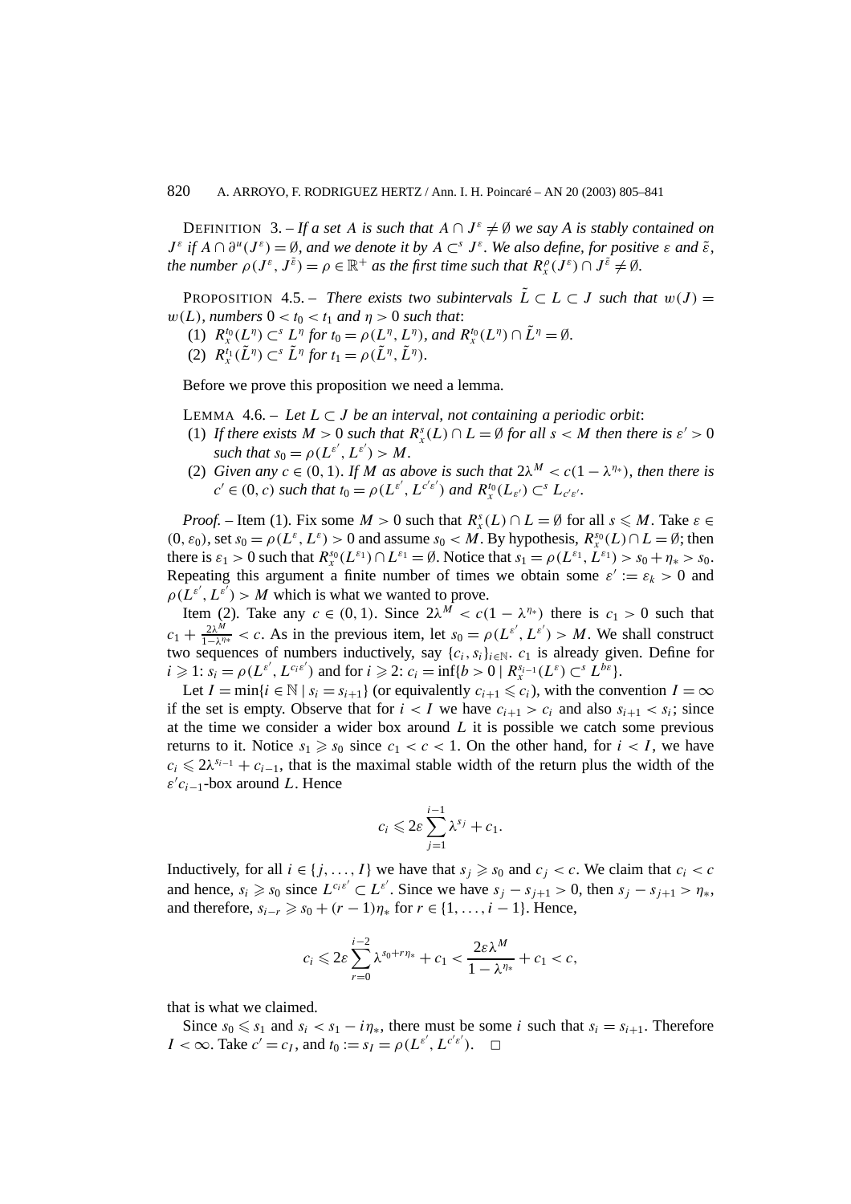DEFINITION 3. – *If a set $A$ is such that $A \cap J^\varepsilon \neq \emptyset$ we say $A$ is stably contained on $J^\varepsilon$ if $A \cap \partial^u(J^\varepsilon) = \emptyset$, and we denote it by $A \subset^s J^\varepsilon$. We also define, for positive $\varepsilon$ and $\tilde{\varepsilon}$, the number $\rho(J^\varepsilon, J^{\tilde{\varepsilon}}) = \rho \in \mathbb{R}^+$ as the first time such that $R_x^\rho(J^\varepsilon) \cap J^{\tilde{\varepsilon}} \neq \emptyset$.*

PROPOSITION 4.5. – *There exists two subintervals $\tilde{L} \subset L \subset J$ such that $w(J) = w(L)$, numbers $0 < t_0 < t_1$ and $\eta > 0$ such that*:

(1) *$R_x^{t_0}(L^\eta) \subset^s L^\eta$ for $t_0 = \rho(L^\eta, L^\eta)$, and $R_x^{t_0}(L^\eta) \cap \tilde{L}^\eta = \emptyset$.*
(2) *$R_x^{t_1}(\tilde{L}^\eta) \subset^s \tilde{L}^\eta$ for $t_1 = \rho(\tilde{L}^\eta, \tilde{L}^\eta)$.*

Before we prove this proposition we need a lemma.

LEMMA 4.6. – *Let $L \subset J$ be an interval, not containing a periodic orbit*:

(1) *If there exists $M > 0$ such that $R_x^s(L) \cap L = \emptyset$ for all $s < M$ then there is $\varepsilon' > 0$ such that $s_0 = \rho(L^{\varepsilon'}, L^{\varepsilon'}) > M$.*
(2) *Given any $c \in (0, 1)$. If $M$ as above is such that $2\lambda^M < c(1 - \lambda^{\eta_*})$, then there is $c' \in (0, c)$ such that $t_0 = \rho(L^{\varepsilon'}, L^{c'\varepsilon'})$ and $R_x^{t_0}(L_{\varepsilon'}) \subset^s L_{c'\varepsilon'}$.*

*Proof.* – Item (1). Fix some $M > 0$ such that $R_x^s(L) \cap L = \emptyset$ for all $s \leqslant M$. Take $\varepsilon \in (0, \varepsilon_0)$, set $s_0 = \rho(L^\varepsilon, L^\varepsilon) > 0$ and assume $s_0 < M$. By hypothesis, $R_x^{s_0}(L) \cap L = \emptyset$; then there is $\varepsilon_1 > 0$ such that $R_x^{s_0}(L^{\varepsilon_1}) \cap L^{\varepsilon_1} = \emptyset$. Notice that $s_1 = \rho(L^{\varepsilon_1}, L^{\varepsilon_1}) > s_0 + \eta_* > s_0$. Repeating this argument a finite number of times we obtain some $\varepsilon' := \varepsilon_k > 0$ and $\rho(L^{\varepsilon'}, L^{\varepsilon'}) > M$ which is what we wanted to prove.

Item (2). Take any $c \in (0, 1)$. Since $2\lambda^M < c(1 - \lambda^{\eta_*})$ there is $c_1 > 0$ such that $c_1 + \frac{2\lambda^M}{1-\lambda^{\eta_*}} < c$. As in the previous item, let $s_0 = \rho(L^{\varepsilon'}, L^{\varepsilon'}) > M$. We shall construct two sequences of numbers inductively, say $\{c_i, s_i\}_{i \in \mathbb{N}}$. $c_1$ is already given. Define for $i \geqslant 1$: $s_i = \rho(L^{\varepsilon'}, L^{c_i\varepsilon'})$ and for $i \geqslant 2$: $c_i = \inf\{b > 0 \mid R_x^{s_{i-1}}(L^\varepsilon) \subset^s L^{b\varepsilon}\}$.

Let $I = \min\{i \in \mathbb{N} \mid s_i = s_{i+1}\}$ (or equivalently $c_{i+1} \leqslant c_i$), with the convention $I = \infty$ if the set is empty. Observe that for $i < I$ we have $c_{i+1} > c_i$ and also $s_{i+1} < s_i$; since at the time we consider a wider box around $L$ it is possible we catch some previous returns to it. Notice $s_1 \geqslant s_0$ since $c_1 < c < 1$. On the other hand, for $i < I$, we have $c_i \leqslant 2\lambda^{s_{i-1}} + c_{i-1}$, that is the maximal stable width of the return plus the width of the $\varepsilon' c_{i-1}$-box around $L$. Hence

$$c_i \leqslant 2\varepsilon \sum_{j=1}^{i-1} \lambda^{s_j} + c_1.$$

Inductively, for all $i \in \{j, \ldots, I\}$ we have that $s_j \geqslant s_0$ and $c_j < c$. We claim that $c_i < c$ and hence, $s_i \geqslant s_0$ since $L^{c_i\varepsilon'} \subset L^{\varepsilon'}$. Since we have $s_j - s_{j+1} > 0$, then $s_j - s_{j+1} > \eta_*$, and therefore, $s_{i-r} \geqslant s_0 + (r-1)\eta_*$ for $r \in \{1, \ldots, i-1\}$. Hence,

$$c_i \leqslant 2\varepsilon \sum_{r=0}^{i-2} \lambda^{s_0 + r\eta_*} + c_1 < \frac{2\varepsilon\lambda^M}{1 - \lambda^{\eta_*}} + c_1 < c,$$

that is what we claimed.

Since $s_0 \leqslant s_1$ and $s_i < s_1 - i\eta_*$, there must be some $i$ such that $s_i = s_{i+1}$. Therefore $I < \infty$. Take $c' = c_I$, and $t_0 := s_I = \rho(L^{\varepsilon'}, L^{c'\varepsilon'})$. $\square$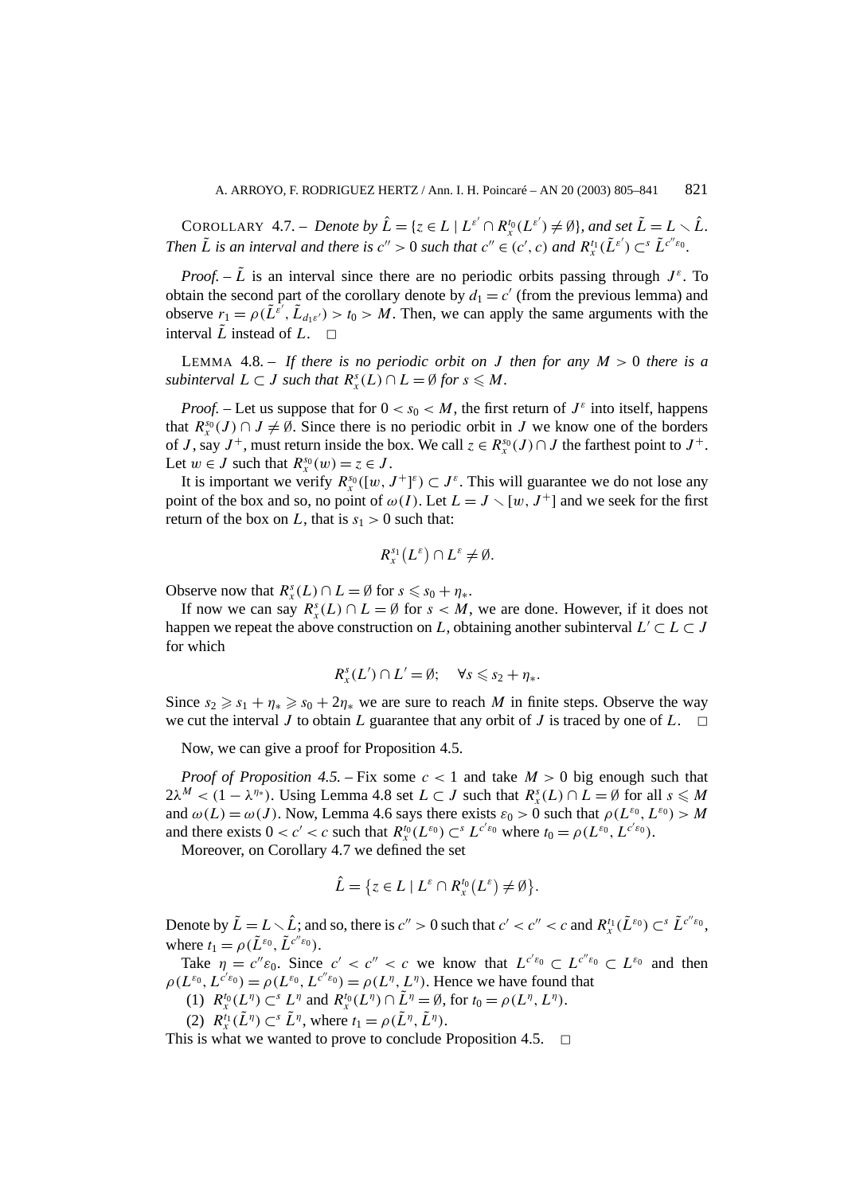COROLLARY 4.7. – *Denote by* $\hat{L} = \{z \in L \mid L^{\varepsilon'} \cap R_x^{t_0}(L^{\varepsilon'}) \neq \emptyset\}$, *and set* $\tilde{L} = L \setminus \hat{L}$. *Then* $\tilde{L}$ *is an interval and there is* $c'' > 0$ *such that* $c'' \in (c', c)$ *and* $R_x^{t_1}(\tilde{L}^{\varepsilon'}) \subset^s \tilde{L}^{c''\varepsilon_0}$.

*Proof.* – $\tilde{L}$ is an interval since there are no periodic orbits passing through $J^\varepsilon$. To obtain the second part of the corollary denote by $d_1 = c'$ (from the previous lemma) and observe $r_1 = \rho(\tilde{L}^{\varepsilon'}, \tilde{L}_{d_1\varepsilon'}) > t_0 > M$. Then, we can apply the same arguments with the interval $\tilde{L}$ instead of $L$. □

LEMMA 4.8. – *If there is no periodic orbit on* $J$ *then for any* $M > 0$ *there is a subinterval* $L \subset J$ *such that* $R_x^s(L) \cap L = \emptyset$ *for* $s \leqslant M$.

*Proof.* – Let us suppose that for $0 < s_0 < M$, the first return of $J^\varepsilon$ into itself, happens that $R_x^{s_0}(J) \cap J \neq \emptyset$. Since there is no periodic orbit in $J$ we know one of the borders of $J$, say $J^+$, must return inside the box. We call $z \in R_x^{s_0}(J) \cap J$ the farthest point to $J^+$. Let $w \in J$ such that $R_x^{s_0}(w) = z \in J$.

It is important we verify $R_x^{s_0}([w, J^+]^\varepsilon) \subset J^\varepsilon$. This will guarantee we do not lose any point of the box and so, no point of $\omega(I)$. Let $L = J \setminus [w, J^+]$ and we seek for the first return of the box on $L$, that is $s_1 > 0$ such that:

$$R_x^{s_1}(L^\varepsilon) \cap L^\varepsilon \neq \emptyset.$$

Observe now that $R_x^s(L) \cap L = \emptyset$ for $s \leqslant s_0 + \eta_*$.

If now we can say $R_x^s(L) \cap L = \emptyset$ for $s < M$, we are done. However, if it does not happen we repeat the above construction on $L$, obtaining another subinterval $L' \subset L \subset J$ for which

$$R_x^s(L') \cap L' = \emptyset; \quad \forall s \leqslant s_2 + \eta_*.$$

Since $s_2 \geqslant s_1 + \eta_* \geqslant s_0 + 2\eta_*$ we are sure to reach $M$ in finite steps. Observe the way we cut the interval $J$ to obtain $L$ guarantee that any orbit of $J$ is traced by one of $L$. □

Now, we can give a proof for Proposition 4.5.

*Proof of Proposition 4.5.* – Fix some $c < 1$ and take $M > 0$ big enough such that $2\lambda^M < (1 - \lambda^{\eta_*})$. Using Lemma 4.8 set $L \subset J$ such that $R_x^s(L) \cap L = \emptyset$ for all $s \leqslant M$ and $\omega(L) = \omega(J)$. Now, Lemma 4.6 says there exists $\varepsilon_0 > 0$ such that $\rho(L^{\varepsilon_0}, L^{\varepsilon_0}) > M$ and there exists $0 < c' < c$ such that $R_x^{t_0}(L^{\varepsilon_0}) \subset^s L^{c'\varepsilon_0}$ where $t_0 = \rho(L^{\varepsilon_0}, L^{c'\varepsilon_0})$.

Moreover, on Corollary 4.7 we defined the set

$$\hat{L} = \{z \in L \mid L^\varepsilon \cap R_x^{t_0}(L^\varepsilon) \neq \emptyset\}.$$

Denote by $\tilde{L} = L \setminus \hat{L}$; and so, there is $c'' > 0$ such that $c' < c'' < c$ and $R_x^{t_1}(\tilde{L}^{\varepsilon_0}) \subset^s \tilde{L}^{c''\varepsilon_0}$, where $t_1 = \rho(\tilde{L}^{\varepsilon_0}, \tilde{L}^{c''\varepsilon_0})$.

Take $\eta = c''\varepsilon_0$. Since $c' < c'' < c$ we know that $L^{c'\varepsilon_0} \subset L^{c''\varepsilon_0} \subset L^{\varepsilon_0}$ and then $\rho(L^{\varepsilon_0}, L^{c'\varepsilon_0}) = \rho(L^{\varepsilon_0}, L^{c''\varepsilon_0}) = \rho(L^\eta, L^\eta)$. Hence we have found that

(1) $R_x^{t_0}(L^\eta) \subset^s L^\eta$ and $R_x^{t_0}(L^\eta) \cap \tilde{L}^\eta = \emptyset$, for $t_0 = \rho(L^\eta, L^\eta)$.

(2) $R_x^{t_1}(\tilde{L}^\eta) \subset^s \tilde{L}^\eta$, where $t_1 = \rho(\tilde{L}^\eta, \tilde{L}^\eta)$.

This is what we wanted to prove to conclude Proposition 4.5. □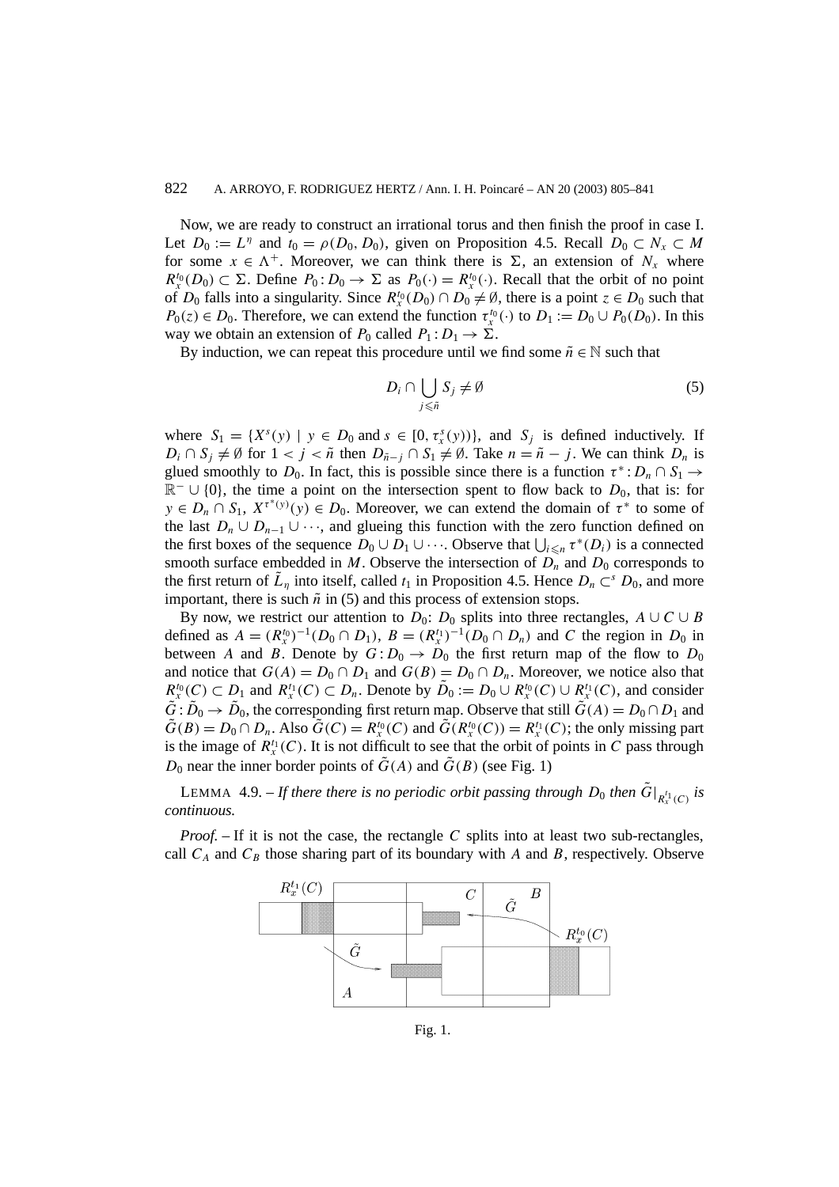Now, we are ready to construct an irrational torus and then finish the proof in case I. Let $D_0 := L^\eta$ and $t_0 = \rho(D_0, D_0)$, given on Proposition 4.5. Recall $D_0 \subset N_x \subset M$ for some $x \in \Lambda^+$. Moreover, we can think there is $\Sigma$, an extension of $N_x$ where $R_x^{t_0}(D_0) \subset \Sigma$. Define $P_0 : D_0 \to \Sigma$ as $P_0(\cdot) = R_x^{t_0}(\cdot)$. Recall that the orbit of no point of $D_0$ falls into a singularity. Since $R_x^{t_0}(D_0) \cap D_0 \neq \emptyset$, there is a point $z \in D_0$ such that $P_0(z) \in D_0$. Therefore, we can extend the function $\tau_x^{t_0}(\cdot)$ to $D_1 := D_0 \cup P_0(D_0)$. In this way we obtain an extension of $P_0$ called $P_1 : D_1 \to \Sigma$.

By induction, we can repeat this procedure until we find some $\tilde{n} \in \mathbb{N}$ such that

$$D_i \cap \bigcup_{j \leqslant \tilde{n}} S_j \neq \emptyset \tag{5}$$

where $S_1 = \{X^s(y) \mid y \in D_0 \text{ and } s \in [0, \tau_x^s(y))\}$, and $S_j$ is defined inductively. If $D_i \cap S_j \neq \emptyset$ for $1 < j < \tilde{n}$ then $D_{\tilde{n}-j} \cap S_1 \neq \emptyset$. Take $n = \tilde{n} - j$. We can think $D_n$ is glued smoothly to $D_0$. In fact, this is possible since there is a function $\tau^* : D_n \cap S_1 \to \mathbb{R}^- \cup \{0\}$, the time a point on the intersection spent to flow back to $D_0$, that is: for $y \in D_n \cap S_1$, $X^{\tau^*(y)}(y) \in D_0$. Moreover, we can extend the domain of $\tau^*$ to some of the last $D_n \cup D_{n-1} \cup \cdots$, and glueing this function with the zero function defined on the first boxes of the sequence $D_0 \cup D_1 \cup \cdots$. Observe that $\bigcup_{i \leqslant n} \tau^*(D_i)$ is a connected smooth surface embedded in $M$. Observe the intersection of $D_n$ and $D_0$ corresponds to the first return of $\tilde{L}_\eta$ into itself, called $t_1$ in Proposition 4.5. Hence $D_n \subset^s D_0$, and more important, there is such $\tilde{n}$ in (5) and this process of extension stops.

By now, we restrict our attention to $D_0$: $D_0$ splits into three rectangles, $A \cup C \cup B$ defined as $A = (R_x^{t_0})^{-1}(D_0 \cap D_1)$, $B = (R_x^{t_1})^{-1}(D_0 \cap D_n)$ and $C$ the region in $D_0$ in between $A$ and $B$. Denote by $G : D_0 \to D_0$ the first return map of the flow to $D_0$ and notice that $G(A) = D_0 \cap D_1$ and $G(B) = D_0 \cap D_n$. Moreover, we notice also that $R_x^{t_0}(C) \subset D_1$ and $R_x^{t_1}(C) \subset D_n$. Denote by $\tilde{D}_0 := D_0 \cup R_x^{t_0}(C) \cup R_x^{t_1}(C)$, and consider $\tilde{G} : \tilde{D}_0 \to \tilde{D}_0$, the corresponding first return map. Observe that still $\tilde{G}(A) = D_0 \cap D_1$ and $\tilde{G}(B) = D_0 \cap D_n$. Also $\tilde{G}(C) = R_x^{t_0}(C)$ and $\tilde{G}(R_x^{t_0}(C)) = R_x^{t_1}(C)$; the only missing part is the image of $R_x^{t_1}(C)$. It is not difficult to see that the orbit of points in $C$ pass through $D_0$ near the inner border points of $\tilde{G}(A)$ and $\tilde{G}(B)$ (see Fig. 1)

LEMMA 4.9. – *If there there is no periodic orbit passing through $D_0$ then $\tilde{G}|_{R_x^{t_1}(C)}$ is continuous.*

*Proof.* – If it is not the case, the rectangle $C$ splits into at least two sub-rectangles, call $C_A$ and $C_B$ those sharing part of its boundary with $A$ and $B$, respectively. Observe

$R_x^{t_1}(C)$

$C$

$B$

$\tilde{G}$

$R_x^{t_0}(C)$

$\tilde{G}$

$A$

Fig. 1.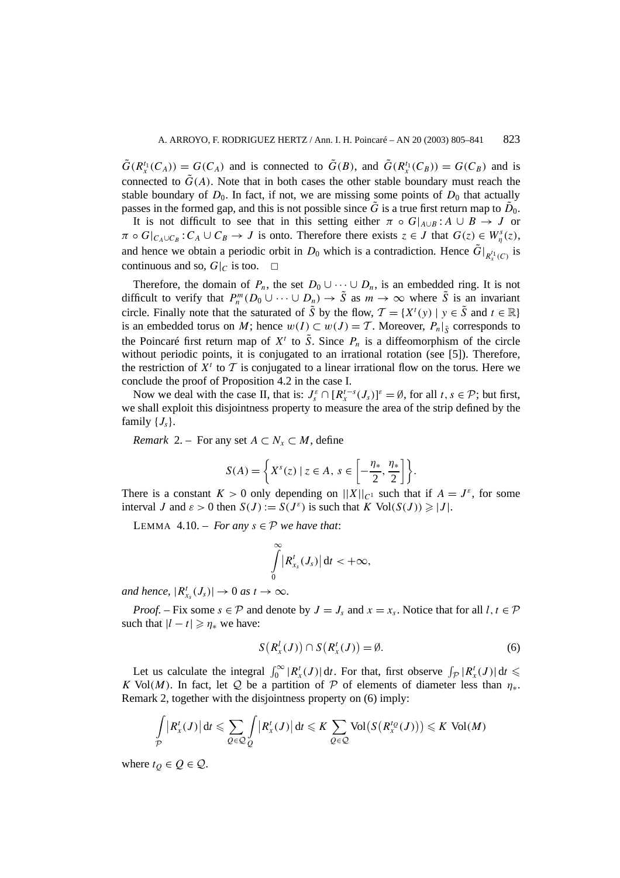$\tilde{G}(R_x^{t_1}(C_A)) = G(C_A)$ and is connected to $\tilde{G}(B)$, and $\tilde{G}(R_x^{t_1}(C_B)) = G(C_B)$ and is connected to $\tilde{G}(A)$. Note that in both cases the other stable boundary must reach the stable boundary of $D_0$. In fact, if not, we are missing some points of $D_0$ that actually passes in the formed gap, and this is not possible since $\tilde{G}$ is a true first return map to $\tilde{D}_0$.

It is not difficult to see that in this setting either $\pi \circ G|_{A\cup B} : A \cup B \to J$ or $\pi \circ G|_{C_A \cup C_B} : C_A \cup C_B \to J$ is onto. Therefore there exists $z \in J$ that $G(z) \in W_\eta^s(z)$, and hence we obtain a periodic orbit in $D_0$ which is a contradiction. Hence $\tilde{G}|_{R_x^{t_1}(C)}$ is continuous and so, $G|_C$ is too. $\square$

Therefore, the domain of $P_n$, the set $D_0 \cup \cdots \cup D_n$, is an embedded ring. It is not difficult to verify that $P_n^m(D_0 \cup \cdots \cup D_n) \to \tilde{S}$ as $m \to \infty$ where $\tilde{S}$ is an invariant circle. Finally note that the saturated of $\tilde{S}$ by the flow, $\mathcal{T} = \{X^t(y) \mid y \in \tilde{S} \text{ and } t \in \mathbb{R}\}$ is an embedded torus on $M$; hence $w(I) \subset w(J) = \mathcal{T}$. Moreover, $P_n|_{\tilde{S}}$ corresponds to the Poincaré first return map of $X^t$ to $\tilde{S}$. Since $P_n$ is a diffeomorphism of the circle without periodic points, it is conjugated to an irrational rotation (see [5]). Therefore, the restriction of $X^t$ to $\mathcal{T}$ is conjugated to a linear irrational flow on the torus. Here we conclude the proof of Proposition 4.2 in the case I.

Now we deal with the case II, that is: $J_s^\varepsilon \cap [R_x^{t-s}(J_s)]^\varepsilon = \emptyset$, for all $t, s \in \mathcal{P}$; but first, we shall exploit this disjointness property to measure the area of the strip defined by the family $\{J_s\}$.

*Remark* 2. – For any set $A \subset N_x \subset M$, define

$$S(A) = \left\{ X^s(z) \mid z \in A,\ s \in \left[-\frac{\eta_*}{2}, \frac{\eta_*}{2}\right] \right\}.$$

There is a constant $K > 0$ only depending on $\|X\|_{C^1}$ such that if $A = J^\varepsilon$, for some interval $J$ and $\varepsilon > 0$ then $S(J) := S(J^\varepsilon)$ is such that $K\ \mathrm{Vol}(S(J)) \geqslant |J|$.

LEMMA 4.10. – *For any $s \in \mathcal{P}$ we have that*:

$$\int_0^\infty \left| R_{x_s}^t(J_s) \right| \mathrm{d}t < +\infty,$$

*and hence, $|R_{x_s}^t(J_s)| \to 0$ as $t \to \infty$.*

*Proof.* – Fix some $s \in \mathcal{P}$ and denote by $J = J_s$ and $x = x_s$. Notice that for all $l, t \in \mathcal{P}$ such that $|l - t| \geqslant \eta_*$ we have:

$$S\left(R_x^l(J)\right) \cap S\left(R_x^t(J)\right) = \emptyset. \tag{6}$$

Let us calculate the integral $\int_0^\infty |R_x^t(J)|\,\mathrm{d}t$. For that, first observe $\int_{\mathcal{P}} |R_x^t(J)|\,\mathrm{d}t \leqslant K\ \mathrm{Vol}(M)$. In fact, let $\mathcal{Q}$ be a partition of $\mathcal{P}$ of elements of diameter less than $\eta_*$. Remark 2, together with the disjointness property on (6) imply:

$$\int_{\mathcal{P}} \left| R_x^t(J) \right| \mathrm{d}t \leqslant \sum_{Q \in \mathcal{Q}} \int_Q \left| R_x^t(J) \right| \mathrm{d}t \leqslant K \sum_{Q \in \mathcal{Q}} \mathrm{Vol}\left(S\left(R_x^{t_Q}(J)\right)\right) \leqslant K\ \mathrm{Vol}(M)$$

where $t_Q \in Q \in \mathcal{Q}$.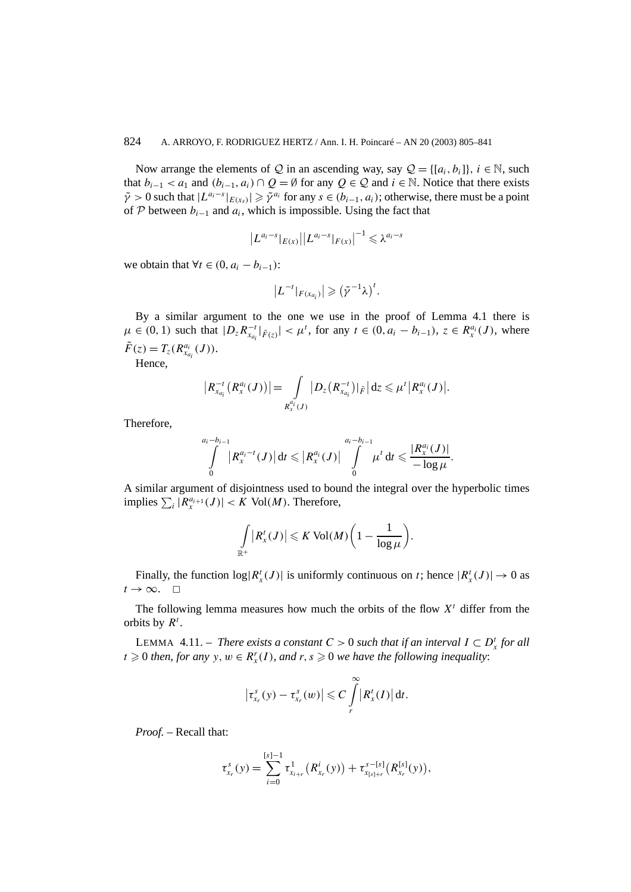Now arrange the elements of $\mathcal{Q}$ in an ascending way, say $\mathcal{Q} = \{[a_i, b_i]\}$, $i \in \mathbb{N}$, such that $b_{i-1} < a_1$ and $(b_{i-1}, a_i) \cap Q = \emptyset$ for any $Q \in \mathcal{Q}$ and $i \in \mathbb{N}$. Notice that there exists $\tilde{\gamma} > 0$ such that $|L^{a_i - s}|_{E(x_s)}| \geqslant \tilde{\gamma}^{a_i}$ for any $s \in (b_{i-1}, a_i)$; otherwise, there must be a point of $\mathcal{P}$ between $b_{i-1}$ and $a_i$, which is impossible. Using the fact that

$$\left|L^{a_i - s}|_{E(x)}\right| \left|L^{a_i - s}|_{F(x)}\right|^{-1} \leqslant \lambda^{a_i - s}$$

we obtain that $\forall t \in (0, a_i - b_{i-1})$:

$$\left|L^{-t}|_{F(x_{a_i})}\right| \geqslant \left(\tilde{\gamma}^{-1}\lambda\right)^t.$$

By a similar argument to the one we use in the proof of Lemma 4.1 there is $\mu \in (0,1)$ such that $|D_z R^{-t}_{x_{a_i}}|_{\tilde{F}(z)}| < \mu^t$, for any $t \in (0, a_i - b_{i-1})$, $z \in R^{a_i}_x(J)$, where $\tilde{F}(z) = T_z(R^{a_i}_{x_{a_i}}(J))$.

Hence,

$$\left|R^{-t}_{x_{a_i}}\left(R^{a_i}_x(J)\right)\right| = \int_{R^{a_i}_x(J)} \left|D_z\left(R^{-t}_{x_{a_i}}\right)|_{\tilde{F}}\right| \mathrm{d}z \leqslant \mu^t \left|R^{a_i}_x(J)\right|.$$

Therefore,

$$\int_0^{a_i - b_{i-1}} \left|R^{a_i - t}_x(J)\right| \mathrm{d}t \leqslant \left|R^{a_i}_x(J)\right| \int_0^{a_i - b_{i-1}} \mu^t \,\mathrm{d}t \leqslant \frac{|R^{a_i}_x(J)|}{-\log \mu}.$$

A similar argument of disjointness used to bound the integral over the hyperbolic times implies $\sum_i |R^{a_{i+1}}_x(J)| < K \operatorname{Vol}(M)$. Therefore,

$$\int_{\mathbb{R}^+} \left|R^t_x(J)\right| \leqslant K \operatorname{Vol}(M)\left(1 - \frac{1}{\log \mu}\right).$$

Finally, the function $\log|R^t_x(J)|$ is uniformly continuous on $t$; hence $|R^t_x(J)| \to 0$ as $t \to \infty$. $\square$

The following lemma measures how much the orbits of the flow $X^t$ differ from the orbits by $R^t$.

LEMMA 4.11. – *There exists a constant $C > 0$ such that if an interval $I \subset D^t_x$ for all $t \geqslant 0$ then, for any $y, w \in R^r_x(I)$, and $r, s \geqslant 0$ we have the following inequality*:

$$\left|\tau^s_{x_r}(y) - \tau^s_{x_r}(w)\right| \leqslant C \int_r^{\infty} \left|R^t_x(I)\right| \mathrm{d}t.$$

*Proof.* – Recall that:

$$\tau^s_{x_r}(y) = \sum_{i=0}^{[s]-1} \tau^1_{x_{i+r}}\left(R^i_{x_r}(y)\right) + \tau^{s-[s]}_{x_{[s]+r}}\left(R^{[s]}_{x_r}(y)\right),$$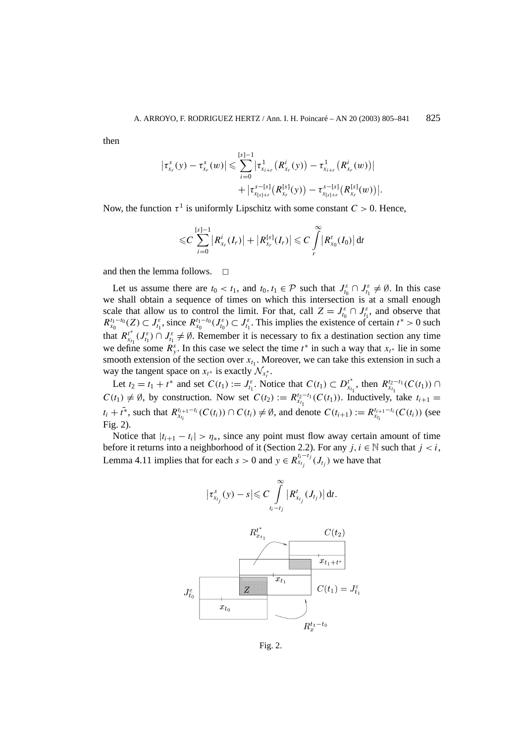then

$$
\begin{aligned}
\left|\tau^s_{x_r}(y)-\tau^s_{x_r}(w)\right| \leqslant & \sum_{i=0}^{[s]-1}\left|\tau^1_{x_{i+r}}\left(R^i_{x_r}(y)\right)-\tau^1_{x_{i+r}}\left(R^i_{x_r}(w)\right)\right| \\
& +\left|\tau^{s-[s]}_{x_{[s]+r}}\left(R^{[s]}_{x_r}(y)\right)-\tau^{s-[s]}_{x_{[s]+r}}\left(R^{[s]}_{x_r}(w)\right)\right|.
\end{aligned}
$$

Now, the function $\tau^1$ is uniformly Lipschitz with some constant $C>0$. Hence,

$$
\leqslant C\sum_{i=0}^{[s]-1}\left|R^i_{x_r}(I_r)\right|+\left|R^{[s]}_{x_r}(I_r)\right| \leqslant C\int_r^{\infty}\left|R^t_{x_0}(I_0)\right|\mathrm{d}t
$$

and then the lemma follows. $\square$

Let us assume there are $t_0<t_1$, and $t_0,t_1\in\mathcal{P}$ such that $J^{\varepsilon}_{t_0}\cap J^{\varepsilon}_{t_1}\neq\emptyset$. In this case we shall obtain a sequence of times on which this intersection is at a small enough scale that allow us to control the limit. For that, call $Z=J^{\varepsilon}_{t_0}\cap J^{\varepsilon}_{t_1}$, and observe that $R^{t_1-t_0}_{x_0}(Z)\subset J^{\varepsilon}_{t_1}$, since $R^{t_1-t_0}_{x_0}(J^{\varepsilon}_{t_0})\subset J^{\varepsilon}_{t_1}$. This implies the existence of certain $t^*>0$ such that $R^{t^*}_{x_{t_1}}(J^{\varepsilon}_{t_1})\cap J^{\varepsilon}_{t_1}\neq\emptyset$. Remember it is necessary to fix a destination section any time we define some $R^s_y$. In this case we select the time $t^*$ in such a way that $x_{t^*}$ lie in some smooth extension of the section over $x_{t_1}$. Moreover, we can take this extension in such a way the tangent space on $x_{t^*}$ is exactly $\mathcal{N}_{x^*_t}$.

Let $t_2=t_1+t^*$ and set $C(t_1):=J^{\varepsilon}_{t_1}$. Notice that $C(t_1)\subset D^{t^*}_{x_{t_1}}$, then $R^{t_2-t_1}_{x_{t_1}}(C(t_1))\cap C(t_1)\neq\emptyset$, by construction. Now set $C(t_2):=R^{t_2-t_1}_{x_{t_1}}(C(t_1))$. Inductively, take $t_{i+1}=t_i+\tilde{t^*}$, such that $R^{t_{i+1}-t_i}_{x_{t_i}}(C(t_i))\cap C(t_i)\neq\emptyset$, and denote $C(t_{i+1}):=R^{t_{i+1}-t_i}_{x_{t_i}}(C(t_i))$ (see Fig. 2).

Notice that $|t_{i+1}-t_i|>\eta_*$, since any point must flow away certain amount of time before it returns into a neighborhood of it (Section 2.2). For any $j,i\in\mathbb{N}$ such that $j<i$, Lemma 4.11 implies that for each $s>0$ and $y\in R^{t_i-t_j}_{x_{t_j}}(J_{t_j})$ we have that

$$
\left|\tau^s_{x_{t_j}}(y)-s\right|\leqslant C\int_{t_i-t_j}^{\infty}\left|R^t_{x_{t_j}}(J_{t_j})\right|\mathrm{d}t.
$$

$R^{t^*}_{x_{t_1}}$

$C(t_2)$

$x_{t_1+t^*}$

$x_{t_1}$

$Z$

$C(t_1)=J^{\varepsilon}_{t_1}$

$J^{\varepsilon}_{t_0}$

$x_{t_0}$

$R^{t_1-t_0}_{x}$

Fig. 2.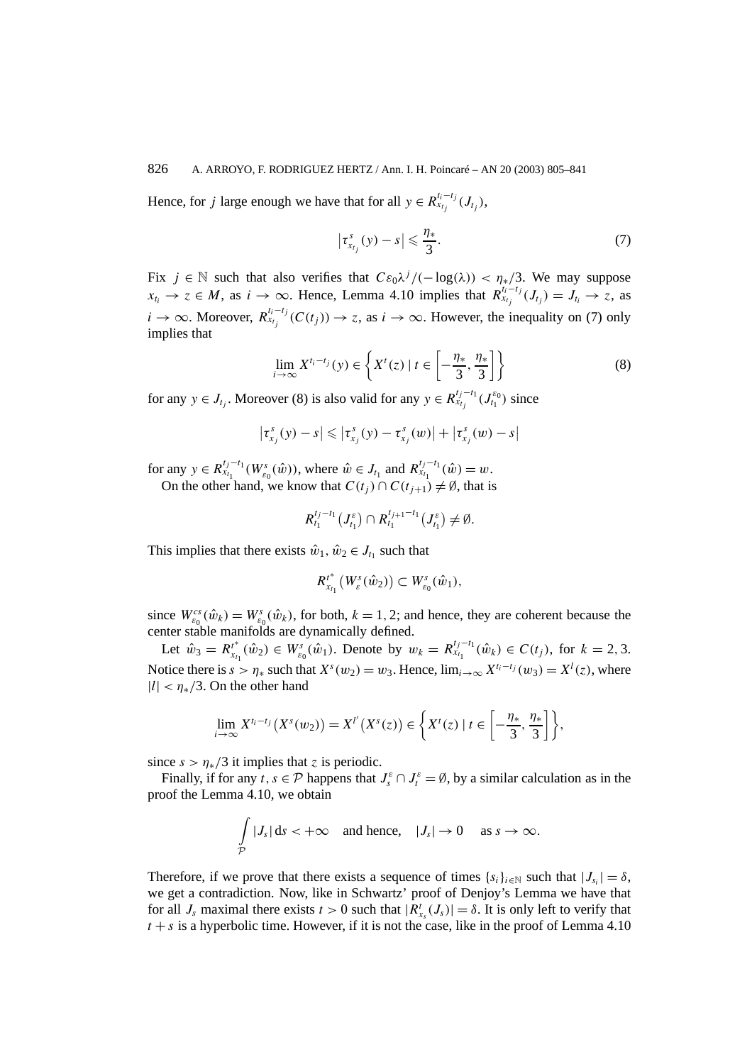Hence, for $j$ large enough we have that for all $y \in R^{t_i - t_j}_{x_{t_j}}(J_{t_j})$,

$$\left|\tau^s_{x_{t_j}}(y) - s\right| \leqslant \frac{\eta_*}{3}. \tag{7}$$

Fix $j \in \mathbb{N}$ such that also verifies that $C\varepsilon_0 \lambda^j / (-\log(\lambda)) < \eta_*/3$. We may suppose $x_{t_i} \to z \in M$, as $i \to \infty$. Hence, Lemma 4.10 implies that $R^{t_i - t_j}_{x_{t_j}}(J_{t_j}) = J_{t_i} \to z$, as $i \to \infty$. Moreover, $R^{t_i - t_j}_{x_{t_j}}(C(t_j)) \to z$, as $i \to \infty$. However, the inequality on (7) only implies that

$$\lim_{i \to \infty} X^{t_i - t_j}(y) \in \left\{ X^t(z) \mid t \in \left[-\frac{\eta_*}{3}, \frac{\eta_*}{3}\right] \right\} \tag{8}$$

for any $y \in J_{t_j}$. Moreover (8) is also valid for any $y \in R^{t_j - t_1}_{x_{t_j}}(J^{\varepsilon_0}_{t_1})$ since

$$\left|\tau^s_{x_j}(y) - s\right| \leqslant \left|\tau^s_{x_j}(y) - \tau^s_{x_j}(w)\right| + \left|\tau^s_{x_j}(w) - s\right|$$

for any $y \in R^{t_j - t_1}_{x_{t_1}}(W^s_{\varepsilon_0}(\hat{w}))$, where $\hat{w} \in J_{t_1}$ and $R^{t_j - t_1}_{x_{t_1}}(\hat{w}) = w$.

On the other hand, we know that $C(t_j) \cap C(t_{j+1}) \neq \emptyset$, that is

$$R^{t_j - t_1}_{t_1}\left(J^\varepsilon_{t_1}\right) \cap R^{t_{j+1} - t_1}_{t_1}\left(J^\varepsilon_{t_1}\right) \neq \emptyset.$$

This implies that there exists $\hat{w}_1, \hat{w}_2 \in J_{t_1}$ such that

$$R^{t^*}_{x_{t_1}}\left(W^s_\varepsilon(\hat{w}_2)\right) \subset W^s_{\varepsilon_0}(\hat{w}_1),$$

since $W^{cs}_{\varepsilon_0}(\hat{w}_k) = W^s_{\varepsilon_0}(\hat{w}_k)$, for both, $k = 1, 2$; and hence, they are coherent because the center stable manifolds are dynamically defined.

Let $\hat{w}_3 = R^{t^*}_{x_{t_1}}(\hat{w}_2) \in W^s_{\varepsilon_0}(\hat{w}_1)$. Denote by $w_k = R^{t_j - t_1}_{x_{t_1}}(\hat{w}_k) \in C(t_j)$, for $k = 2, 3$. Notice there is $s > \eta_*$ such that $X^s(w_2) = w_3$. Hence, $\lim_{i \to \infty} X^{t_i - t_j}(w_3) = X^l(z)$, where $|l| < \eta_*/3$. On the other hand

$$\lim_{i \to \infty} X^{t_i - t_j}\left(X^s(w_2)\right) = X^{l'}\left(X^s(z)\right) \in \left\{ X^t(z) \mid t \in \left[-\frac{\eta_*}{3}, \frac{\eta_*}{3}\right] \right\},$$

since $s > \eta_*/3$ it implies that $z$ is periodic.

Finally, if for any $t, s \in \mathcal{P}$ happens that $J^\varepsilon_s \cap J^\varepsilon_t = \emptyset$, by a similar calculation as in the proof the Lemma 4.10, we obtain

$$\int_{\mathcal{P}} |J_s| \, \mathrm{d}s < +\infty \quad \text{and hence,} \quad |J_s| \to 0 \quad \text{as } s \to \infty.$$

Therefore, if we prove that there exists a sequence of times $\{s_i\}_{i \in \mathbb{N}}$ such that $|J_{s_i}| = \delta$, we get a contradiction. Now, like in Schwartz' proof of Denjoy's Lemma we have that for all $J_s$ maximal there exists $t > 0$ such that $|R^t_{x_s}(J_s)| = \delta$. It is only left to verify that $t + s$ is a hyperbolic time. However, if it is not the case, like in the proof of Lemma 4.10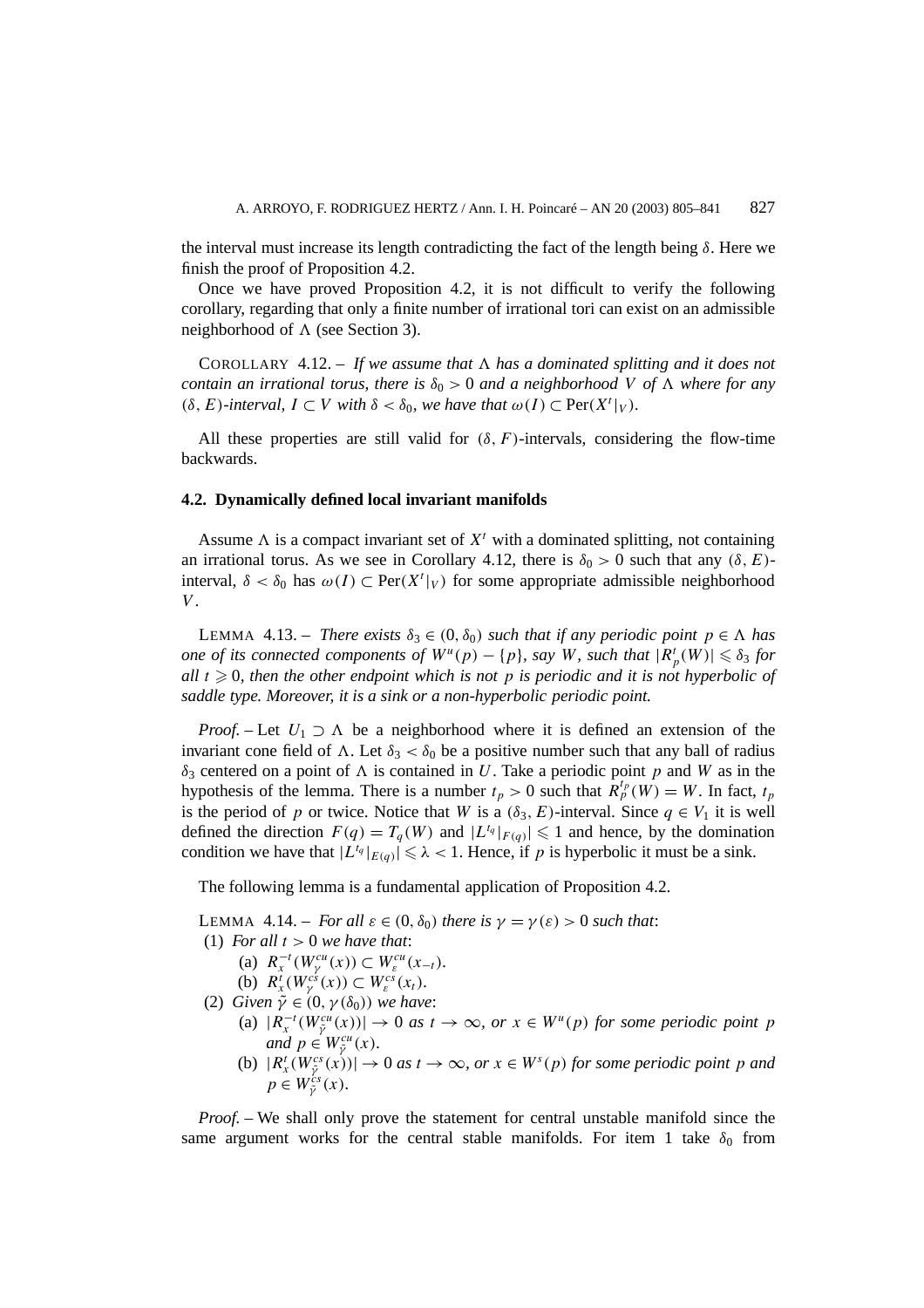the interval must increase its length contradicting the fact of the length being $\delta$. Here we finish the proof of Proposition 4.2.

Once we have proved Proposition 4.2, it is not difficult to verify the following corollary, regarding that only a finite number of irrational tori can exist on an admissible neighborhood of $\Lambda$ (see Section 3).

COROLLARY 4.12. – *If we assume that $\Lambda$ has a dominated splitting and it does not contain an irrational torus, there is $\delta_0 > 0$ and a neighborhood $V$ of $\Lambda$ where for any $(\delta, E)$-interval, $I \subset V$ with $\delta < \delta_0$, we have that $\omega(I) \subset \mathrm{Per}(X^t|_V)$.*

All these properties are still valid for $(\delta, F)$-intervals, considering the flow-time backwards.

### 4.2. Dynamically defined local invariant manifolds

Assume $\Lambda$ is a compact invariant set of $X^t$ with a dominated splitting, not containing an irrational torus. As we see in Corollary 4.12, there is $\delta_0 > 0$ such that any $(\delta, E)$-interval, $\delta < \delta_0$ has $\omega(I) \subset \mathrm{Per}(X^t|_V)$ for some appropriate admissible neighborhood $V$.

LEMMA 4.13. – *There exists $\delta_3 \in (0, \delta_0)$ such that if any periodic point $p \in \Lambda$ has one of its connected components of $W^u(p) - \{p\}$, say $W$, such that $|R^t_p(W)| \leqslant \delta_3$ for all $t \geqslant 0$, then the other endpoint which is not $p$ is periodic and it is not hyperbolic of saddle type. Moreover, it is a sink or a non-hyperbolic periodic point.*

*Proof.* – Let $U_1 \supset \Lambda$ be a neighborhood where it is defined an extension of the invariant cone field of $\Lambda$. Let $\delta_3 < \delta_0$ be a positive number such that any ball of radius $\delta_3$ centered on a point of $\Lambda$ is contained in $U$. Take a periodic point $p$ and $W$ as in the hypothesis of the lemma. There is a number $t_p > 0$ such that $R^{t_p}_p(W) = W$. In fact, $t_p$ is the period of $p$ or twice. Notice that $W$ is a $(\delta_3, E)$-interval. Since $q \in V_1$ it is well defined the direction $F(q) = T_q(W)$ and $|L^{t_q}|_{F(q)}| \leqslant 1$ and hence, by the domination condition we have that $|L^{t_q}|_{E(q)}| \leqslant \lambda < 1$. Hence, if $p$ is hyperbolic it must be a sink.

The following lemma is a fundamental application of Proposition 4.2.

LEMMA 4.14. – *For all $\varepsilon \in (0, \delta_0)$ there is $\gamma = \gamma(\varepsilon) > 0$ such that*:

(1) *For all $t > 0$ we have that*:
   (a) $R^{-t}_x(W^{cu}_\gamma(x)) \subset W^{cu}_\varepsilon(x_{-t})$.
   (b) $R^t_x(W^{cs}_\gamma(x)) \subset W^{cs}_\varepsilon(x_t)$.

(2) *Given $\tilde{\gamma} \in (0, \gamma(\delta_0))$ we have*:
   (a) $|R^{-t}_x(W^{cu}_{\tilde{\gamma}}(x))| \to 0$ *as $t \to \infty$, or $x \in W^u(p)$ for some periodic point $p$ and $p \in W^{cu}_{\tilde{\gamma}}(x)$.*
   (b) $|R^t_x(W^{cs}_{\tilde{\gamma}}(x))| \to 0$ *as $t \to \infty$, or $x \in W^s(p)$ for some periodic point $p$ and $p \in W^{cs}_{\tilde{\gamma}}(x)$.*

*Proof.* – We shall only prove the statement for central unstable manifold since the same argument works for the central stable manifolds. For item 1 take $\delta_0$ from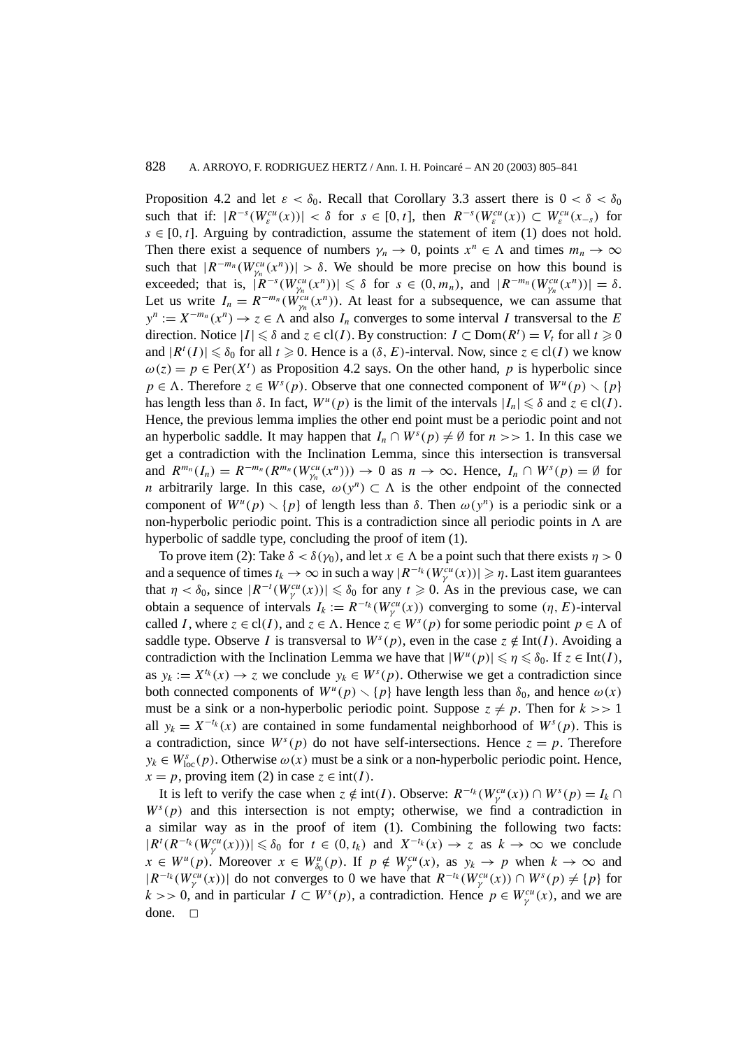Proposition 4.2 and let $\varepsilon < \delta_0$. Recall that Corollary 3.3 assert there is $0 < \delta < \delta_0$ such that if: $|R^{-s}(W^{cu}_{\varepsilon}(x))| < \delta$ for $s \in [0,t]$, then $R^{-s}(W^{cu}_{\varepsilon}(x)) \subset W^{cu}_{\varepsilon}(x_{-s})$ for $s \in [0,t]$. Arguing by contradiction, assume the statement of item (1) does not hold. Then there exist a sequence of numbers $\gamma_n \to 0$, points $x^n \in \Lambda$ and times $m_n \to \infty$ such that $|R^{-m_n}(W^{cu}_{\gamma_n}(x^n))| > \delta$. We should be more precise on how this bound is exceeded; that is, $|R^{-s}(W^{cu}_{\gamma_n}(x^n))| \leqslant \delta$ for $s \in (0, m_n)$, and $|R^{-m_n}(W^{cu}_{\gamma_n}(x^n))| = \delta$. Let us write $I_n = R^{-m_n}(W^{cu}_{\gamma_n}(x^n))$. At least for a subsequence, we can assume that $y^n := X^{-m_n}(x^n) \to z \in \Lambda$ and also $I_n$ converges to some interval $I$ transversal to the $E$ direction. Notice $|I| \leqslant \delta$ and $z \in \mathrm{cl}(I)$. By construction: $I \subset \mathrm{Dom}(R^t) = V_t$ for all $t \geqslant 0$ and $|R^t(I)| \leqslant \delta_0$ for all $t \geqslant 0$. Hence is a $(\delta, E)$-interval. Now, since $z \in \mathrm{cl}(I)$ we know $\omega(z) = p \in \mathrm{Per}(X^t)$ as Proposition 4.2 says. On the other hand, $p$ is hyperbolic since $p \in \Lambda$. Therefore $z \in W^s(p)$. Observe that one connected component of $W^u(p) \setminus \{p\}$ has length less than $\delta$. In fact, $W^u(p)$ is the limit of the intervals $|I_n| \leqslant \delta$ and $z \in \mathrm{cl}(I)$. Hence, the previous lemma implies the other end point must be a periodic point and not an hyperbolic saddle. It may happen that $I_n \cap W^s(p) \neq \emptyset$ for $n >> 1$. In this case we get a contradiction with the Inclination Lemma, since this intersection is transversal and $R^{m_n}(I_n) = R^{-m_n}(R^{m_n}(W^{cu}_{\gamma_n}(x^n))) \to 0$ as $n \to \infty$. Hence, $I_n \cap W^s(p) = \emptyset$ for $n$ arbitrarily large. In this case, $\omega(y^n) \subset \Lambda$ is the other endpoint of the connected component of $W^u(p) \setminus \{p\}$ of length less than $\delta$. Then $\omega(y^n)$ is a periodic sink or a non-hyperbolic periodic point. This is a contradiction since all periodic points in $\Lambda$ are hyperbolic of saddle type, concluding the proof of item (1).

To prove item (2): Take $\delta < \delta(\gamma_0)$, and let $x \in \Lambda$ be a point such that there exists $\eta > 0$ and a sequence of times $t_k \to \infty$ in such a way $|R^{-t_k}(W^{cu}_{\gamma}(x))| \geqslant \eta$. Last item guarantees that $\eta < \delta_0$, since $|R^{-t}(W^{cu}_{\gamma}(x))| \leqslant \delta_0$ for any $t \geqslant 0$. As in the previous case, we can obtain a sequence of intervals $I_k := R^{-t_k}(W^{cu}_{\gamma}(x))$ converging to some $(\eta, E)$-interval called $I$, where $z \in \mathrm{cl}(I)$, and $z \in \Lambda$. Hence $z \in W^s(p)$ for some periodic point $p \in \Lambda$ of saddle type. Observe $I$ is transversal to $W^s(p)$, even in the case $z \notin \mathrm{Int}(I)$. Avoiding a contradiction with the Inclination Lemma we have that $|W^u(p)| \leqslant \eta \leqslant \delta_0$. If $z \in \mathrm{Int}(I)$, as $y_k := X^{t_k}(x) \to z$ we conclude $y_k \in W^s(p)$. Otherwise we get a contradiction since both connected components of $W^u(p) \setminus \{p\}$ have length less than $\delta_0$, and hence $\omega(x)$ must be a sink or a non-hyperbolic periodic point. Suppose $z \neq p$. Then for $k >> 1$ all $y_k = X^{-t_k}(x)$ are contained in some fundamental neighborhood of $W^s(p)$. This is a contradiction, since $W^s(p)$ do not have self-intersections. Hence $z = p$. Therefore $y_k \in W^s_{\mathrm{loc}}(p)$. Otherwise $\omega(x)$ must be a sink or a non-hyperbolic periodic point. Hence, $x = p$, proving item (2) in case $z \in \mathrm{int}(I)$.

It is left to verify the case when $z \notin \mathrm{int}(I)$. Observe: $R^{-t_k}(W^{cu}_{\gamma}(x)) \cap W^s(p) = I_k \cap W^s(p)$ and this intersection is not empty; otherwise, we find a contradiction in a similar way as in the proof of item (1). Combining the following two facts: $|R^t(R^{-t_k}(W^{cu}_{\gamma}(x)))| \leqslant \delta_0$ for $t \in (0, t_k)$ and $X^{-t_k}(x) \to z$ as $k \to \infty$ we conclude $x \in W^u(p)$. Moreover $x \in W^u_{\delta_0}(p)$. If $p \notin W^{cu}_{\gamma}(x)$, as $y_k \to p$ when $k \to \infty$ and $|R^{-t_k}(W^{cu}_{\gamma}(x))|$ do not converges to 0 we have that $R^{-t_k}(W^{cu}_{\gamma}(x)) \cap W^s(p) \neq \{p\}$ for $k >> 0$, and in particular $I \subset W^s(p)$, a contradiction. Hence $p \in W^{cu}_{\gamma}(x)$, and we are done. $\square$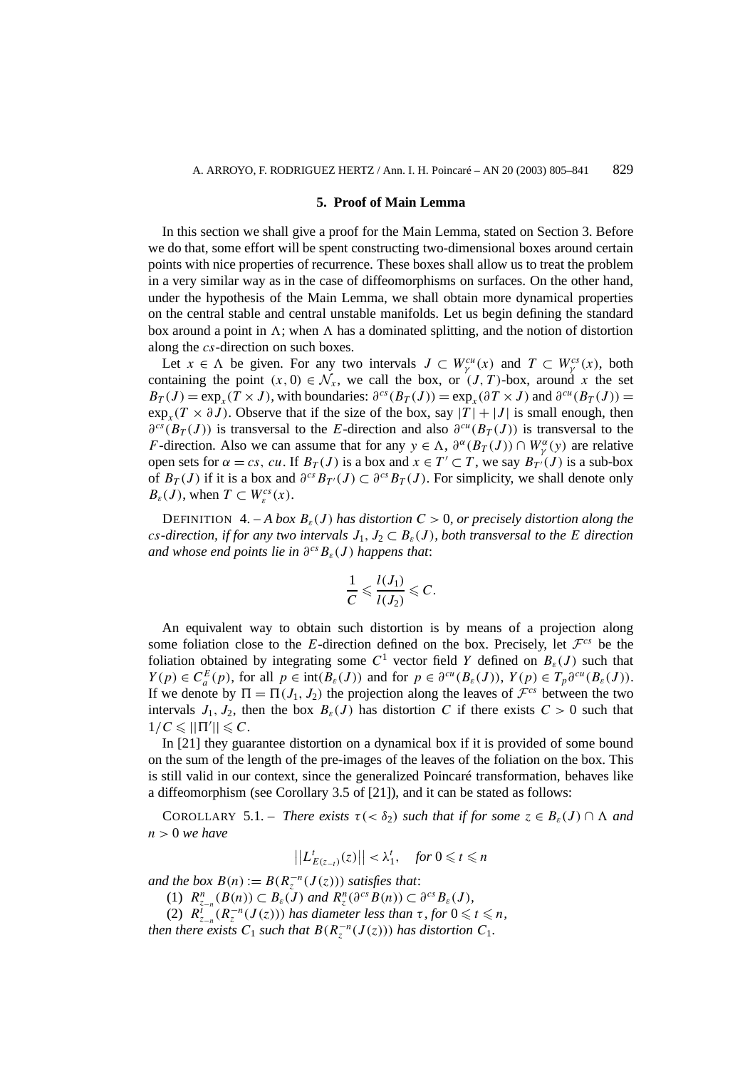## 5. Proof of Main Lemma

In this section we shall give a proof for the Main Lemma, stated on Section 3. Before we do that, some effort will be spent constructing two-dimensional boxes around certain points with nice properties of recurrence. These boxes shall allow us to treat the problem in a very similar way as in the case of diffeomorphisms on surfaces. On the other hand, under the hypothesis of the Main Lemma, we shall obtain more dynamical properties on the central stable and central unstable manifolds. Let us begin defining the standard box around a point in $\Lambda$; when $\Lambda$ has a dominated splitting, and the notion of distortion along the $cs$-direction on such boxes.

Let $x \in \Lambda$ be given. For any two intervals $J \subset W^{cu}_{\gamma}(x)$ and $T \subset W^{cs}_{\gamma}(x)$, both containing the point $(x, 0) \in \mathcal{N}_x$, we call the box, or $(J, T)$-box, around $x$ the set $B_T(J) = \exp_x(T \times J)$, with boundaries: $\partial^{cs}(B_T(J)) = \exp_x(\partial T \times J)$ and $\partial^{cu}(B_T(J)) = \exp_x(T \times \partial J)$. Observe that if the size of the box, say $|T| + |J|$ is small enough, then $\partial^{cs}(B_T(J))$ is transversal to the $E$-direction and also $\partial^{cu}(B_T(J))$ is transversal to the $F$-direction. Also we can assume that for any $y \in \Lambda$, $\partial^{\alpha}(B_T(J)) \cap W^{\alpha}_{\gamma}(y)$ are relative open sets for $\alpha = cs,\ cu$. If $B_T(J)$ is a box and $x \in T' \subset T$, we say $B_{T'}(J)$ is a sub-box of $B_T(J)$ if it is a box and $\partial^{cs} B_{T'}(J) \subset \partial^{cs} B_T(J)$. For simplicity, we shall denote only $B_{\varepsilon}(J)$, when $T \subset W^{cs}_{\varepsilon}(x)$.

DEFINITION 4. – *A box $B_{\varepsilon}(J)$ has distortion $C > 0$, or precisely distortion along the $cs$-direction, if for any two intervals $J_1, J_2 \subset B_{\varepsilon}(J)$, both transversal to the $E$ direction and whose end points lie in $\partial^{cs} B_{\varepsilon}(J)$ happens that*:

$$\frac{1}{C} \leqslant \frac{l(J_1)}{l(J_2)} \leqslant C.$$

An equivalent way to obtain such distortion is by means of a projection along some foliation close to the $E$-direction defined on the box. Precisely, let $\mathcal{F}^{cs}$ be the foliation obtained by integrating some $C^1$ vector field $Y$ defined on $B_{\varepsilon}(J)$ such that $Y(p) \in C^E_a(p)$, for all $p \in \operatorname{int}(B_{\varepsilon}(J))$ and for $p \in \partial^{cu}(B_{\varepsilon}(J))$, $Y(p) \in T_p \partial^{cu}(B_{\varepsilon}(J))$. If we denote by $\Pi = \Pi(J_1, J_2)$ the projection along the leaves of $\mathcal{F}^{cs}$ between the two intervals $J_1, J_2$, then the box $B_{\varepsilon}(J)$ has distortion $C$ if there exists $C > 0$ such that $1/C \leqslant ||\Pi'|| \leqslant C$.

In [21] they guarantee distortion on a dynamical box if it is provided of some bound on the sum of the length of the pre-images of the leaves of the foliation on the box. This is still valid in our context, since the generalized Poincaré transformation, behaves like a diffeomorphism (see Corollary 3.5 of [21]), and it can be stated as follows:

COROLLARY 5.1. – *There exists $\tau (< \delta_2)$ such that if for some $z \in B_{\varepsilon}(J) \cap \Lambda$ and $n > 0$ we have*

$$||L^t_{E(z_{-t})}(z)|| < \lambda_1^t, \quad \text{for } 0 \leqslant t \leqslant n$$

*and the box $B(n) := B(R_z^{-n}(J(z)))$ satisfies that*:

(1) *$R^n_{z_{-n}}(B(n)) \subset B_{\varepsilon}(J)$ and $R^n_z(\partial^{cs} B(n)) \subset \partial^{cs} B_{\varepsilon}(J)$,*

(2) *$R^t_{z_{-n}}(R_z^{-n}(J(z)))$ has diameter less than $\tau$, for $0 \leqslant t \leqslant n$,*

*then there exists $C_1$ such that $B(R_z^{-n}(J(z)))$ has distortion $C_1$.*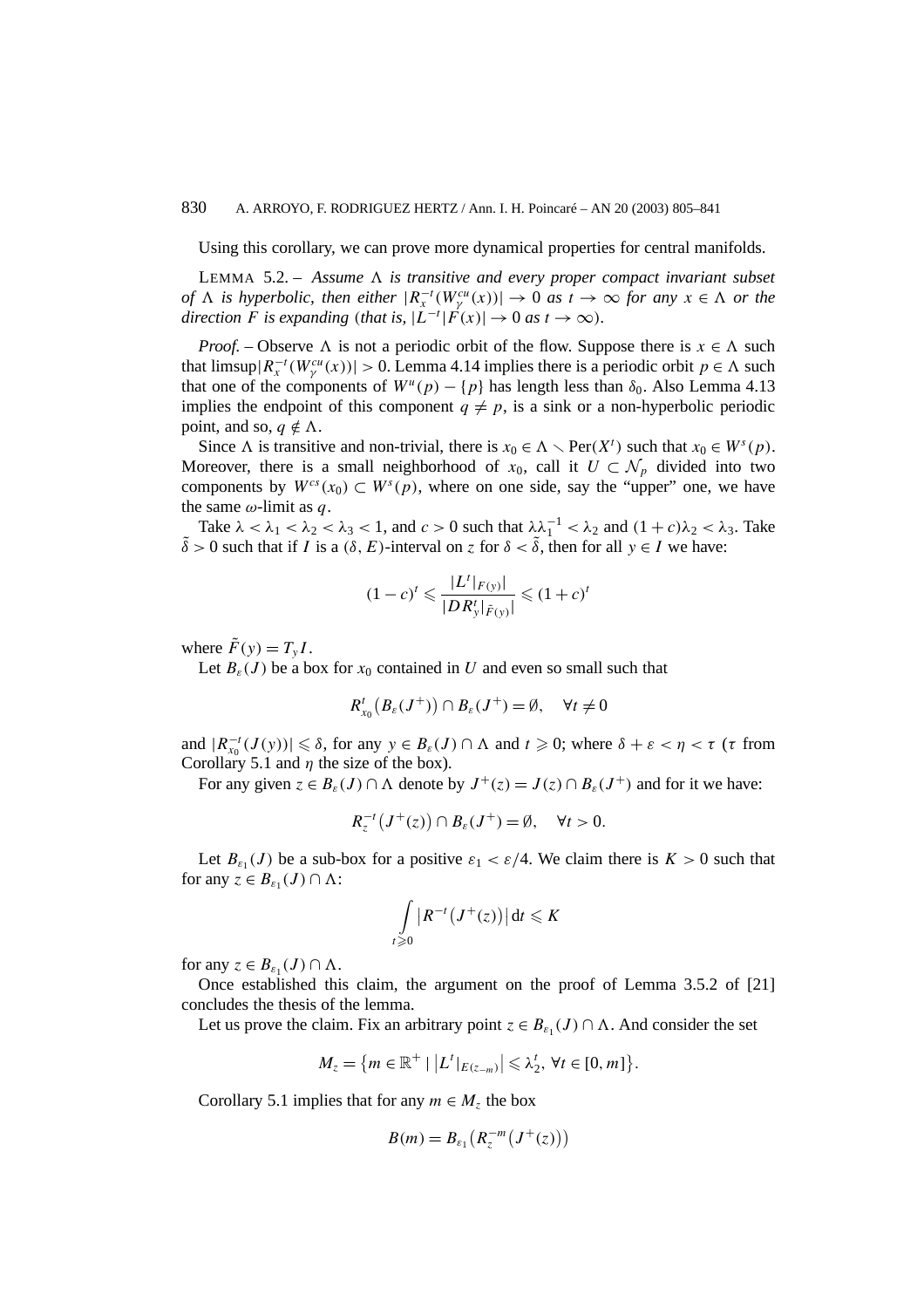Using this corollary, we can prove more dynamical properties for central manifolds.

LEMMA 5.2. – *Assume $\Lambda$ is transitive and every proper compact invariant subset of $\Lambda$ is hyperbolic, then either $|R_x^{-t}(W_\gamma^{cu}(x))| \to 0$ as $t \to \infty$ for any $x \in \Lambda$ or the direction $F$ is expanding (that is, $|L^{-t}|F(x)| \to 0$ as $t \to \infty$).*

*Proof.* – Observe $\Lambda$ is not a periodic orbit of the flow. Suppose there is $x \in \Lambda$ such that $\limsup |R_x^{-t}(W_\gamma^{cu}(x))| > 0$. Lemma 4.14 implies there is a periodic orbit $p \in \Lambda$ such that one of the components of $W^u(p) - \{p\}$ has length less than $\delta_0$. Also Lemma 4.13 implies the endpoint of this component $q \neq p$, is a sink or a non-hyperbolic periodic point, and so, $q \notin \Lambda$.

Since $\Lambda$ is transitive and non-trivial, there is $x_0 \in \Lambda \setminus \operatorname{Per}(X^t)$ such that $x_0 \in W^s(p)$. Moreover, there is a small neighborhood of $x_0$, call it $U \subset \mathcal{N}_p$ divided into two components by $W^{cs}(x_0) \subset W^s(p)$, where on one side, say the "upper" one, we have the same $\omega$-limit as $q$.

Take $\lambda < \lambda_1 < \lambda_2 < \lambda_3 < 1$, and $c > 0$ such that $\lambda\lambda_1^{-1} < \lambda_2$ and $(1+c)\lambda_2 < \lambda_3$. Take $\tilde{\delta} > 0$ such that if $I$ is a $(\delta, E)$-interval on $z$ for $\delta < \tilde{\delta}$, then for all $y \in I$ we have:

$$(1-c)^t \leqslant \frac{|L^t|_{F(y)}|}{|DR_y^t|_{\tilde{F}(y)}|} \leqslant (1+c)^t$$

where $\tilde{F}(y) = T_y I$.

Let $B_\varepsilon(J)$ be a box for $x_0$ contained in $U$ and even so small such that

$$R_{x_0}^t\big(B_\varepsilon(J^+)\big) \cap B_\varepsilon(J^+) = \emptyset, \quad \forall t \neq 0$$

and $|R_{x_0}^{-t}(J(y))| \leqslant \delta$, for any $y \in B_\varepsilon(J) \cap \Lambda$ and $t \geqslant 0$; where $\delta + \varepsilon < \eta < \tau$ ($\tau$ from Corollary 5.1 and $\eta$ the size of the box).

For any given $z \in B_\varepsilon(J) \cap \Lambda$ denote by $J^+(z) = J(z) \cap B_\varepsilon(J^+)$ and for it we have:

$$R_z^{-t}\big(J^+(z)\big) \cap B_\varepsilon(J^+) = \emptyset, \quad \forall t > 0.$$

Let $B_{\varepsilon_1}(J)$ be a sub-box for a positive $\varepsilon_1 < \varepsilon/4$. We claim there is $K > 0$ such that for any $z \in B_{\varepsilon_1}(J) \cap \Lambda$:

$$\int\limits_{t \geqslant 0} \big|R^{-t}\big(J^+(z)\big)\big| \, \mathrm{d}t \leqslant K$$

for any $z \in B_{\varepsilon_1}(J) \cap \Lambda$.

Once established this claim, the argument on the proof of Lemma 3.5.2 of [21] concludes the thesis of the lemma.

Let us prove the claim. Fix an arbitrary point $z \in B_{\varepsilon_1}(J) \cap \Lambda$. And consider the set

$$M_z = \big\{m \in \mathbb{R}^+ \mid \big|L^t|_{E(z_{-m})}\big| \leqslant \lambda_2^t, \ \forall t \in [0, m]\big\}.$$

Corollary 5.1 implies that for any $m \in M_z$ the box

$$B(m) = B_{\varepsilon_1}\big(R_z^{-m}\big(J^+(z)\big)\big)$$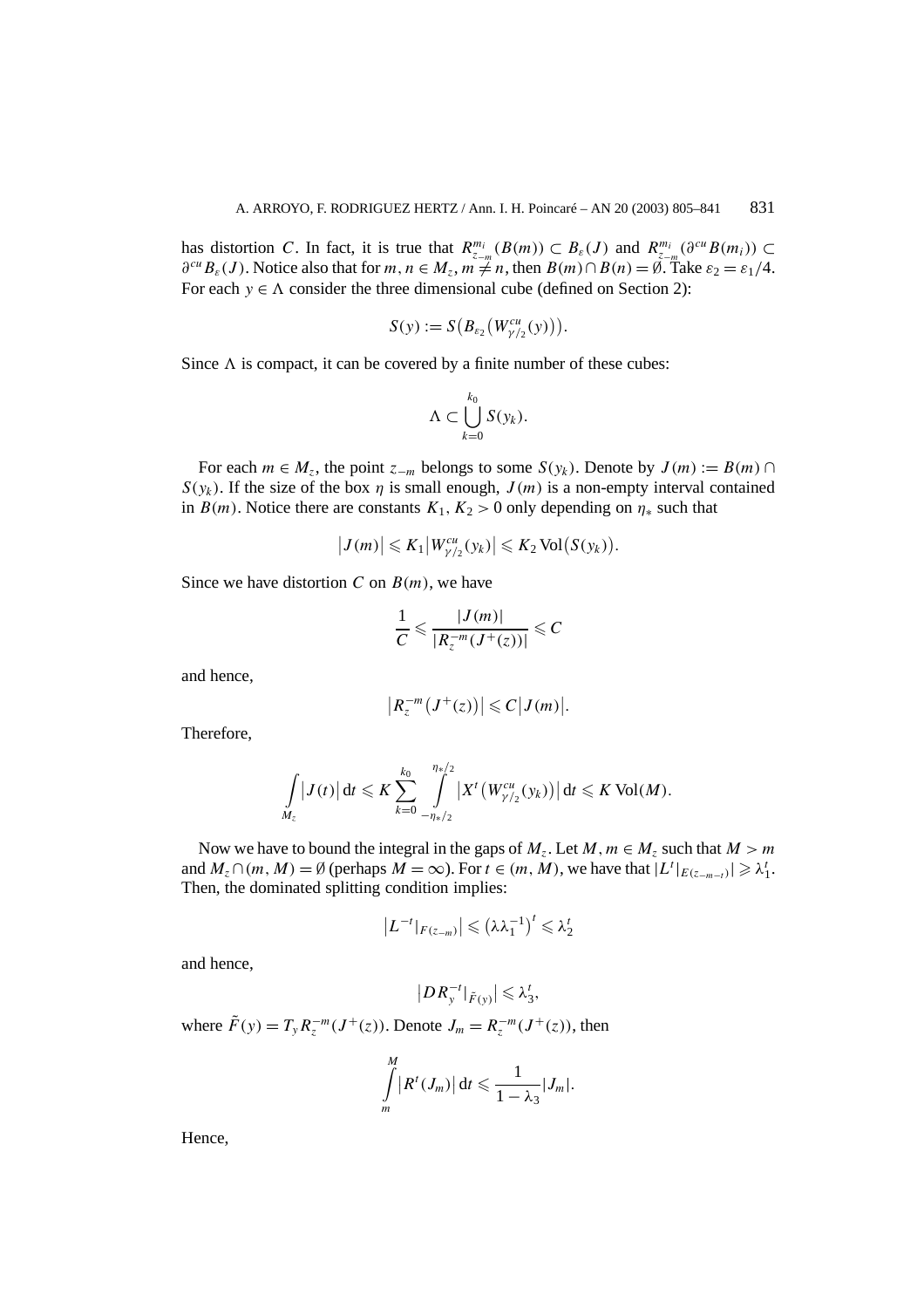has distortion $C$. In fact, it is true that $R^{m_i}_{z_{-m}}(B(m)) \subset B_\varepsilon(J)$ and $R^{m_i}_{z_{-m}}(\partial^{cu} B(m_i)) \subset \partial^{cu} B_\varepsilon(J)$. Notice also that for $m, n \in M_z$, $m \neq n$, then $B(m) \cap B(n) = \emptyset$. Take $\varepsilon_2 = \varepsilon_1/4$. For each $y \in \Lambda$ consider the three dimensional cube (defined on Section 2):

$$S(y) := S\big(B_{\varepsilon_2}\big(W^{cu}_{\gamma/2}(y)\big)\big).$$

Since $\Lambda$ is compact, it can be covered by a finite number of these cubes:

$$\Lambda \subset \bigcup_{k=0}^{k_0} S(y_k).$$

For each $m \in M_z$, the point $z_{-m}$ belongs to some $S(y_k)$. Denote by $J(m) := B(m) \cap S(y_k)$. If the size of the box $\eta$ is small enough, $J(m)$ is a non-empty interval contained in $B(m)$. Notice there are constants $K_1, K_2 > 0$ only depending on $\eta_*$ such that

$$\big|J(m)\big| \leqslant K_1 \big|W^{cu}_{\gamma/2}(y_k)\big| \leqslant K_2 \operatorname{Vol}\big(S(y_k)\big).$$

Since we have distortion $C$ on $B(m)$, we have

$$\frac{1}{C} \leqslant \frac{|J(m)|}{|R_z^{-m}(J^+(z))|} \leqslant C$$

and hence,

$$\big|R_z^{-m}\big(J^+(z)\big)\big| \leqslant C\big|J(m)\big|.$$

Therefore,

$$\int_{M_z} \big|J(t)\big| \,\mathrm{d}t \leqslant K \sum_{k=0}^{k_0} \int_{-\eta_*/2}^{\eta_*/2} \big|X^t\big(W^{cu}_{\gamma/2}(y_k)\big)\big| \,\mathrm{d}t \leqslant K \operatorname{Vol}(M).$$

Now we have to bound the integral in the gaps of $M_z$. Let $M, m \in M_z$ such that $M > m$ and $M_z \cap (m, M) = \emptyset$ (perhaps $M = \infty$). For $t \in (m, M)$, we have that $|L^t|_{E(z_{-m-t})}| \geqslant \lambda_1^t$. Then, the dominated splitting condition implies:

$$\big|L^{-t}|_{F(z_{-m})}\big| \leqslant \big(\lambda\lambda_1^{-1}\big)^t \leqslant \lambda_2^t$$

and hence,

$$\big|DR_y^{-t}|_{\tilde{F}(y)}\big| \leqslant \lambda_3^t,$$

where $\tilde{F}(y) = T_y R_z^{-m}(J^+(z))$. Denote $J_m = R_z^{-m}(J^+(z))$, then

$$\int_m^M \big|R^t(J_m)\big| \,\mathrm{d}t \leqslant \frac{1}{1-\lambda_3} |J_m|.$$

Hence,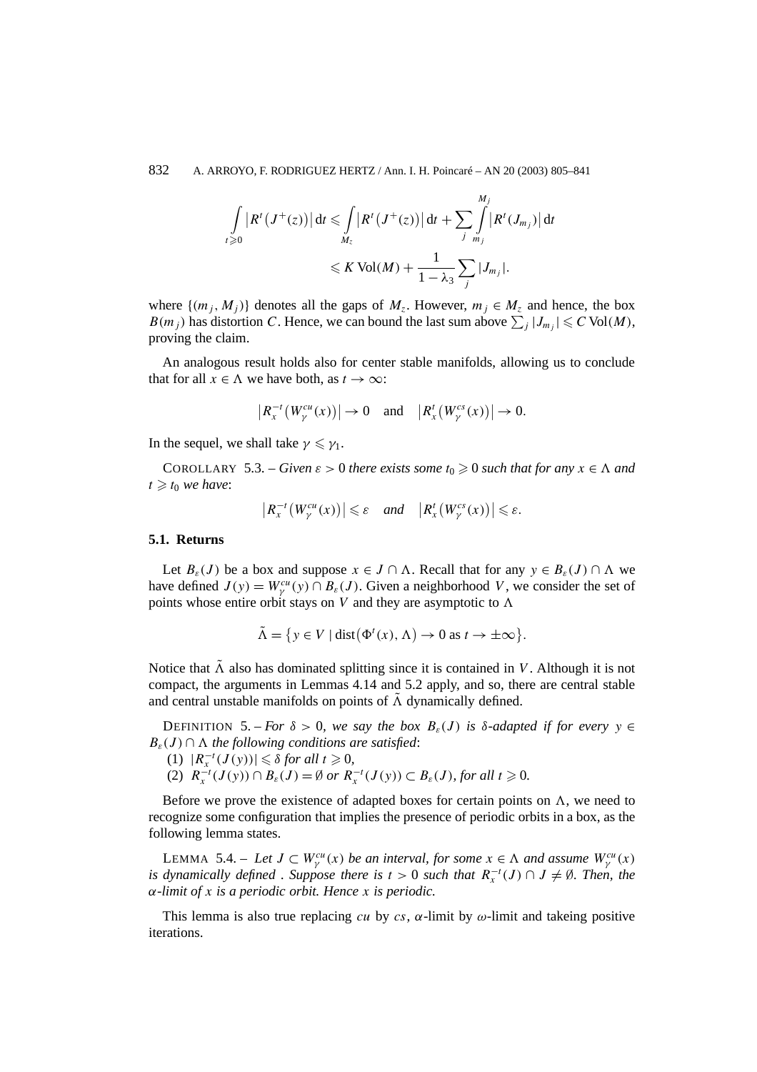$$\int_{t\geqslant 0} \left|R^t\left(J^+(z)\right)\right| \mathrm{d}t \leqslant \int_{M_z} \left|R^t\left(J^+(z)\right)\right| \mathrm{d}t + \sum_j \int_{m_j}^{M_j} \left|R^t(J_{m_j})\right| \mathrm{d}t$$

$$\leqslant K\,\mathrm{Vol}(M) + \frac{1}{1-\lambda_3}\sum_j |J_{m_j}|.$$

where $\{(m_j, M_j)\}$ denotes all the gaps of $M_z$. However, $m_j \in M_z$ and hence, the box $B(m_j)$ has distortion $C$. Hence, we can bound the last sum above $\sum_j |J_{m_j}| \leqslant C\,\mathrm{Vol}(M)$, proving the claim.

An analogous result holds also for center stable manifolds, allowing us to conclude that for all $x \in \Lambda$ we have both, as $t \to \infty$:

$$\left|R_x^{-t}\left(W_\gamma^{cu}(x)\right)\right| \to 0 \quad \text{and} \quad \left|R_x^t\left(W_\gamma^{cs}(x)\right)\right| \to 0.$$

In the sequel, we shall take $\gamma \leqslant \gamma_1$.

COROLLARY 5.3. – *Given $\varepsilon > 0$ there exists some $t_0 \geqslant 0$ such that for any $x \in \Lambda$ and $t \geqslant t_0$ we have*:

$$\left|R_x^{-t}\left(W_\gamma^{cu}(x)\right)\right| \leqslant \varepsilon \quad \textit{and} \quad \left|R_x^t\left(W_\gamma^{cs}(x)\right)\right| \leqslant \varepsilon.$$

### 5.1. Returns

Let $B_\varepsilon(J)$ be a box and suppose $x \in J \cap \Lambda$. Recall that for any $y \in B_\varepsilon(J) \cap \Lambda$ we have defined $J(y) = W_\gamma^{cu}(y) \cap B_\varepsilon(J)$. Given a neighborhood $V$, we consider the set of points whose entire orbit stays on $V$ and they are asymptotic to $\Lambda$

$$\tilde{\Lambda} = \left\{y \in V \mid \mathrm{dist}\left(\Phi^t(x), \Lambda\right) \to 0 \text{ as } t \to \pm\infty\right\}.$$

Notice that $\tilde{\Lambda}$ also has dominated splitting since it is contained in $V$. Although it is not compact, the arguments in Lemmas 4.14 and 5.2 apply, and so, there are central stable and central unstable manifolds on points of $\tilde{\Lambda}$ dynamically defined.

DEFINITION 5. – *For $\delta > 0$, we say the box $B_\varepsilon(J)$ is $\delta$-adapted if for every $y \in B_\varepsilon(J) \cap \Lambda$ the following conditions are satisfied*:

(1) $|R_x^{-t}(J(y))| \leqslant \delta$ *for all* $t \geqslant 0$,
(2) $R_x^{-t}(J(y)) \cap B_\varepsilon(J) = \emptyset$ *or* $R_x^{-t}(J(y)) \subset B_\varepsilon(J)$, *for all* $t \geqslant 0$.

Before we prove the existence of adapted boxes for certain points on $\Lambda$, we need to recognize some configuration that implies the presence of periodic orbits in a box, as the following lemma states.

LEMMA 5.4. – *Let $J \subset W_\gamma^{cu}(x)$ be an interval, for some $x \in \Lambda$ and assume $W_\gamma^{cu}(x)$ is dynamically defined . Suppose there is $t > 0$ such that $R_x^{-t}(J) \cap J \neq \emptyset$. Then, the $\alpha$-limit of $x$ is a periodic orbit. Hence $x$ is periodic.*

This lemma is also true replacing $cu$ by $cs$, $\alpha$-limit by $\omega$-limit and takeing positive iterations.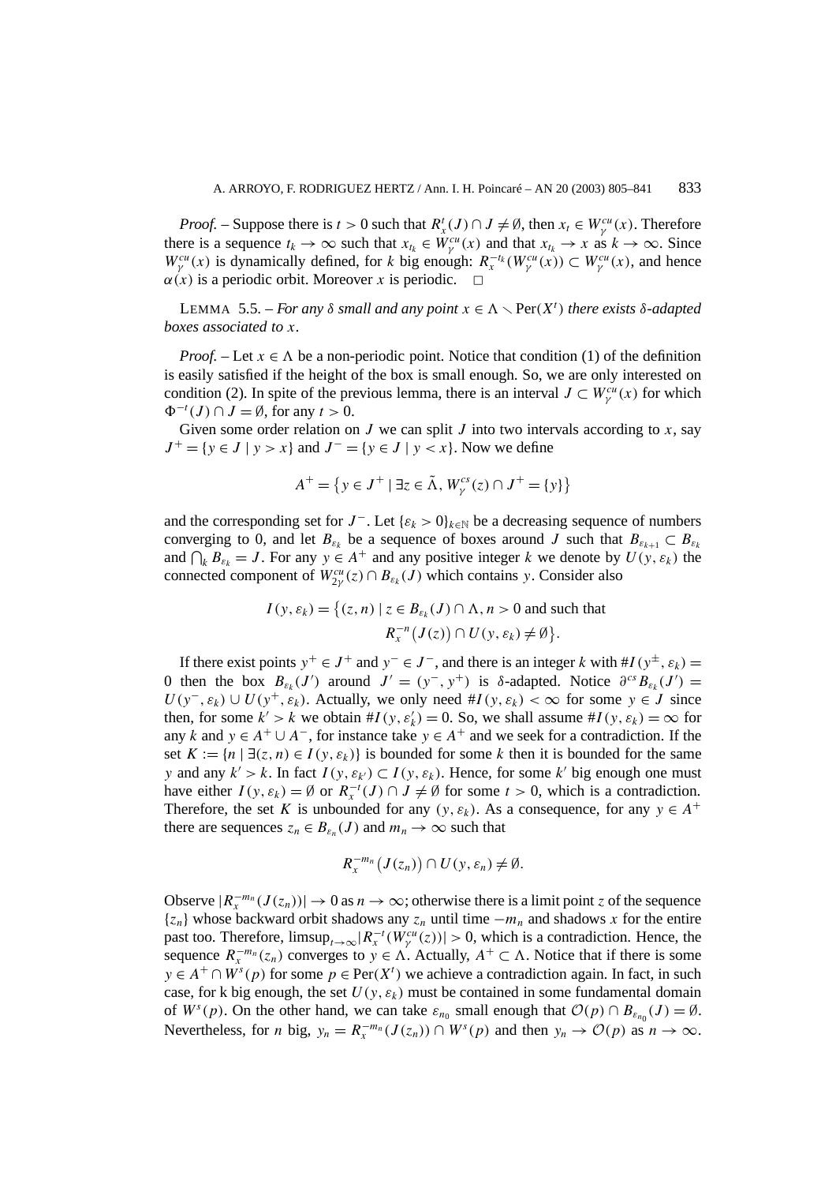*Proof.* – Suppose there is $t > 0$ such that $R_x^t(J) \cap J \neq \emptyset$, then $x_t \in W_\gamma^{cu}(x)$. Therefore there is a sequence $t_k \to \infty$ such that $x_{t_k} \in W_\gamma^{cu}(x)$ and that $x_{t_k} \to x$ as $k \to \infty$. Since $W_\gamma^{cu}(x)$ is dynamically defined, for $k$ big enough: $R_x^{-t_k}(W_\gamma^{cu}(x)) \subset W_\gamma^{cu}(x)$, and hence $\alpha(x)$ is a periodic orbit. Moreover $x$ is periodic. □

LEMMA 5.5. – *For any $\delta$ small and any point $x \in \Lambda \setminus \mathrm{Per}(X^t)$ there exists $\delta$-adapted boxes associated to $x$.*

*Proof.* – Let $x \in \Lambda$ be a non-periodic point. Notice that condition (1) of the definition is easily satisfied if the height of the box is small enough. So, we are only interested on condition (2). In spite of the previous lemma, there is an interval $J \subset W_\gamma^{cu}(x)$ for which $\Phi^{-t}(J) \cap J = \emptyset$, for any $t > 0$.

Given some order relation on $J$ we can split $J$ into two intervals according to $x$, say $J^+ = \{y \in J \mid y > x\}$ and $J^- = \{y \in J \mid y < x\}$. Now we define

$$A^+ = \{y \in J^+ \mid \exists z \in \tilde{\Lambda}, W_\gamma^{cs}(z) \cap J^+ = \{y\}\}$$

and the corresponding set for $J^-$. Let $\{\varepsilon_k > 0\}_{k \in \mathbb{N}}$ be a decreasing sequence of numbers converging to 0, and let $B_{\varepsilon_k}$ be a sequence of boxes around $J$ such that $B_{\varepsilon_{k+1}} \subset B_{\varepsilon_k}$ and $\bigcap_k B_{\varepsilon_k} = J$. For any $y \in A^+$ and any positive integer $k$ we denote by $U(y, \varepsilon_k)$ the connected component of $W_{2\gamma}^{cu}(z) \cap B_{\varepsilon_k}(J)$ which contains $y$. Consider also

$$I(y, \varepsilon_k) = \{(z, n) \mid z \in B_{\varepsilon_k}(J) \cap \Lambda, n > 0 \text{ and such that } R_x^{-n}(J(z)) \cap U(y, \varepsilon_k) \neq \emptyset\}.$$

If there exist points $y^+ \in J^+$ and $y^- \in J^-$, and there is an integer $k$ with $\#I(y^\pm, \varepsilon_k) = 0$ then the box $B_{\varepsilon_k}(J')$ around $J' = (y^-, y^+)$ is $\delta$-adapted. Notice $\partial^{cs} B_{\varepsilon_k}(J') = U(y^-, \varepsilon_k) \cup U(y^+, \varepsilon_k)$. Actually, we only need $\#I(y, \varepsilon_k) < \infty$ for some $y \in J$ since then, for some $k' > k$ we obtain $\#I(y, \varepsilon'_k) = 0$. So, we shall assume $\#I(y, \varepsilon_k) = \infty$ for any $k$ and $y \in A^+ \cup A^-$, for instance take $y \in A^+$ and we seek for a contradiction. If the set $K := \{n \mid \exists (z, n) \in I(y, \varepsilon_k)\}$ is bounded for some $k$ then it is bounded for the same $y$ and any $k' > k$. In fact $I(y, \varepsilon_{k'}) \subset I(y, \varepsilon_k)$. Hence, for some $k'$ big enough one must have either $I(y, \varepsilon_k) = \emptyset$ or $R_x^{-t}(J) \cap J \neq \emptyset$ for some $t > 0$, which is a contradiction. Therefore, the set $K$ is unbounded for any $(y, \varepsilon_k)$. As a consequence, for any $y \in A^+$ there are sequences $z_n \in B_{\varepsilon_n}(J)$ and $m_n \to \infty$ such that

$$R_x^{-m_n}(J(z_n)) \cap U(y, \varepsilon_n) \neq \emptyset.$$

Observe $|R_x^{-m_n}(J(z_n))| \to 0$ as $n \to \infty$; otherwise there is a limit point $z$ of the sequence $\{z_n\}$ whose backward orbit shadows any $z_n$ until time $-m_n$ and shadows $x$ for the entire past too. Therefore, $\limsup_{t \to \infty} |R_x^{-t}(W_\gamma^{cu}(z))| > 0$, which is a contradiction. Hence, the sequence $R_x^{-m_n}(z_n)$ converges to $y \in \Lambda$. Actually, $A^+ \subset \Lambda$. Notice that if there is some $y \in A^+ \cap W^s(p)$ for some $p \in \mathrm{Per}(X^t)$ we achieve a contradiction again. In fact, in such case, for k big enough, the set $U(y, \varepsilon_k)$ must be contained in some fundamental domain of $W^s(p)$. On the other hand, we can take $\varepsilon_{n_0}$ small enough that $\mathcal{O}(p) \cap B_{\varepsilon_{n_0}}(J) = \emptyset$. Nevertheless, for $n$ big, $y_n = R_x^{-m_n}(J(z_n)) \cap W^s(p)$ and then $y_n \to \mathcal{O}(p)$ as $n \to \infty$.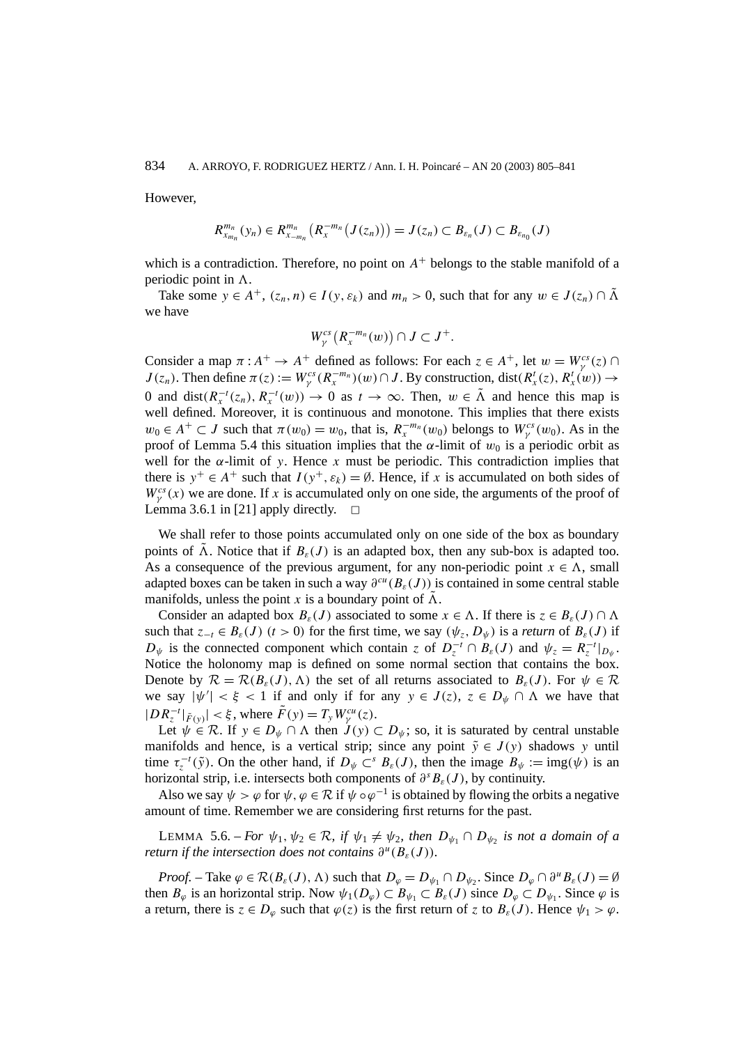However,

$$R^{m_n}_{x_{m_n}}(y_n) \in R^{m_n}_{x_{-m_n}}\left(R^{-m_n}_x\left(J(z_n)\right)\right) = J(z_n) \subset B_{\varepsilon_n}(J) \subset B_{\varepsilon_{n_0}}(J)$$

which is a contradiction. Therefore, no point on $A^+$ belongs to the stable manifold of a periodic point in $\Lambda$.

Take some $y \in A^+$, $(z_n, n) \in I(y, \varepsilon_k)$ and $m_n > 0$, such that for any $w \in J(z_n) \cap \tilde{\Lambda}$ we have

$$W^{cs}_\gamma\left(R^{-m_n}_x(w)\right) \cap J \subset J^+.$$

Consider a map $\pi : A^+ \to A^+$ defined as follows: For each $z \in A^+$, let $w = W^{cs}_\gamma(z) \cap J(z_n)$. Then define $\pi(z) := W^{cs}_\gamma(R^{-m_n}_x)(w) \cap J$. By construction, $\mathrm{dist}(R^t_x(z), R^t_x(w)) \to 0$ and $\mathrm{dist}(R^{-t}_x(z_n), R^{-t}_x(w)) \to 0$ as $t \to \infty$. Then, $w \in \tilde{\Lambda}$ and hence this map is well defined. Moreover, it is continuous and monotone. This implies that there exists $w_0 \in A^+ \subset J$ such that $\pi(w_0) = w_0$, that is, $R^{-m_n}_x(w_0)$ belongs to $W^{cs}_\gamma(w_0)$. As in the proof of Lemma 5.4 this situation implies that the $\alpha$-limit of $w_0$ is a periodic orbit as well for the $\alpha$-limit of $y$. Hence $x$ must be periodic. This contradiction implies that there is $y^+ \in A^+$ such that $I(y^+, \varepsilon_k) = \emptyset$. Hence, if $x$ is accumulated on both sides of $W^{cs}_\gamma(x)$ we are done. If $x$ is accumulated only on one side, the arguments of the proof of Lemma 3.6.1 in [21] apply directly. $\square$

We shall refer to those points accumulated only on one side of the box as boundary points of $\tilde{\Lambda}$. Notice that if $B_\varepsilon(J)$ is an adapted box, then any sub-box is adapted too. As a consequence of the previous argument, for any non-periodic point $x \in \Lambda$, small adapted boxes can be taken in such a way $\partial^{cu}(B_\varepsilon(J))$ is contained in some central stable manifolds, unless the point $x$ is a boundary point of $\tilde{\Lambda}$.

Consider an adapted box $B_\varepsilon(J)$ associated to some $x \in \Lambda$. If there is $z \in B_\varepsilon(J) \cap \Lambda$ such that $z_{-t} \in B_\varepsilon(J)$ $(t > 0)$ for the first time, we say $(\psi_z, D_\psi)$ is a *return* of $B_\varepsilon(J)$ if $D_\psi$ is the connected component which contain $z$ of $D^{-t}_z \cap B_\varepsilon(J)$ and $\psi_z = R^{-t}_z|_{D_\psi}$. Notice the holonomy map is defined on some normal section that contains the box. Denote by $\mathcal{R} = \mathcal{R}(B_\varepsilon(J), \Lambda)$ the set of all returns associated to $B_\varepsilon(J)$. For $\psi \in \mathcal{R}$ we say $|\psi'| < \xi < 1$ if and only if for any $y \in J(z)$, $z \in D_\psi \cap \Lambda$ we have that $|DR^{-t}_z|_{\tilde{F}(y)}| < \xi$, where $\tilde{F}(y) = T_y W^{cu}_\gamma(z)$.

Let $\psi \in \mathcal{R}$. If $y \in D_\psi \cap \Lambda$ then $J(y) \subset D_\psi$; so, it is saturated by central unstable manifolds and hence, is a vertical strip; since any point $\tilde{y} \in J(y)$ shadows $y$ until time $\tau^{-t}_z(\tilde{y})$. On the other hand, if $D_\psi \subset^s B_\varepsilon(J)$, then the image $B_\psi := \mathrm{img}(\psi)$ is an horizontal strip, i.e. intersects both components of $\partial^s B_\varepsilon(J)$, by continuity.

Also we say $\psi > \varphi$ for $\psi, \varphi \in \mathcal{R}$ if $\psi \circ \varphi^{-1}$ is obtained by flowing the orbits a negative amount of time. Remember we are considering first returns for the past.

LEMMA 5.6. – *For $\psi_1, \psi_2 \in \mathcal{R}$, if $\psi_1 \neq \psi_2$, then $D_{\psi_1} \cap D_{\psi_2}$ is not a domain of a return if the intersection does not contains $\partial^u(B_\varepsilon(J))$.*

*Proof.* – Take $\varphi \in \mathcal{R}(B_\varepsilon(J), \Lambda)$ such that $D_\varphi = D_{\psi_1} \cap D_{\psi_2}$. Since $D_\varphi \cap \partial^u B_\varepsilon(J) = \emptyset$ then $B_\varphi$ is an horizontal strip. Now $\psi_1(D_\varphi) \subset B_{\psi_1} \subset B_\varepsilon(J)$ since $D_\varphi \subset D_{\psi_1}$. Since $\varphi$ is a return, there is $z \in D_\varphi$ such that $\varphi(z)$ is the first return of $z$ to $B_\varepsilon(J)$. Hence $\psi_1 > \varphi$.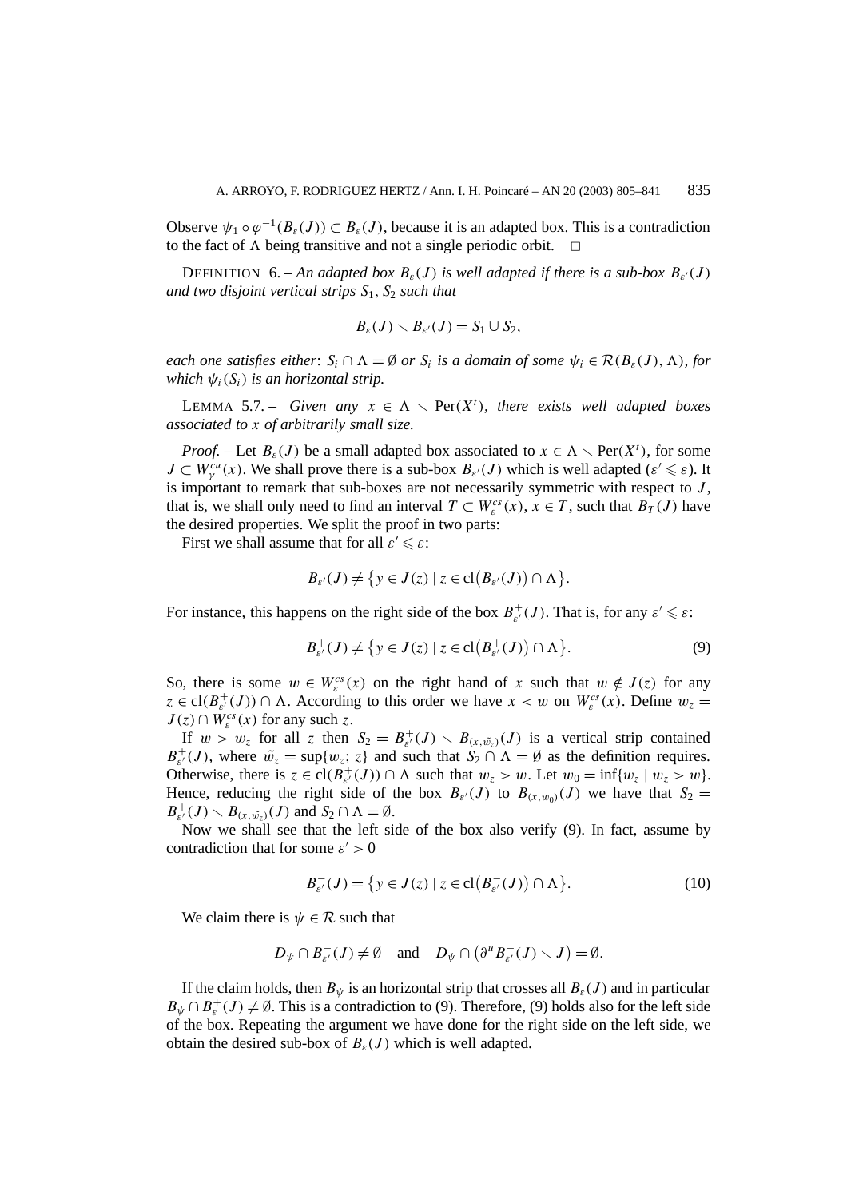Observe $\psi_1 \circ \varphi^{-1}(B_\varepsilon(J)) \subset B_\varepsilon(J)$, because it is an adapted box. This is a contradiction to the fact of $\Lambda$ being transitive and not a single periodic orbit. $\square$

DEFINITION 6. – *An adapted box $B_\varepsilon(J)$ is well adapted if there is a sub-box $B_{\varepsilon'}(J)$ and two disjoint vertical strips $S_1$, $S_2$ such that*

$$B_\varepsilon(J) \setminus B_{\varepsilon'}(J) = S_1 \cup S_2,$$

*each one satisfies either: $S_i \cap \Lambda = \emptyset$ or $S_i$ is a domain of some $\psi_i \in \mathcal{R}(B_\varepsilon(J), \Lambda)$, for which $\psi_i(S_i)$ is an horizontal strip.*

LEMMA 5.7. – *Given any $x \in \Lambda \setminus \operatorname{Per}(X^t)$, there exists well adapted boxes associated to $x$ of arbitrarily small size.*

*Proof.* – Let $B_\varepsilon(J)$ be a small adapted box associated to $x \in \Lambda \setminus \operatorname{Per}(X^t)$, for some $J \subset W^{cu}_\gamma(x)$. We shall prove there is a sub-box $B_{\varepsilon'}(J)$ which is well adapted ($\varepsilon' \leqslant \varepsilon$). It is important to remark that sub-boxes are not necessarily symmetric with respect to $J$, that is, we shall only need to find an interval $T \subset W^{cs}_\varepsilon(x)$, $x \in T$, such that $B_T(J)$ have the desired properties. We split the proof in two parts:

First we shall assume that for all $\varepsilon' \leqslant \varepsilon$:

$$B_{\varepsilon'}(J) \neq \{ y \in J(z) \mid z \in \operatorname{cl}(B_{\varepsilon'}(J)) \cap \Lambda \}.$$

For instance, this happens on the right side of the box $B^+_{\varepsilon'}(J)$. That is, for any $\varepsilon' \leqslant \varepsilon$:

$$B^+_{\varepsilon'}(J) \neq \{ y \in J(z) \mid z \in \operatorname{cl}(B^+_{\varepsilon'}(J)) \cap \Lambda \}. \tag{9}$$

So, there is some $w \in W^{cs}_\varepsilon(x)$ on the right hand of $x$ such that $w \notin J(z)$ for any $z \in \operatorname{cl}(B^+_{\varepsilon'}(J)) \cap \Lambda$. According to this order we have $x < w$ on $W^{cs}_\varepsilon(x)$. Define $w_z = J(z) \cap W^{cs}_\varepsilon(x)$ for any such $z$.

If $w > w_z$ for all $z$ then $S_2 = B^+_{\varepsilon'}(J) \setminus B_{(x,\tilde{w}_z)}(J)$ is a vertical strip contained $B^+_{\varepsilon'}(J)$, where $\tilde{w}_z = \sup\{w_z; z\}$ and such that $S_2 \cap \Lambda = \emptyset$ as the definition requires. Otherwise, there is $z \in \operatorname{cl}(B^+_{\varepsilon'}(J)) \cap \Lambda$ such that $w_z > w$. Let $w_0 = \inf\{w_z \mid w_z > w\}$. Hence, reducing the right side of the box $B_{\varepsilon'}(J)$ to $B_{(x,w_0)}(J)$ we have that $S_2 = B^+_{\varepsilon'}(J) \setminus B_{(x,\tilde{w}_z)}(J)$ and $S_2 \cap \Lambda = \emptyset$.

Now we shall see that the left side of the box also verify (9). In fact, assume by contradiction that for some $\varepsilon' > 0$

$$B^-_{\varepsilon'}(J) = \{ y \in J(z) \mid z \in \operatorname{cl}(B^-_{\varepsilon'}(J)) \cap \Lambda \}. \tag{10}$$

We claim there is $\psi \in \mathcal{R}$ such that

$$D_\psi \cap B^-_{\varepsilon'}(J) \neq \emptyset \quad \text{and} \quad D_\psi \cap (\partial^u B^-_{\varepsilon'}(J) \setminus J) = \emptyset.$$

If the claim holds, then $B_\psi$ is an horizontal strip that crosses all $B_\varepsilon(J)$ and in particular $B_\psi \cap B^+_\varepsilon(J) \neq \emptyset$. This is a contradiction to (9). Therefore, (9) holds also for the left side of the box. Repeating the argument we have done for the right side on the left side, we obtain the desired sub-box of $B_\varepsilon(J)$ which is well adapted.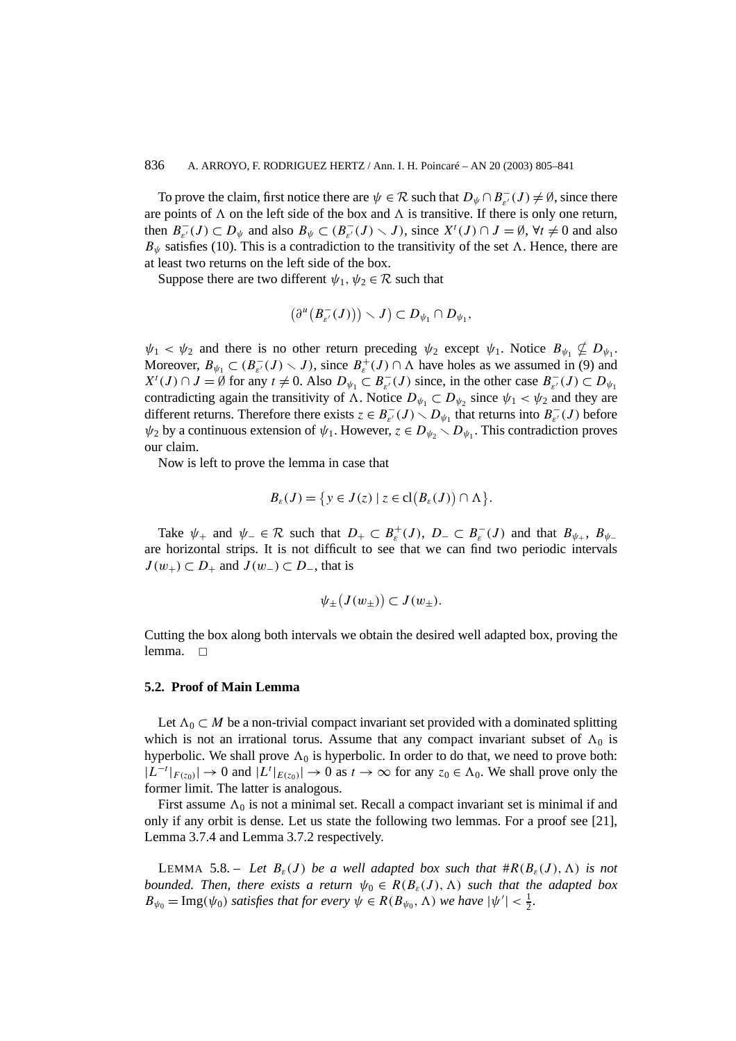To prove the claim, first notice there are $\psi \in \mathcal{R}$ such that $D_\psi \cap B^-_{\varepsilon'}(J) \neq \emptyset$, since there are points of $\Lambda$ on the left side of the box and $\Lambda$ is transitive. If there is only one return, then $B^-_{\varepsilon'}(J) \subset D_\psi$ and also $B_\psi \subset (B^-_{\varepsilon'}(J) \setminus J)$, since $X^t(J) \cap J = \emptyset$, $\forall t \neq 0$ and also $B_\psi$ satisfies (10). This is a contradiction to the transitivity of the set $\Lambda$. Hence, there are at least two returns on the left side of the box.

Suppose there are two different $\psi_1, \psi_2 \in \mathcal{R}$ such that

$$\left(\partial^u\left(B^-_{\varepsilon'}(J)\right)\right) \setminus J\right) \subset D_{\psi_1} \cap D_{\psi_1},$$

$\psi_1 < \psi_2$ and there is no other return preceding $\psi_2$ except $\psi_1$. Notice $B_{\psi_1} \not\subseteq D_{\psi_1}$. Moreover, $B_{\psi_1} \subset (B^-_{\varepsilon'}(J) \setminus J)$, since $B^+_\varepsilon(J) \cap \Lambda$ have holes as we assumed in (9) and $X^t(J) \cap J = \emptyset$ for any $t \neq 0$. Also $D_{\psi_1} \subset B^-_{\varepsilon'}(J)$ since, in the other case $B^-_{\varepsilon'}(J) \subset D_{\psi_1}$ contradicting again the transitivity of $\Lambda$. Notice $D_{\psi_1} \subset D_{\psi_2}$ since $\psi_1 < \psi_2$ and they are different returns. Therefore there exists $z \in B^-_{\varepsilon'}(J) \setminus D_{\psi_1}$ that returns into $B^-_{\varepsilon'}(J)$ before $\psi_2$ by a continuous extension of $\psi_1$. However, $z \in D_{\psi_2} \setminus D_{\psi_1}$. This contradiction proves our claim.

Now is left to prove the lemma in case that

$$B_\varepsilon(J) = \left\{ y \in J(z) \mid z \in \mathrm{cl}\left(B_\varepsilon(J)\right) \cap \Lambda \right\}.$$

Take $\psi_+$ and $\psi_- \in \mathcal{R}$ such that $D_+ \subset B^+_\varepsilon(J)$, $D_- \subset B^-_\varepsilon(J)$ and that $B_{\psi_+}$, $B_{\psi_-}$ are horizontal strips. It is not difficult to see that we can find two periodic intervals $J(w_+) \subset D_+$ and $J(w_-) \subset D_-$, that is

$$\psi_\pm\left(J(w_\pm)\right) \subset J(w_\pm).$$

Cutting the box along both intervals we obtain the desired well adapted box, proving the lemma. $\square$

### 5.2. Proof of Main Lemma

Let $\Lambda_0 \subset M$ be a non-trivial compact invariant set provided with a dominated splitting which is not an irrational torus. Assume that any compact invariant subset of $\Lambda_0$ is hyperbolic. We shall prove $\Lambda_0$ is hyperbolic. In order to do that, we need to prove both: $|L^{-t}|_{F(z_0)}| \to 0$ and $|L^t|_{E(z_0)}| \to 0$ as $t \to \infty$ for any $z_0 \in \Lambda_0$. We shall prove only the former limit. The latter is analogous.

First assume $\Lambda_0$ is not a minimal set. Recall a compact invariant set is minimal if and only if any orbit is dense. Let us state the following two lemmas. For a proof see [21], Lemma 3.7.4 and Lemma 3.7.2 respectively.

LEMMA 5.8. – *Let $B_\varepsilon(J)$ be a well adapted box such that $\#R(B_\varepsilon(J), \Lambda)$ is not bounded. Then, there exists a return $\psi_0 \in R(B_\varepsilon(J), \Lambda)$ such that the adapted box $B_{\psi_0} = \mathrm{Img}(\psi_0)$ satisfies that for every $\psi \in R(B_{\psi_0}, \Lambda)$ we have $|\psi'| < \frac{1}{2}$.*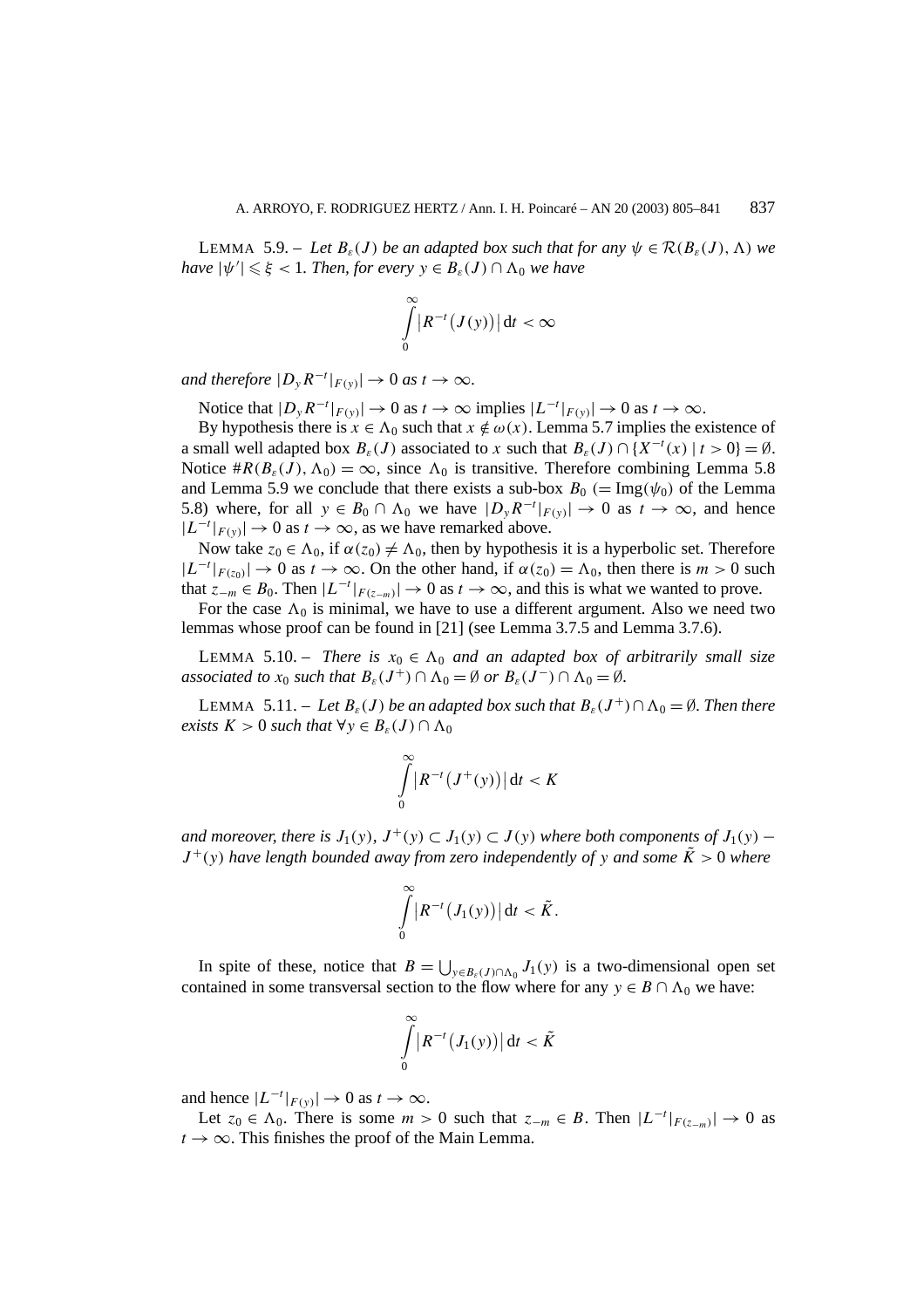LEMMA 5.9. – *Let $B_\varepsilon(J)$ be an adapted box such that for any $\psi \in \mathcal{R}(B_\varepsilon(J), \Lambda)$ we have $|\psi'| \leqslant \xi < 1$. Then, for every $y \in B_\varepsilon(J) \cap \Lambda_0$ we have*

$$\int_0^\infty \left|R^{-t}\big(J(y)\big)\right| \mathrm{d}t < \infty$$

*and therefore $|D_y R^{-t}|_{F(y)}| \to 0$ as $t \to \infty$.*

Notice that $|D_y R^{-t}|_{F(y)}| \to 0$ as $t \to \infty$ implies $|L^{-t}|_{F(y)}| \to 0$ as $t \to \infty$.

By hypothesis there is $x \in \Lambda_0$ such that $x \notin \omega(x)$. Lemma 5.7 implies the existence of a small well adapted box $B_\varepsilon(J)$ associated to $x$ such that $B_\varepsilon(J) \cap \{X^{-t}(x) \mid t > 0\} = \emptyset$. Notice $\# R(B_\varepsilon(J), \Lambda_0) = \infty$, since $\Lambda_0$ is transitive. Therefore combining Lemma 5.8 and Lemma 5.9 we conclude that there exists a sub-box $B_0$ ($= \mathrm{Img}(\psi_0)$ of the Lemma 5.8) where, for all $y \in B_0 \cap \Lambda_0$ we have $|D_y R^{-t}|_{F(y)}| \to 0$ as $t \to \infty$, and hence $|L^{-t}|_{F(y)}| \to 0$ as $t \to \infty$, as we have remarked above.

Now take $z_0 \in \Lambda_0$, if $\alpha(z_0) \neq \Lambda_0$, then by hypothesis it is a hyperbolic set. Therefore $|L^{-t}|_{F(z_0)}| \to 0$ as $t \to \infty$. On the other hand, if $\alpha(z_0) = \Lambda_0$, then there is $m > 0$ such that $z_{-m} \in B_0$. Then $|L^{-t}|_{F(z_{-m})}| \to 0$ as $t \to \infty$, and this is what we wanted to prove.

For the case $\Lambda_0$ is minimal, we have to use a different argument. Also we need two lemmas whose proof can be found in [21] (see Lemma 3.7.5 and Lemma 3.7.6).

LEMMA 5.10. – *There is $x_0 \in \Lambda_0$ and an adapted box of arbitrarily small size associated to $x_0$ such that $B_\varepsilon(J^+) \cap \Lambda_0 = \emptyset$ or $B_\varepsilon(J^-) \cap \Lambda_0 = \emptyset$.*

LEMMA 5.11. – *Let $B_\varepsilon(J)$ be an adapted box such that $B_\varepsilon(J^+) \cap \Lambda_0 = \emptyset$. Then there exists $K > 0$ such that $\forall y \in B_\varepsilon(J) \cap \Lambda_0$*

$$\int_0^\infty \left|R^{-t}\big(J^+(y)\big)\right| \mathrm{d}t < K$$

*and moreover, there is $J_1(y)$, $J^+(y) \subset J_1(y) \subset J(y)$ where both components of $J_1(y) - J^+(y)$ have length bounded away from zero independently of $y$ and some $\tilde{K} > 0$ where*

$$\int_0^\infty \left|R^{-t}\big(J_1(y)\big)\right| \mathrm{d}t < \tilde{K}.$$

In spite of these, notice that $B = \bigcup_{y \in B_\varepsilon(J) \cap \Lambda_0} J_1(y)$ is a two-dimensional open set contained in some transversal section to the flow where for any $y \in B \cap \Lambda_0$ we have:

$$\int_0^\infty \left|R^{-t}\big(J_1(y)\big)\right| \mathrm{d}t < \tilde{K}$$

and hence $|L^{-t}|_{F(y)}| \to 0$ as $t \to \infty$.

Let $z_0 \in \Lambda_0$. There is some $m > 0$ such that $z_{-m} \in B$. Then $|L^{-t}|_{F(z_{-m})}| \to 0$ as $t \to \infty$. This finishes the proof of the Main Lemma.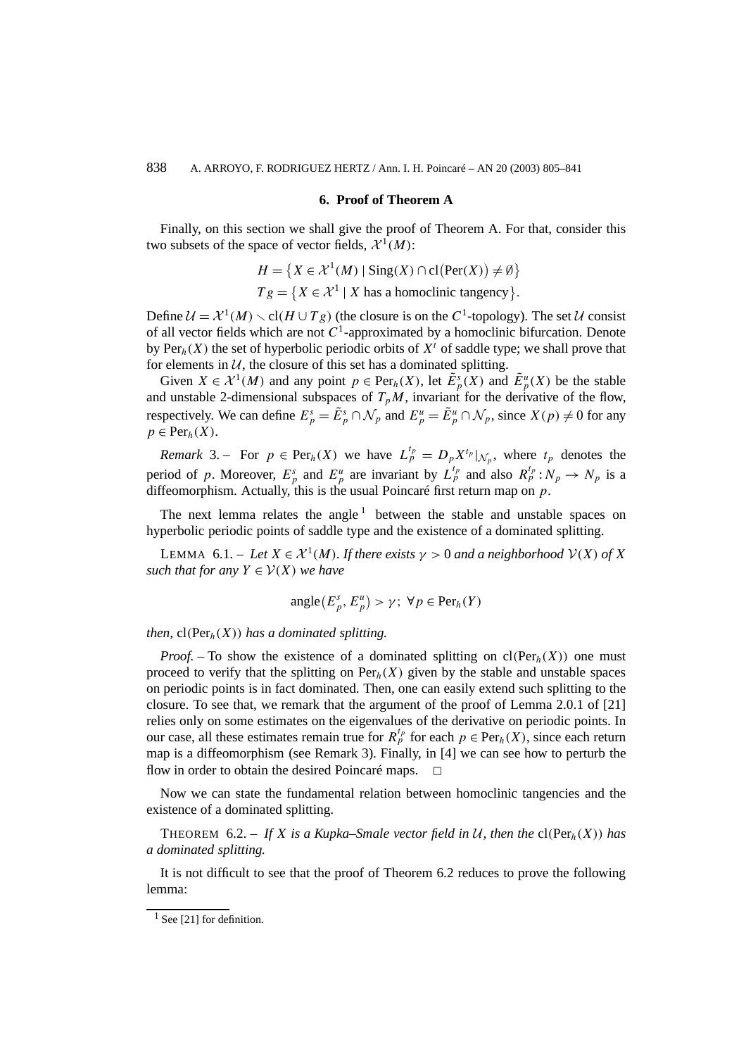## 6. Proof of Theorem A

Finally, on this section we shall give the proof of Theorem A. For that, consider this two subsets of the space of vector fields, $\mathcal{X}^1(M)$:

$$H = \{X \in \mathcal{X}^1(M) \mid \mathrm{Sing}(X) \cap \mathrm{cl}(\mathrm{Per}(X)) \neq \emptyset\}$$

$$Tg = \{X \in \mathcal{X}^1 \mid X \text{ has a homoclinic tangency}\}.$$

Define $\mathcal{U} = \mathcal{X}^1(M) \setminus \mathrm{cl}(H \cup Tg)$ (the closure is on the $C^1$-topology). The set $\mathcal{U}$ consist of all vector fields which are not $C^1$-approximated by a homoclinic bifurcation. Denote by $\mathrm{Per}_h(X)$ the set of hyperbolic periodic orbits of $X^t$ of saddle type; we shall prove that for elements in $\mathcal{U}$, the closure of this set has a dominated splitting.

Given $X \in \mathcal{X}^1(M)$ and any point $p \in \mathrm{Per}_h(X)$, let $\tilde{E}^s_p(X)$ and $\tilde{E}^u_p(X)$ be the stable and unstable 2-dimensional subspaces of $T_pM$, invariant for the derivative of the flow, respectively. We can define $E^s_p = \tilde{E}^s_p \cap \mathcal{N}_p$ and $E^u_p = \tilde{E}^u_p \cap \mathcal{N}_p$, since $X(p) \neq 0$ for any $p \in \mathrm{Per}_h(X)$.

*Remark* 3. – For $p \in \mathrm{Per}_h(X)$ we have $L^{t_p}_p = D_pX^{t_p}|_{\mathcal{N}_p}$, where $t_p$ denotes the period of $p$. Moreover, $E^s_p$ and $E^u_p$ are invariant by $L^{t_p}_p$ and also $R^{t_p}_p : N_p \to N_p$ is a diffeomorphism. Actually, this is the usual Poincaré first return map on $p$.

The next lemma relates the angle [1] between the stable and unstable spaces on hyperbolic periodic points of saddle type and the existence of a dominated splitting.

LEMMA 6.1. – *Let $X \in \mathcal{X}^1(M)$. If there exists $\gamma > 0$ and a neighborhood $\mathcal{V}(X)$ of $X$ such that for any $Y \in \mathcal{V}(X)$ we have*

$$\mathrm{angle}(E^s_p, E^u_p) > \gamma;\ \forall p \in \mathrm{Per}_h(Y)$$

*then,* $\mathrm{cl}(\mathrm{Per}_h(X))$ *has a dominated splitting.*

*Proof.* – To show the existence of a dominated splitting on $\mathrm{cl}(\mathrm{Per}_h(X))$ one must proceed to verify that the splitting on $\mathrm{Per}_h(X)$ given by the stable and unstable spaces on periodic points is in fact dominated. Then, one can easily extend such splitting to the closure. To see that, we remark that the argument of the proof of Lemma 2.0.1 of [21] relies only on some estimates on the eigenvalues of the derivative on periodic points. In our case, all these estimates remain true for $R^{t_p}_p$ for each $p \in \mathrm{Per}_h(X)$, since each return map is a diffeomorphism (see Remark 3). Finally, in [4] we can see how to perturb the flow in order to obtain the desired Poincaré maps. □

Now we can state the fundamental relation between homoclinic tangencies and the existence of a dominated splitting.

THEOREM 6.2. – *If $X$ is a Kupka–Smale vector field in $\mathcal{U}$, then the* $\mathrm{cl}(\mathrm{Per}_h(X))$ *has a dominated splitting.*

It is not difficult to see that the proof of Theorem 6.2 reduces to prove the following lemma:

[1] See [21] for definition.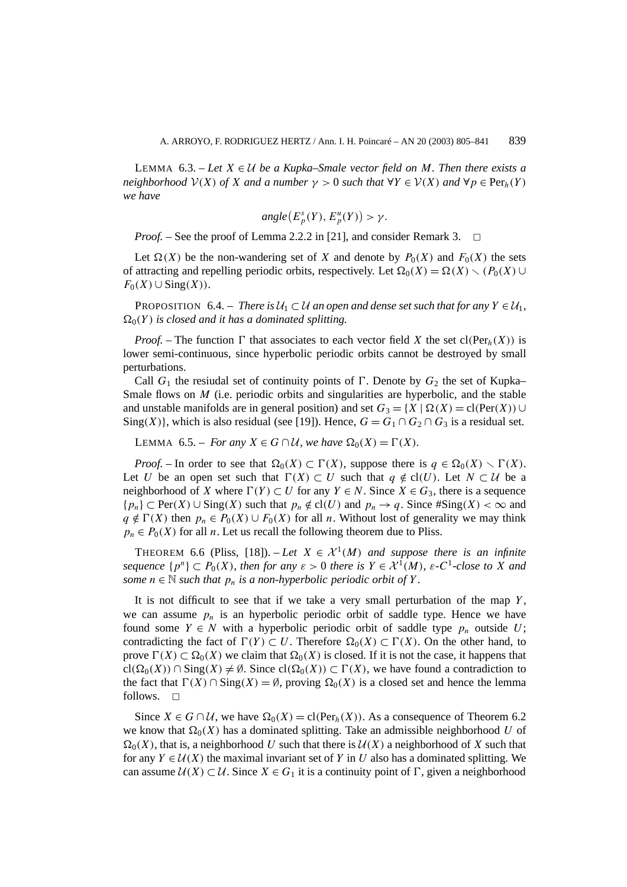LEMMA 6.3. – *Let $X \in \mathcal{U}$ be a Kupka–Smale vector field on $M$. Then there exists a neighborhood $\mathcal{V}(X)$ of $X$ and a number $\gamma > 0$ such that $\forall Y \in \mathcal{V}(X)$ and $\forall p \in \mathrm{Per}_h(Y)$ we have*

$$angle\big(E^s_p(Y), E^u_p(Y)\big) > \gamma.$$

*Proof.* – See the proof of Lemma 2.2.2 in [21], and consider Remark 3. □

Let $\Omega(X)$ be the non-wandering set of $X$ and denote by $P_0(X)$ and $F_0(X)$ the sets of attracting and repelling periodic orbits, respectively. Let $\Omega_0(X) = \Omega(X) \setminus (P_0(X) \cup F_0(X) \cup \mathrm{Sing}(X))$.

PROPOSITION 6.4. – *There is $\mathcal{U}_1 \subset \mathcal{U}$ an open and dense set such that for any $Y \in \mathcal{U}_1$, $\Omega_0(Y)$ is closed and it has a dominated splitting.*

*Proof.* – The function $\Gamma$ that associates to each vector field $X$ the set $\mathrm{cl}(\mathrm{Per}_h(X))$ is lower semi-continuous, since hyperbolic periodic orbits cannot be destroyed by small perturbations.

Call $G_1$ the resiudal set of continuity points of $\Gamma$. Denote by $G_2$ the set of Kupka–Smale flows on $M$ (i.e. periodic orbits and singularities are hyperbolic, and the stable and unstable manifolds are in general position) and set $G_3 = \{X \mid \Omega(X) = \mathrm{cl}(\mathrm{Per}(X)) \cup \mathrm{Sing}(X)\}$, which is also residual (see [19]). Hence, $G = G_1 \cap G_2 \cap G_3$ is a residual set.

LEMMA 6.5. – *For any $X \in G \cap \mathcal{U}$, we have $\Omega_0(X) = \Gamma(X)$.*

*Proof.* – In order to see that $\Omega_0(X) \subset \Gamma(X)$, suppose there is $q \in \Omega_0(X) \setminus \Gamma(X)$. Let $U$ be an open set such that $\Gamma(X) \subset U$ such that $q \notin \mathrm{cl}(U)$. Let $N \subset \mathcal{U}$ be a neighborhood of $X$ where $\Gamma(Y) \subset U$ for any $Y \in N$. Since $X \in G_3$, there is a sequence $\{p_n\} \subset \mathrm{Per}(X) \cup \mathrm{Sing}(X)$ such that $p_n \notin \mathrm{cl}(U)$ and $p_n \to q$. Since $\#\mathrm{Sing}(X) < \infty$ and $q \notin \Gamma(X)$ then $p_n \in P_0(X) \cup F_0(X)$ for all $n$. Without lost of generality we may think $p_n \in P_0(X)$ for all $n$. Let us recall the following theorem due to Pliss.

THEOREM 6.6 (Pliss, [18]). – *Let $X \in \mathcal{X}^1(M)$ and suppose there is an infinite sequence $\{p^n\} \subset P_0(X)$, then for any $\varepsilon > 0$ there is $Y \in \mathcal{X}^1(M)$, $\varepsilon$-$C^1$-close to $X$ and some $n \in \mathbb{N}$ such that $p_n$ is a non-hyperbolic periodic orbit of $Y$.*

It is not difficult to see that if we take a very small perturbation of the map $Y$, we can assume $p_n$ is an hyperbolic periodic orbit of saddle type. Hence we have found some $Y \in N$ with a hyperbolic periodic orbit of saddle type $p_n$ outside $U$; contradicting the fact of $\Gamma(Y) \subset U$. Therefore $\Omega_0(X) \subset \Gamma(X)$. On the other hand, to prove $\Gamma(X) \subset \Omega_0(X)$ we claim that $\Omega_0(X)$ is closed. If it is not the case, it happens that $\mathrm{cl}(\Omega_0(X)) \cap \mathrm{Sing}(X) \neq \emptyset$. Since $\mathrm{cl}(\Omega_0(X)) \subset \Gamma(X)$, we have found a contradiction to the fact that $\Gamma(X) \cap \mathrm{Sing}(X) = \emptyset$, proving $\Omega_0(X)$ is a closed set and hence the lemma follows. □

Since $X \in G \cap \mathcal{U}$, we have $\Omega_0(X) = \mathrm{cl}(\mathrm{Per}_h(X))$. As a consequence of Theorem 6.2 we know that $\Omega_0(X)$ has a dominated splitting. Take an admissible neighborhood $U$ of $\Omega_0(X)$, that is, a neighborhood $U$ such that there is $\mathcal{U}(X)$ a neighborhood of $X$ such that for any $Y \in \mathcal{U}(X)$ the maximal invariant set of $Y$ in $U$ also has a dominated splitting. We can assume $\mathcal{U}(X) \subset \mathcal{U}$. Since $X \in G_1$ it is a continuity point of $\Gamma$, given a neighborhood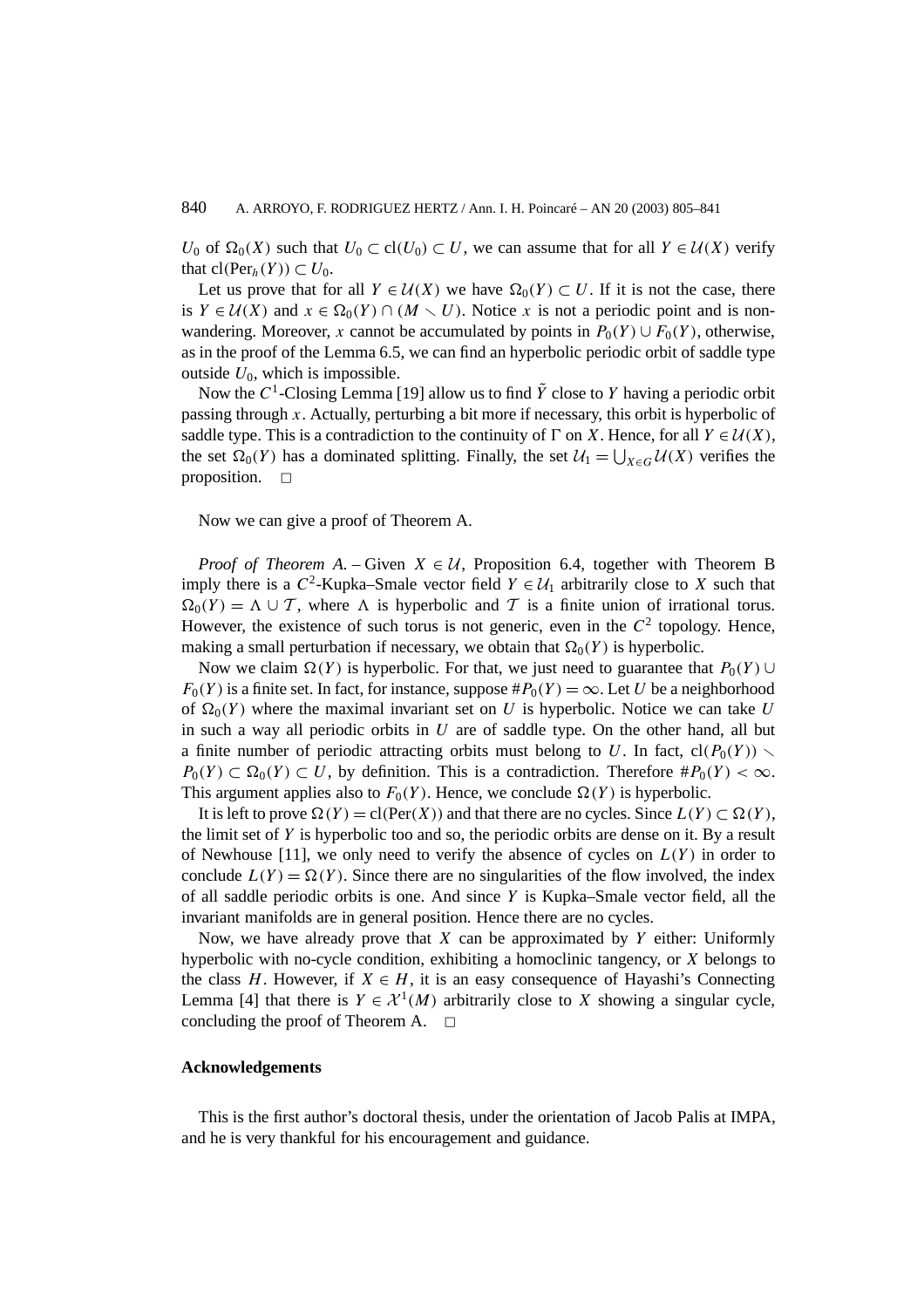$U_0$ of $\Omega_0(X)$ such that $U_0 \subset \mathrm{cl}(U_0) \subset U$, we can assume that for all $Y \in \mathcal{U}(X)$ verify that $\mathrm{cl}(\mathrm{Per}_h(Y)) \subset U_0$.

Let us prove that for all $Y \in \mathcal{U}(X)$ we have $\Omega_0(Y) \subset U$. If it is not the case, there is $Y \in \mathcal{U}(X)$ and $x \in \Omega_0(Y) \cap (M \setminus U)$. Notice $x$ is not a periodic point and is non-wandering. Moreover, $x$ cannot be accumulated by points in $P_0(Y) \cup F_0(Y)$, otherwise, as in the proof of the Lemma 6.5, we can find an hyperbolic periodic orbit of saddle type outside $U_0$, which is impossible.

Now the $C^1$-Closing Lemma [19] allow us to find $\tilde{Y}$ close to $Y$ having a periodic orbit passing through $x$. Actually, perturbing a bit more if necessary, this orbit is hyperbolic of saddle type. This is a contradiction to the continuity of $\Gamma$ on $X$. Hence, for all $Y \in \mathcal{U}(X)$, the set $\Omega_0(Y)$ has a dominated splitting. Finally, the set $\mathcal{U}_1 = \bigcup_{X \in G} \mathcal{U}(X)$ verifies the proposition. $\square$

Now we can give a proof of Theorem A.

*Proof of Theorem A.* – Given $X \in \mathcal{U}$, Proposition 6.4, together with Theorem B imply there is a $C^2$-Kupka–Smale vector field $Y \in \mathcal{U}_1$ arbitrarily close to $X$ such that $\Omega_0(Y) = \Lambda \cup \mathcal{T}$, where $\Lambda$ is hyperbolic and $\mathcal{T}$ is a finite union of irrational torus. However, the existence of such torus is not generic, even in the $C^2$ topology. Hence, making a small perturbation if necessary, we obtain that $\Omega_0(Y)$ is hyperbolic.

Now we claim $\Omega(Y)$ is hyperbolic. For that, we just need to guarantee that $P_0(Y) \cup F_0(Y)$ is a finite set. In fact, for instance, suppose $\#P_0(Y) = \infty$. Let $U$ be a neighborhood of $\Omega_0(Y)$ where the maximal invariant set on $U$ is hyperbolic. Notice we can take $U$ in such a way all periodic orbits in $U$ are of saddle type. On the other hand, all but a finite number of periodic attracting orbits must belong to $U$. In fact, $\mathrm{cl}(P_0(Y)) \setminus P_0(Y) \subset \Omega_0(Y) \subset U$, by definition. This is a contradiction. Therefore $\#P_0(Y) < \infty$. This argument applies also to $F_0(Y)$. Hence, we conclude $\Omega(Y)$ is hyperbolic.

It is left to prove $\Omega(Y) = \mathrm{cl}(\mathrm{Per}(X))$ and that there are no cycles. Since $L(Y) \subset \Omega(Y)$, the limit set of $Y$ is hyperbolic too and so, the periodic orbits are dense on it. By a result of Newhouse [11], we only need to verify the absence of cycles on $L(Y)$ in order to conclude $L(Y) = \Omega(Y)$. Since there are no singularities of the flow involved, the index of all saddle periodic orbits is one. And since $Y$ is Kupka–Smale vector field, all the invariant manifolds are in general position. Hence there are no cycles.

Now, we have already prove that $X$ can be approximated by $Y$ either: Uniformly hyperbolic with no-cycle condition, exhibiting a homoclinic tangency, or $X$ belongs to the class $H$. However, if $X \in H$, it is an easy consequence of Hayashi's Connecting Lemma [4] that there is $Y \in \mathcal{X}^1(M)$ arbitrarily close to $X$ showing a singular cycle, concluding the proof of Theorem A. $\square$

## Acknowledgements

This is the first author's doctoral thesis, under the orientation of Jacob Palis at IMPA, and he is very thankful for his encouragement and guidance.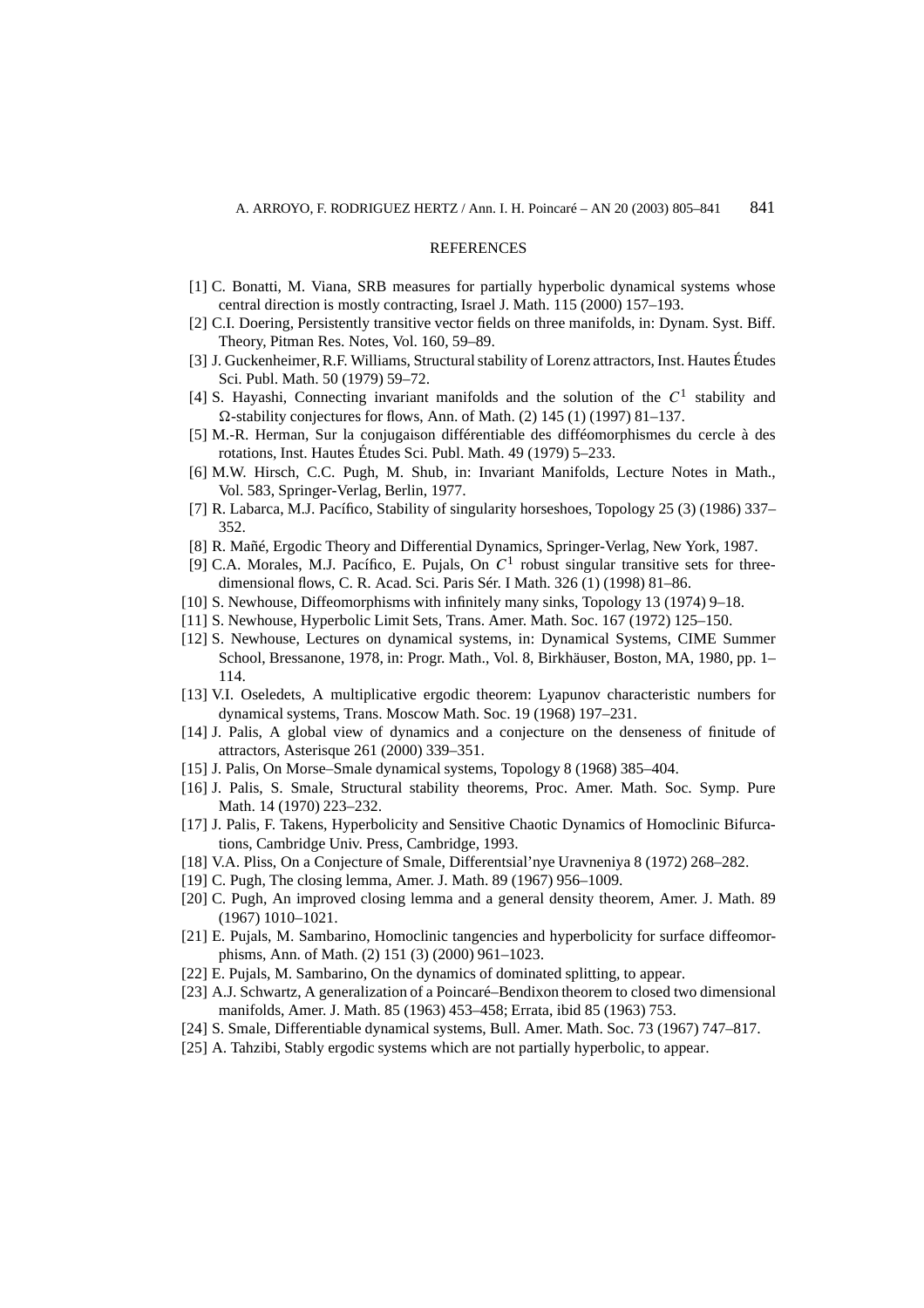## REFERENCES

[1] C. Bonatti, M. Viana, SRB measures for partially hyperbolic dynamical systems whose central direction is mostly contracting, Israel J. Math. 115 (2000) 157–193.

[2] C.I. Doering, Persistently transitive vector fields on three manifolds, in: Dynam. Syst. Biff. Theory, Pitman Res. Notes, Vol. 160, 59–89.

[3] J. Guckenheimer, R.F. Williams, Structural stability of Lorenz attractors, Inst. Hautes Études Sci. Publ. Math. 50 (1979) 59–72.

[4] S. Hayashi, Connecting invariant manifolds and the solution of the $C^1$ stability and $\Omega$-stability conjectures for flows, Ann. of Math. (2) 145 (1) (1997) 81–137.

[5] M.-R. Herman, Sur la conjugaison différentiable des difféomorphismes du cercle à des rotations, Inst. Hautes Études Sci. Publ. Math. 49 (1979) 5–233.

[6] M.W. Hirsch, C.C. Pugh, M. Shub, in: Invariant Manifolds, Lecture Notes in Math., Vol. 583, Springer-Verlag, Berlin, 1977.

[7] R. Labarca, M.J. Pacífico, Stability of singularity horseshoes, Topology 25 (3) (1986) 337–352.

[8] R. Mañé, Ergodic Theory and Differential Dynamics, Springer-Verlag, New York, 1987.

[9] C.A. Morales, M.J. Pacífico, E. Pujals, On $C^1$ robust singular transitive sets for three-dimensional flows, C. R. Acad. Sci. Paris Sér. I Math. 326 (1) (1998) 81–86.

[10] S. Newhouse, Diffeomorphisms with infinitely many sinks, Topology 13 (1974) 9–18.

[11] S. Newhouse, Hyperbolic Limit Sets, Trans. Amer. Math. Soc. 167 (1972) 125–150.

[12] S. Newhouse, Lectures on dynamical systems, in: Dynamical Systems, CIME Summer School, Bressanone, 1978, in: Progr. Math., Vol. 8, Birkhäuser, Boston, MA, 1980, pp. 1–114.

[13] V.I. Oseledets, A multiplicative ergodic theorem: Lyapunov characteristic numbers for dynamical systems, Trans. Moscow Math. Soc. 19 (1968) 197–231.

[14] J. Palis, A global view of dynamics and a conjecture on the denseness of finitude of attractors, Asterisque 261 (2000) 339–351.

[15] J. Palis, On Morse–Smale dynamical systems, Topology 8 (1968) 385–404.

[16] J. Palis, S. Smale, Structural stability theorems, Proc. Amer. Math. Soc. Symp. Pure Math. 14 (1970) 223–232.

[17] J. Palis, F. Takens, Hyperbolicity and Sensitive Chaotic Dynamics of Homoclinic Bifurcations, Cambridge Univ. Press, Cambridge, 1993.

[18] V.A. Pliss, On a Conjecture of Smale, Differentsial'nye Uravneniya 8 (1972) 268–282.

[19] C. Pugh, The closing lemma, Amer. J. Math. 89 (1967) 956–1009.

[20] C. Pugh, An improved closing lemma and a general density theorem, Amer. J. Math. 89 (1967) 1010–1021.

[21] E. Pujals, M. Sambarino, Homoclinic tangencies and hyperbolicity for surface diffeomorphisms, Ann. of Math. (2) 151 (3) (2000) 961–1023.

[22] E. Pujals, M. Sambarino, On the dynamics of dominated splitting, to appear.

[23] A.J. Schwartz, A generalization of a Poincaré–Bendixon theorem to closed two dimensional manifolds, Amer. J. Math. 85 (1963) 453–458; Errata, ibid 85 (1963) 753.

[24] S. Smale, Differentiable dynamical systems, Bull. Amer. Math. Soc. 73 (1967) 747–817.

[25] A. Tahzibi, Stably ergodic systems which are not partially hyperbolic, to appear.